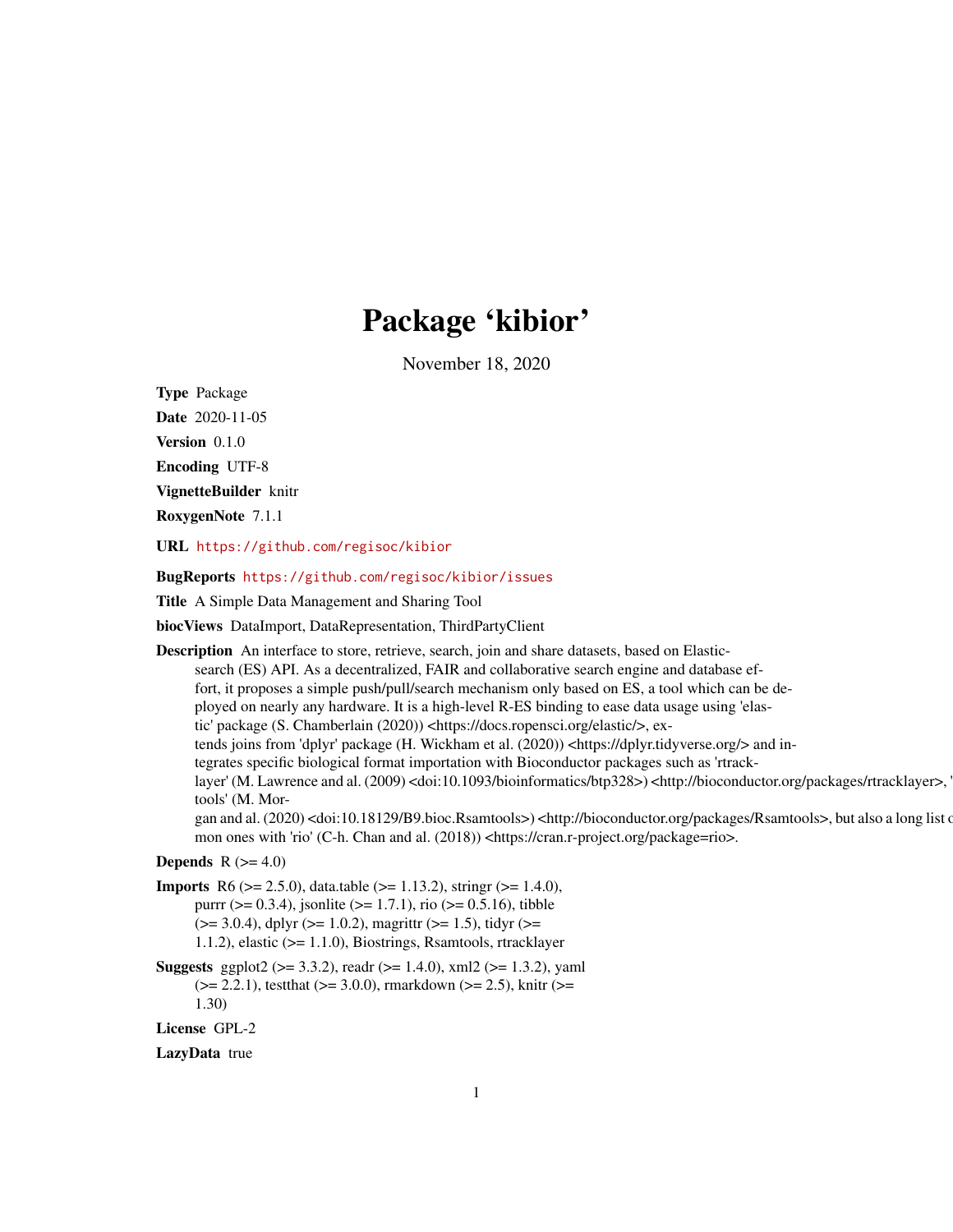# Package 'kibior'

November 18, 2020

**Type** Package

**Date** 2020-11-05

**Version** 0.1.0

**Encoding** UTF-8

**VignetteBuilder** knitr

**RoxygenNote** 7.1.1

**URL** https://github.com/regisoc/kibior

**BugReports** https://github.com/regisoc/kibior/issues

**Title** A Simple Data Management and Sharing Tool

**biocViews** DataImport, DataRepresentation, ThirdPartyClient

**Description** An interface to store, retrieve, search, join and share datasets, based on Elasticsearch (ES) API. As a decentralized, FAIR and collaborative search engine and database effort, it proposes a simple push/pull/search mechanism only based on ES, a tool which can be deployed on nearly any hardware. It is a high-level R-ES binding to ease data usage using 'elastic' package (S. Chamberlain (2020)) <https://docs.ropensci.org/elastic/>, extends joins from 'dplyr' package (H. Wickham et al. (2020)) <https://dplyr.tidyverse.org/> and integrates specific biological format importation with Bioconductor packages such as 'rtracklayer' (M. Lawrence and al. (2009) <doi:10.1093/bioinformatics/btp328>) <http://bioconductor.org/packages/rtracklayer>, 'Rsamtools' (M. Morgan and al. (2020) <doi:10.18129/B9.bioc.Rsamtools>) <http://bioconductor.org/packages/Rsamtools>, but also a long list of common ones with 'rio' (C-h. Chan and al. (2018)) <https://cran.r-project.org/package=rio>.

**Depends** R (>= 4.0)

**Imports** R6 (>= 2.5.0), data.table (>= 1.13.2), stringr (>= 1.4.0), purrr (>= 0.3.4), jsonlite (>= 1.7.1), rio (>= 0.5.16), tibble (>= 3.0.4), dplyr (>= 1.0.2), magrittr (>= 1.5), tidyr (>= 1.1.2), elastic (>= 1.1.0), Biostrings, Rsamtools, rtracklayer

**Suggests** ggplot2 (>= 3.3.2), readr (>= 1.4.0), xml2 (>= 1.3.2), yaml (>= 2.2.1), testthat (>= 3.0.0), rmarkdown (>= 2.5), knitr (>= 1.30)

**License** GPL-2

**LazyData** true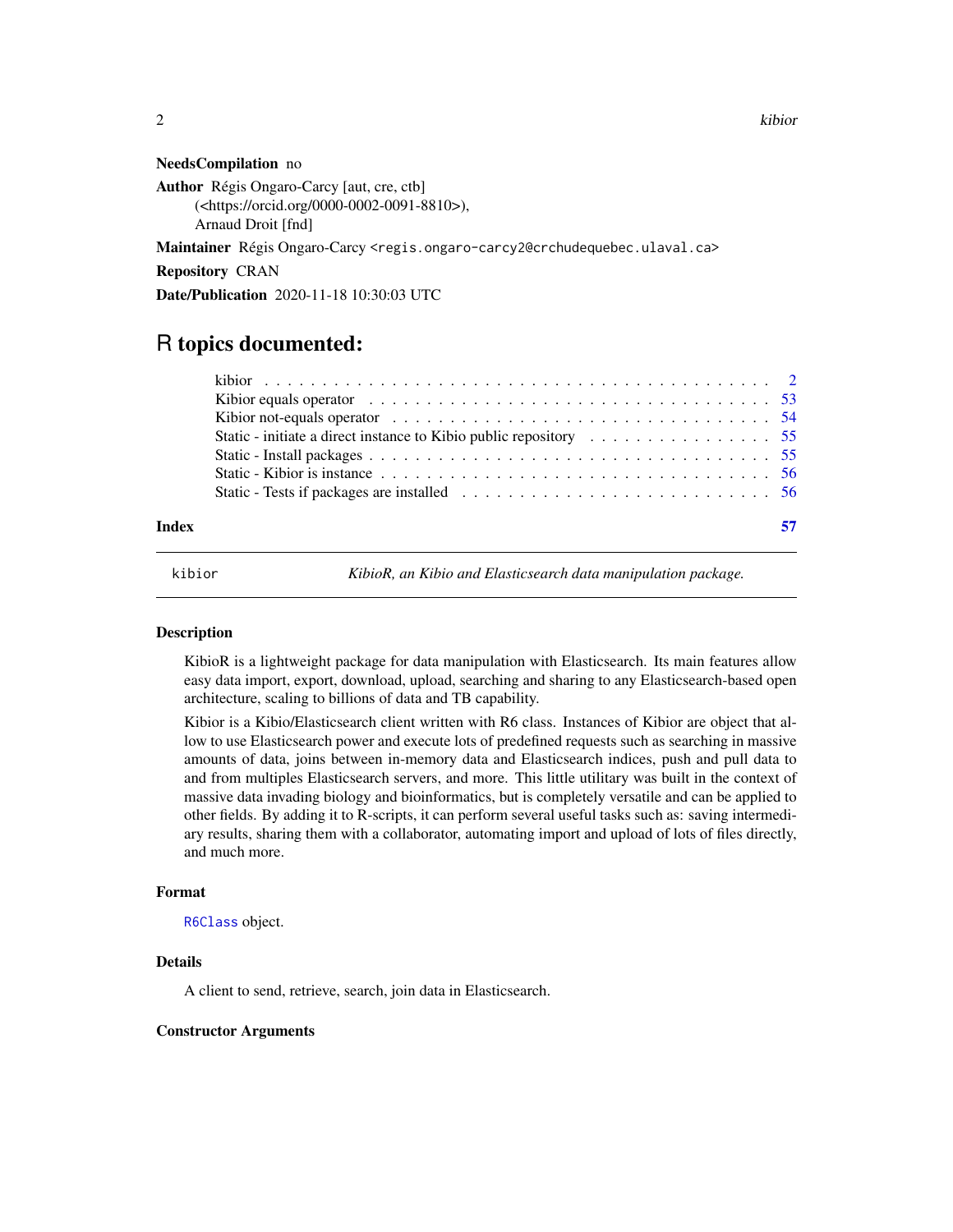**NeedsCompilation** no

**Author** Régis Ongaro-Carcy [aut, cre, ctb] (<https://orcid.org/0000-0002-0091-8810>), Arnaud Droit [fnd]

**Maintainer** Régis Ongaro-Carcy <regis.ongaro-carcy2@crchudequebec.ulaval.ca>

**Repository** CRAN

**Date/Publication** 2020-11-18 10:30:03 UTC

# R topics documented:

- kibior . . . 2
- Kibior equals operator . . . 53
- Kibior not-equals operator . . . 54
- Static - initiate a direct instance to Kibio public repository . . . 55
- Static - Install packages . . . 55
- Static - Kibior is instance . . . 56
- Static - Tests if packages are installed . . . 56

**Index** 57

---

`kibior` *KibioR, an Kibio and Elasticsearch data manipulation package.*

---

### Description

KibioR is a lightweight package for data manipulation with Elasticsearch. Its main features allow easy data import, export, download, upload, searching and sharing to any Elasticsearch-based open architecture, scaling to billions of data and TB capability.

Kibior is a Kibio/Elasticsearch client written with R6 class. Instances of Kibior are object that allow to use Elasticsearch power and execute lots of predefined requests such as searching in massive amounts of data, joins between in-memory data and Elasticsearch indices, push and pull data to and from multiples Elasticsearch servers, and more. This little utilitary was built in the context of massive data invading biology and bioinformatics, but is completely versatile and can be applied to other fields. By adding it to R-scripts, it can perform several useful tasks such as: saving intermediary results, sharing them with a collaborator, automating import and upload of lots of files directly, and much more.

### Format

`R6Class` object.

### Details

A client to send, retrieve, search, join data in Elasticsearch.

### Constructor Arguments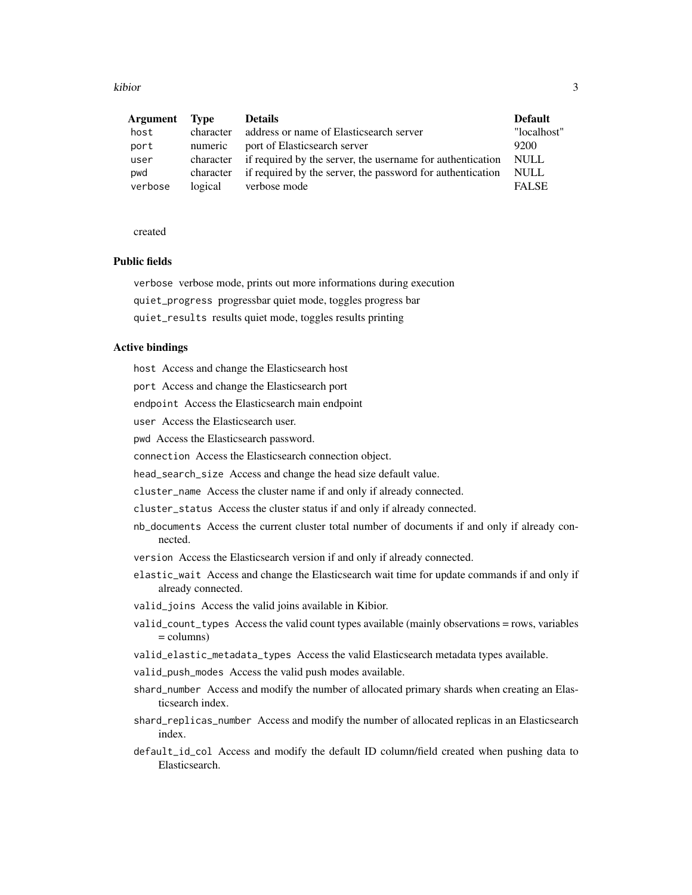| Argument | Type | Details | Default |
|---|---|---|---|
| host | character | address or name of Elasticsearch server | "localhost" |
| port | numeric | port of Elasticsearch server | 9200 |
| user | character | if required by the server, the username for authentication | NULL |
| pwd | character | if required by the server, the password for authentication | NULL |
| verbose | logical | verbose mode | FALSE |

created

### Public fields

`verbose` verbose mode, prints out more informations during execution

`quiet_progress` progressbar quiet mode, toggles progress bar

`quiet_results` results quiet mode, toggles results printing

### Active bindings

`host` Access and change the Elasticsearch host

`port` Access and change the Elasticsearch port

`endpoint` Access the Elasticsearch main endpoint

`user` Access the Elasticsearch user.

`pwd` Access the Elasticsearch password.

`connection` Access the Elasticsearch connection object.

`head_search_size` Access and change the head size default value.

`cluster_name` Access the cluster name if and only if already connected.

`cluster_status` Access the cluster status if and only if already connected.

`nb_documents` Access the current cluster total number of documents if and only if already connected.

`version` Access the Elasticsearch version if and only if already connected.

`elastic_wait` Access and change the Elasticsearch wait time for update commands if and only if already connected.

`valid_joins` Access the valid joins available in Kibior.

`valid_count_types` Access the valid count types available (mainly observations = rows, variables = columns)

`valid_elastic_metadata_types` Access the valid Elasticsearch metadata types available.

`valid_push_modes` Access the valid push modes available.

`shard_number` Access and modify the number of allocated primary shards when creating an Elasticsearch index.

`shard_replicas_number` Access and modify the number of allocated replicas in an Elasticsearch index.

`default_id_col` Access and modify the default ID column/field created when pushing data to Elasticsearch.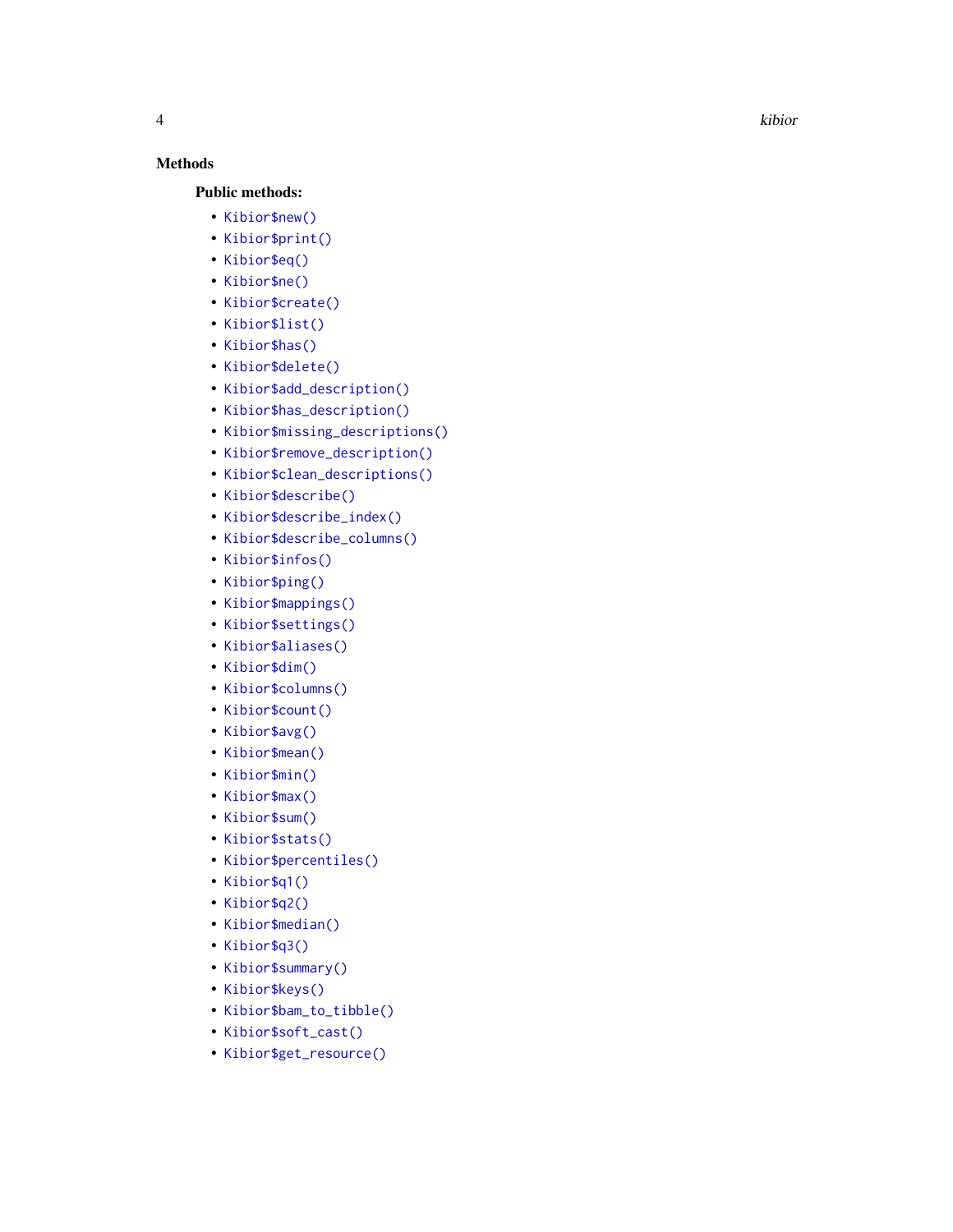## Methods

### Public methods:

- `Kibior$new()`
- `Kibior$print()`
- `Kibior$eq()`
- `Kibior$ne()`
- `Kibior$create()`
- `Kibior$list()`
- `Kibior$has()`
- `Kibior$delete()`
- `Kibior$add_description()`
- `Kibior$has_description()`
- `Kibior$missing_descriptions()`
- `Kibior$remove_description()`
- `Kibior$clean_descriptions()`
- `Kibior$describe()`
- `Kibior$describe_index()`
- `Kibior$describe_columns()`
- `Kibior$infos()`
- `Kibior$ping()`
- `Kibior$mappings()`
- `Kibior$settings()`
- `Kibior$aliases()`
- `Kibior$dim()`
- `Kibior$columns()`
- `Kibior$count()`
- `Kibior$avg()`
- `Kibior$mean()`
- `Kibior$min()`
- `Kibior$max()`
- `Kibior$sum()`
- `Kibior$stats()`
- `Kibior$percentiles()`
- `Kibior$q1()`
- `Kibior$q2()`
- `Kibior$median()`
- `Kibior$q3()`
- `Kibior$summary()`
- `Kibior$keys()`
- `Kibior$bam_to_tibble()`
- `Kibior$soft_cast()`
- `Kibior$get_resource()`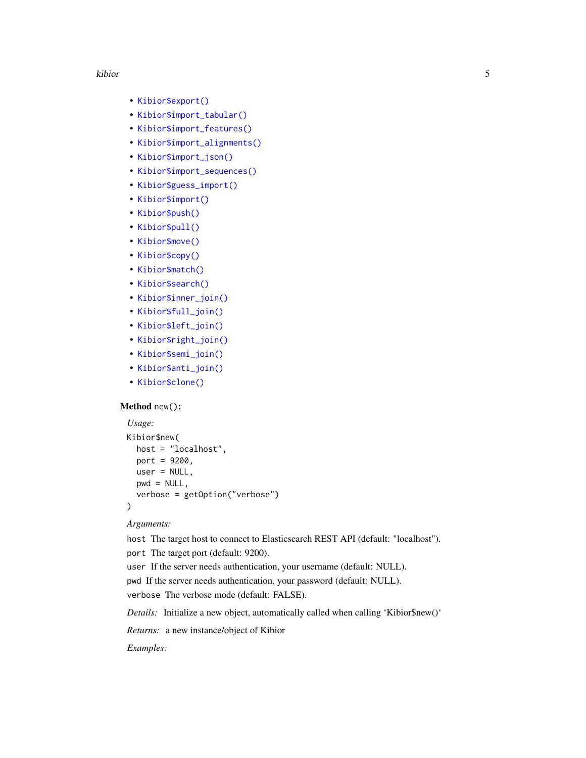- `Kibior$export()`
- `Kibior$import_tabular()`
- `Kibior$import_features()`
- `Kibior$import_alignments()`
- `Kibior$import_json()`
- `Kibior$import_sequences()`
- `Kibior$guess_import()`
- `Kibior$import()`
- `Kibior$push()`
- `Kibior$pull()`
- `Kibior$move()`
- `Kibior$copy()`
- `Kibior$match()`
- `Kibior$search()`
- `Kibior$inner_join()`
- `Kibior$full_join()`
- `Kibior$left_join()`
- `Kibior$right_join()`
- `Kibior$semi_join()`
- `Kibior$anti_join()`
- `Kibior$clone()`

**Method** `new()`**:**

*Usage:*

```
Kibior$new(
  host = "localhost",
  port = 9200,
  user = NULL,
  pwd = NULL,
  verbose = getOption("verbose")
)
```

*Arguments:*

`host` The target host to connect to Elasticsearch REST API (default: "localhost").

`port` The target port (default: 9200).

`user` If the server needs authentication, your username (default: NULL).

`pwd` If the server needs authentication, your password (default: NULL).

`verbose` The verbose mode (default: FALSE).

*Details:* Initialize a new object, automatically called when calling 'Kibior$new()'

*Returns:* a new instance/object of Kibior

*Examples:*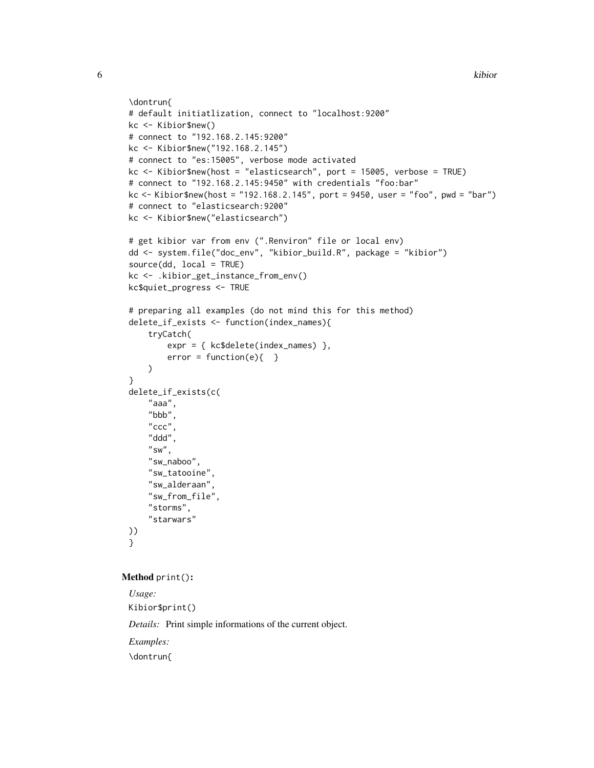```
\dontrun{
# default initiatlization, connect to "localhost:9200"
kc <- Kibior$new()
# connect to "192.168.2.145:9200"
kc <- Kibior$new("192.168.2.145")
# connect to "es:15005", verbose mode activated
kc <- Kibior$new(host = "elasticsearch", port = 15005, verbose = TRUE)
# connect to "192.168.2.145:9450" with credentials "foo:bar"
kc <- Kibior$new(host = "192.168.2.145", port = 9450, user = "foo", pwd = "bar")
# connect to "elasticsearch:9200"
kc <- Kibior$new("elasticsearch")

# get kibior var from env (".Renviron" file or local env)
dd <- system.file("doc_env", "kibior_build.R", package = "kibior")
source(dd, local = TRUE)
kc <- .kibior_get_instance_from_env()
kc$quiet_progress <- TRUE

# preparing all examples (do not mind this for this method)
delete_if_exists <- function(index_names){
    tryCatch(
        expr = { kc$delete(index_names) },
        error = function(e){  }
    )
}
delete_if_exists(c(
    "aaa",
    "bbb",
    "ccc",
    "ddd",
    "sw",
    "sw_naboo",
    "sw_tatooine",
    "sw_alderaan",
    "sw_from_file",
    "storms",
    "starwars"
))
}
```

**Method** `print()`:

*Usage:*

```
Kibior$print()
```

*Details:* Print simple informations of the current object.

*Examples:*

```
\dontrun{
```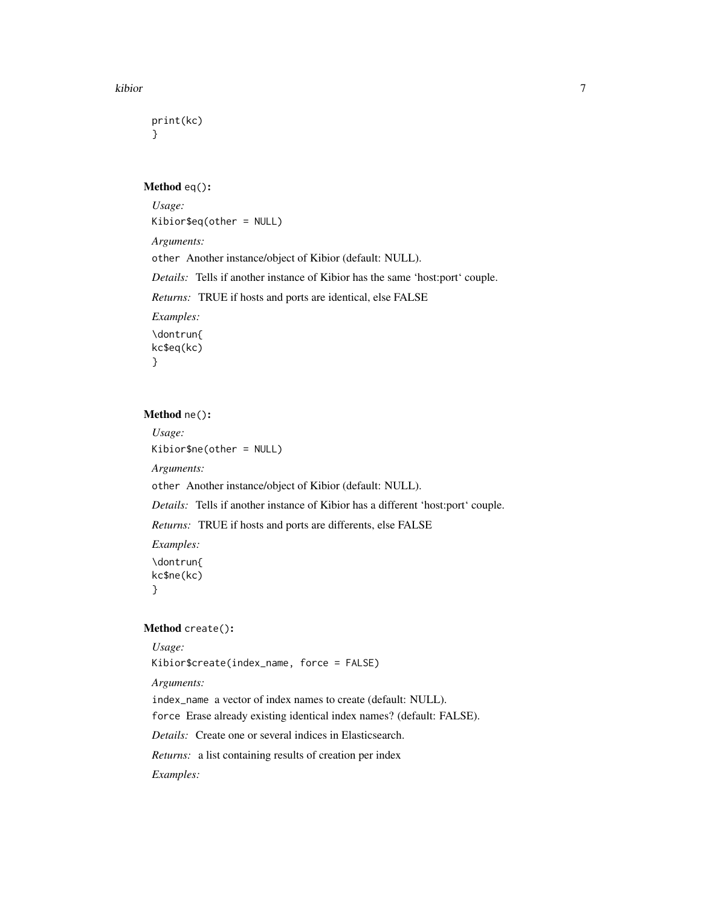```
print(kc)
}
```

**Method** `eq()`**:**

*Usage:*

```
Kibior$eq(other = NULL)
```

*Arguments:*

`other` Another instance/object of Kibior (default: NULL).

*Details:* Tells if another instance of Kibior has the same 'host:port' couple.

*Returns:* TRUE if hosts and ports are identical, else FALSE

*Examples:*

```
\dontrun{
kc$eq(kc)
}
```

**Method** `ne()`**:**

*Usage:*

```
Kibior$ne(other = NULL)
```

*Arguments:*

`other` Another instance/object of Kibior (default: NULL).

*Details:* Tells if another instance of Kibior has a different 'host:port' couple.

*Returns:* TRUE if hosts and ports are differents, else FALSE

*Examples:*

```
\dontrun{
kc$ne(kc)
}
```

**Method** `create()`**:**

*Usage:*

```
Kibior$create(index_name, force = FALSE)
```

*Arguments:*

`index_name` a vector of index names to create (default: NULL).

`force` Erase already existing identical index names? (default: FALSE).

*Details:* Create one or several indices in Elasticsearch.

*Returns:* a list containing results of creation per index

*Examples:*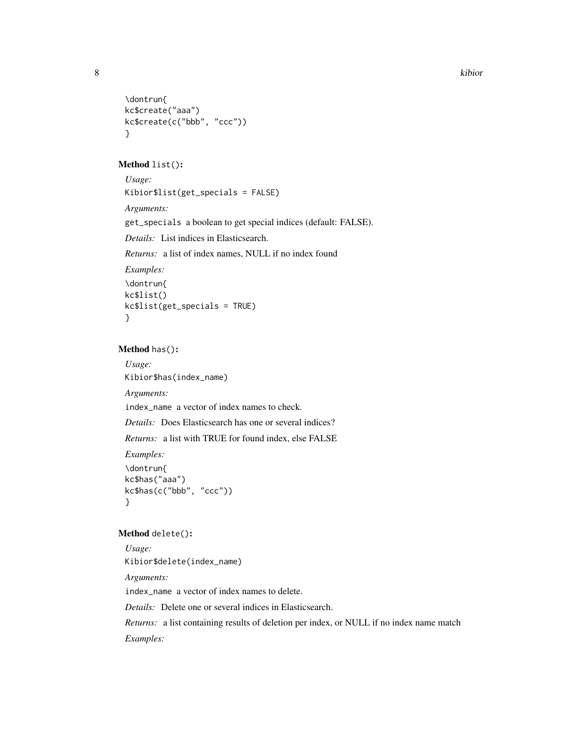```
\dontrun{
kc$create("aaa")
kc$create(c("bbb", "ccc"))
}
```

**Method** `list()`**:**

*Usage:*

```
Kibior$list(get_specials = FALSE)
```

*Arguments:*

`get_specials` a boolean to get special indices (default: FALSE).

*Details:* List indices in Elasticsearch.

*Returns:* a list of index names, NULL if no index found

*Examples:*

```
\dontrun{
kc$list()
kc$list(get_specials = TRUE)
}
```

**Method** `has()`**:**

*Usage:*

```
Kibior$has(index_name)
```

*Arguments:*

`index_name` a vector of index names to check.

*Details:* Does Elasticsearch has one or several indices?

*Returns:* a list with TRUE for found index, else FALSE

*Examples:*

```
\dontrun{
kc$has("aaa")
kc$has(c("bbb", "ccc"))
}
```

**Method** `delete()`**:**

*Usage:*

```
Kibior$delete(index_name)
```

*Arguments:*

`index_name` a vector of index names to delete.

*Details:* Delete one or several indices in Elasticsearch.

*Returns:* a list containing results of deletion per index, or NULL if no index name match

*Examples:*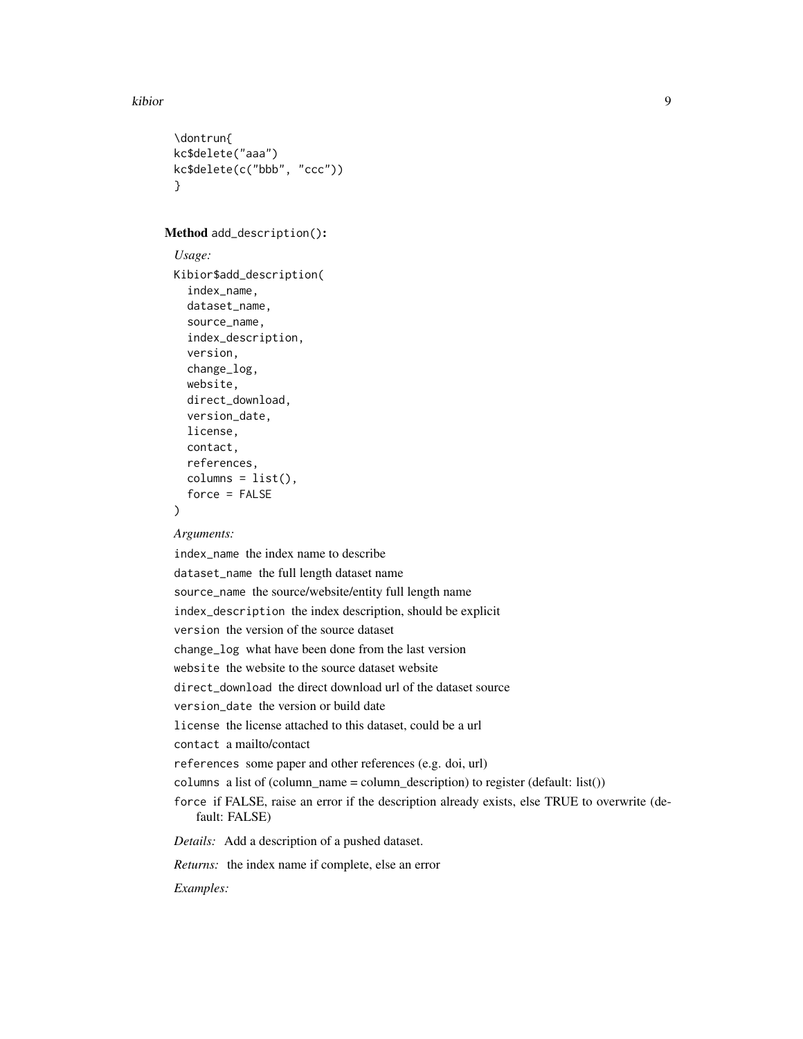```
\dontrun{
kc$delete("aaa")
kc$delete(c("bbb", "ccc"))
}
```

**Method** `add_description()`:

*Usage:*

```
Kibior$add_description(
  index_name,
  dataset_name,
  source_name,
  index_description,
  version,
  change_log,
  website,
  direct_download,
  version_date,
  license,
  contact,
  references,
  columns = list(),
  force = FALSE
)
```

*Arguments:*

`index_name` the index name to describe

`dataset_name` the full length dataset name

`source_name` the source/website/entity full length name

`index_description` the index description, should be explicit

`version` the version of the source dataset

`change_log` what have been done from the last version

`website` the website to the source dataset website

`direct_download` the direct download url of the dataset source

`version_date` the version or build date

`license` the license attached to this dataset, could be a url

`contact` a mailto/contact

`references` some paper and other references (e.g. doi, url)

`columns` a list of (column_name = column_description) to register (default: list())

`force` if FALSE, raise an error if the description already exists, else TRUE to overwrite (default: FALSE)

*Details:* Add a description of a pushed dataset.

*Returns:* the index name if complete, else an error

*Examples:*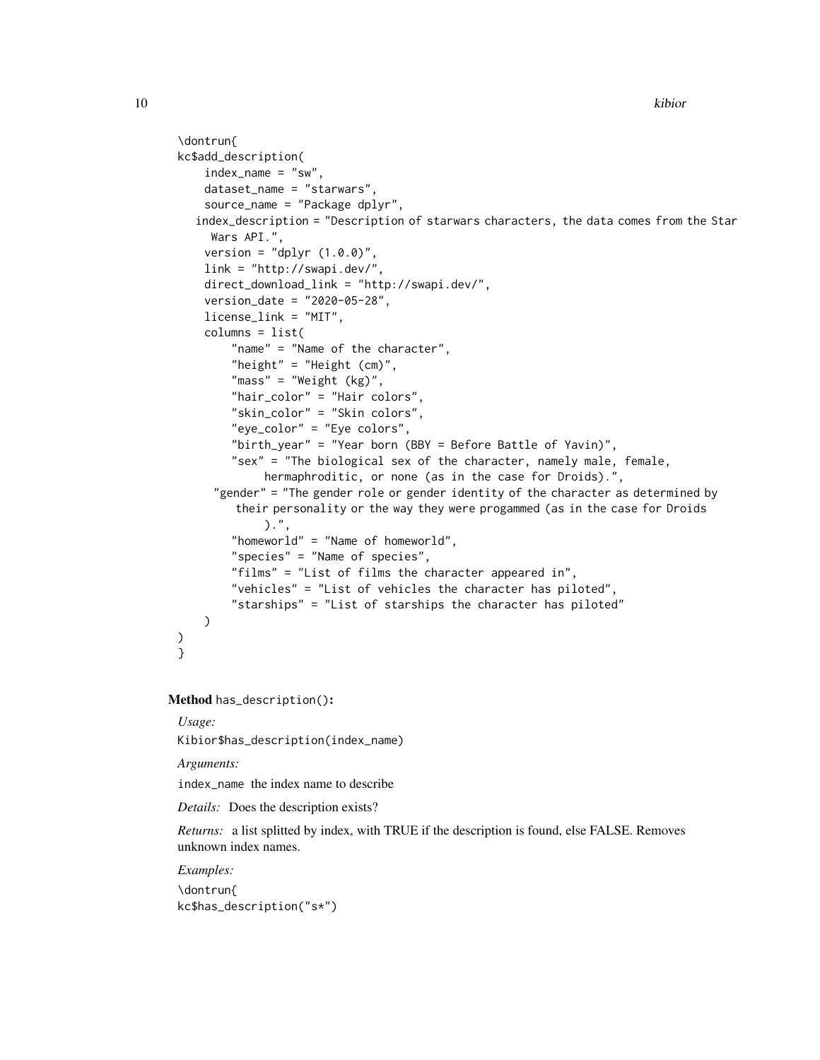```
\dontrun{
kc$add_description(
    index_name = "sw",
    dataset_name = "starwars",
    source_name = "Package dplyr",
    index_description = "Description of starwars characters, the data comes from the Star
      Wars API.",
    version = "dplyr (1.0.0)",
    link = "http://swapi.dev/",
    direct_download_link = "http://swapi.dev/",
    version_date = "2020-05-28",
    license_link = "MIT",
    columns = list(
        "name" = "Name of the character",
        "height" = "Height (cm)",
        "mass" = "Weight (kg)",
        "hair_color" = "Hair colors",
        "skin_color" = "Skin colors",
        "eye_color" = "Eye colors",
        "birth_year" = "Year born (BBY = Before Battle of Yavin)",
        "sex" = "The biological sex of the character, namely male, female,
             hermaphroditic, or none (as in the case for Droids).",
        "gender" = "The gender role or gender identity of the character as determined by
          their personality or the way they were progammed (as in the case for Droids
             ).",
        "homeworld" = "Name of homeworld",
        "species" = "Name of species",
        "films" = "List of films the character appeared in",
        "vehicles" = "List of vehicles the character has piloted",
        "starships" = "List of starships the character has piloted"
    )
)
}
```

**Method** `has_description()`**:**

*Usage:*

```
Kibior$has_description(index_name)
```

*Arguments:*

`index_name` the index name to describe

*Details:* Does the description exists?

*Returns:* a list splitted by index, with TRUE if the description is found, else FALSE. Removes unknown index names.

*Examples:*

```
\dontrun{
kc$has_description("s*")
```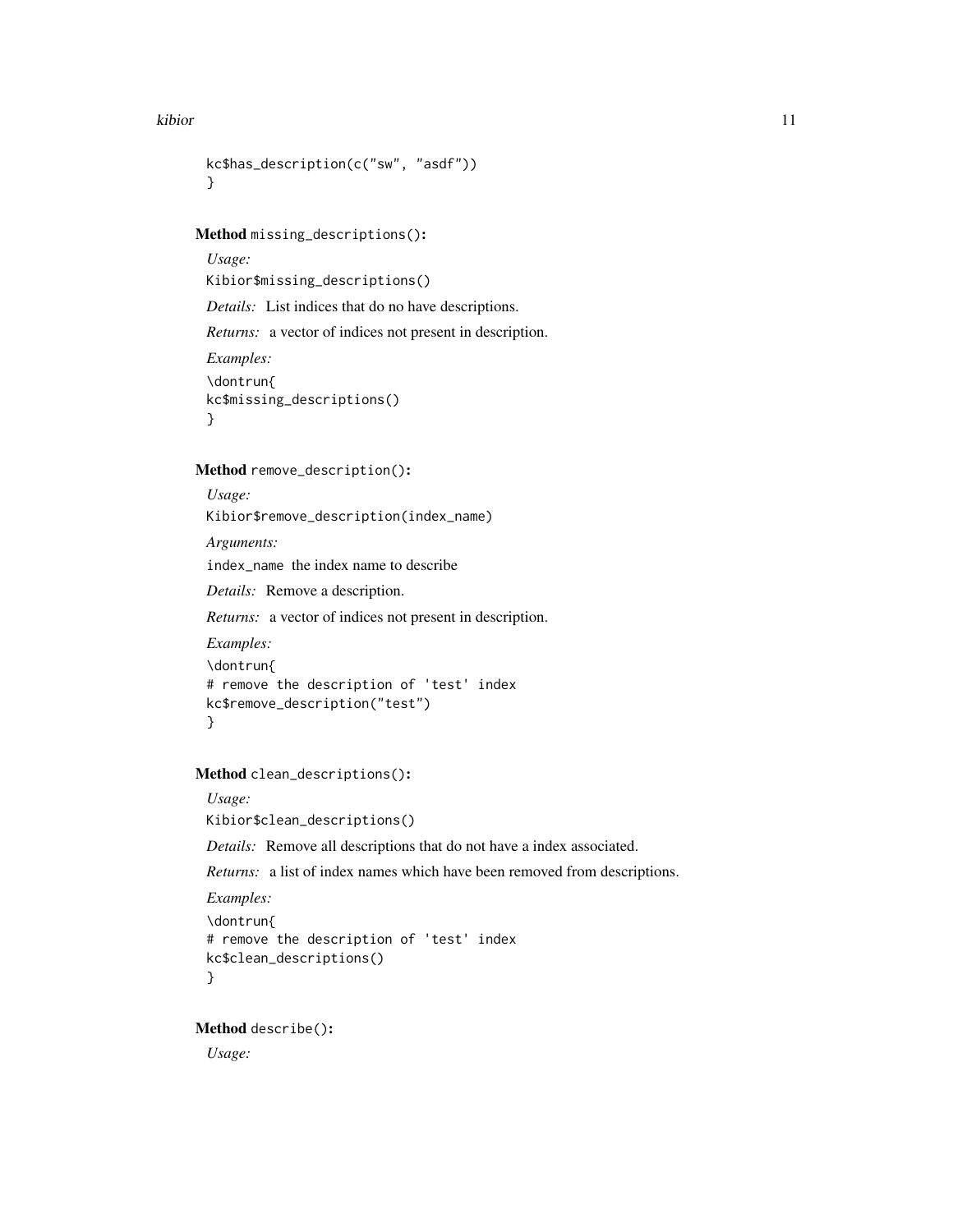```
kc$has_description(c("sw", "asdf"))
}
```

**Method** `missing_descriptions()`:

*Usage:*

```
Kibior$missing_descriptions()
```

*Details:* List indices that do no have descriptions.

*Returns:* a vector of indices not present in description.

*Examples:*

```
\dontrun{
kc$missing_descriptions()
}
```

**Method** `remove_description()`:

*Usage:*

```
Kibior$remove_description(index_name)
```

*Arguments:*

`index_name` the index name to describe

*Details:* Remove a description.

*Returns:* a vector of indices not present in description.

*Examples:*

```
\dontrun{
# remove the description of 'test' index
kc$remove_description("test")
}
```

**Method** `clean_descriptions()`:

*Usage:*

```
Kibior$clean_descriptions()
```

*Details:* Remove all descriptions that do not have a index associated.

*Returns:* a list of index names which have been removed from descriptions.

*Examples:*

```
\dontrun{
# remove the description of 'test' index
kc$clean_descriptions()
}
```

**Method** `describe()`:

*Usage:*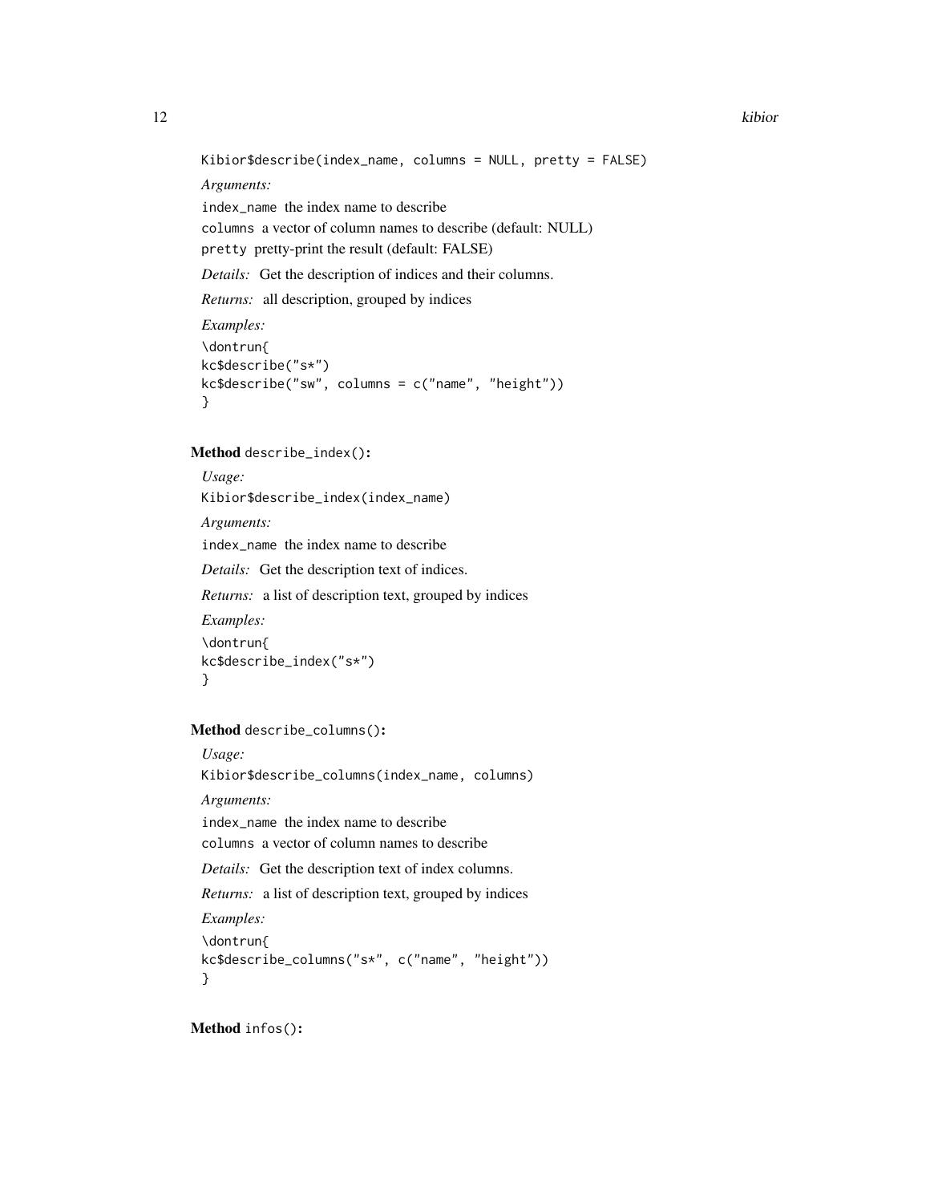```
Kibior$describe(index_name, columns = NULL, pretty = FALSE)
```

*Arguments:*

`index_name` the index name to describe

`columns` a vector of column names to describe (default: NULL)

`pretty` pretty-print the result (default: FALSE)

*Details:* Get the description of indices and their columns.

*Returns:* all description, grouped by indices

*Examples:*

```
\dontrun{
kc$describe("s*")
kc$describe("sw", columns = c("name", "height"))
}
```

**Method** `describe_index()`:

*Usage:*

```
Kibior$describe_index(index_name)
```

*Arguments:*

`index_name` the index name to describe

*Details:* Get the description text of indices.

*Returns:* a list of description text, grouped by indices

*Examples:*

```
\dontrun{
kc$describe_index("s*")
}
```

**Method** `describe_columns()`:

*Usage:*

```
Kibior$describe_columns(index_name, columns)
```

*Arguments:*

`index_name` the index name to describe

`columns` a vector of column names to describe

*Details:* Get the description text of index columns.

*Returns:* a list of description text, grouped by indices

*Examples:*

```
\dontrun{
kc$describe_columns("s*", c("name", "height"))
}
```

**Method** `infos()`: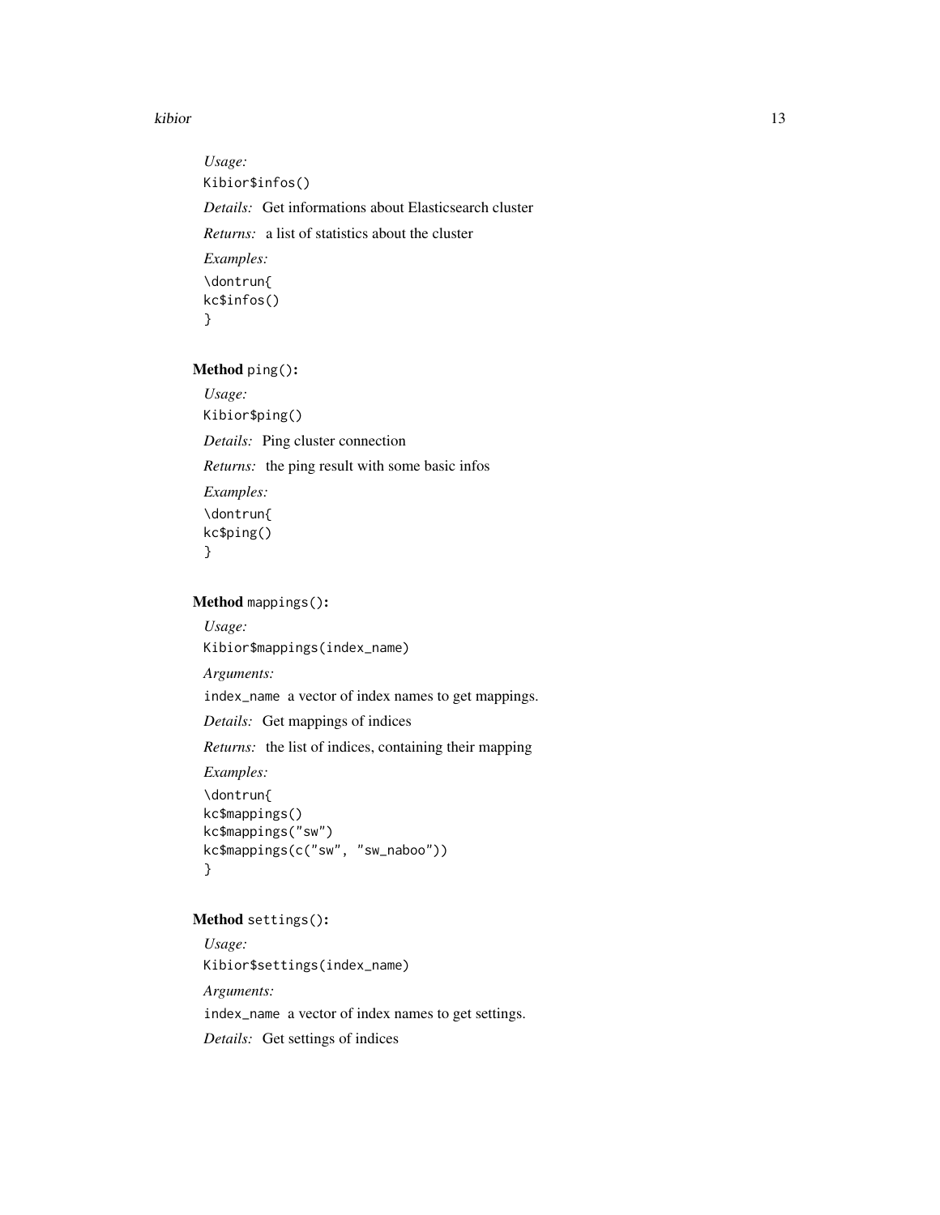*Usage:*

```
Kibior$infos()
```

*Details:* Get informations about Elasticsearch cluster

*Returns:* a list of statistics about the cluster

*Examples:*

```
\dontrun{
kc$infos()
}
```

**Method** `ping()`:

*Usage:*

```
Kibior$ping()
```

*Details:* Ping cluster connection

*Returns:* the ping result with some basic infos

*Examples:*

```
\dontrun{
kc$ping()
}
```

**Method** `mappings()`:

*Usage:*

```
Kibior$mappings(index_name)
```

*Arguments:*

`index_name` a vector of index names to get mappings.

*Details:* Get mappings of indices

*Returns:* the list of indices, containing their mapping

*Examples:*

```
\dontrun{
kc$mappings()
kc$mappings("sw")
kc$mappings(c("sw", "sw_naboo"))
}
```

**Method** `settings()`:

*Usage:*

```
Kibior$settings(index_name)
```

*Arguments:*

`index_name` a vector of index names to get settings.

*Details:* Get settings of indices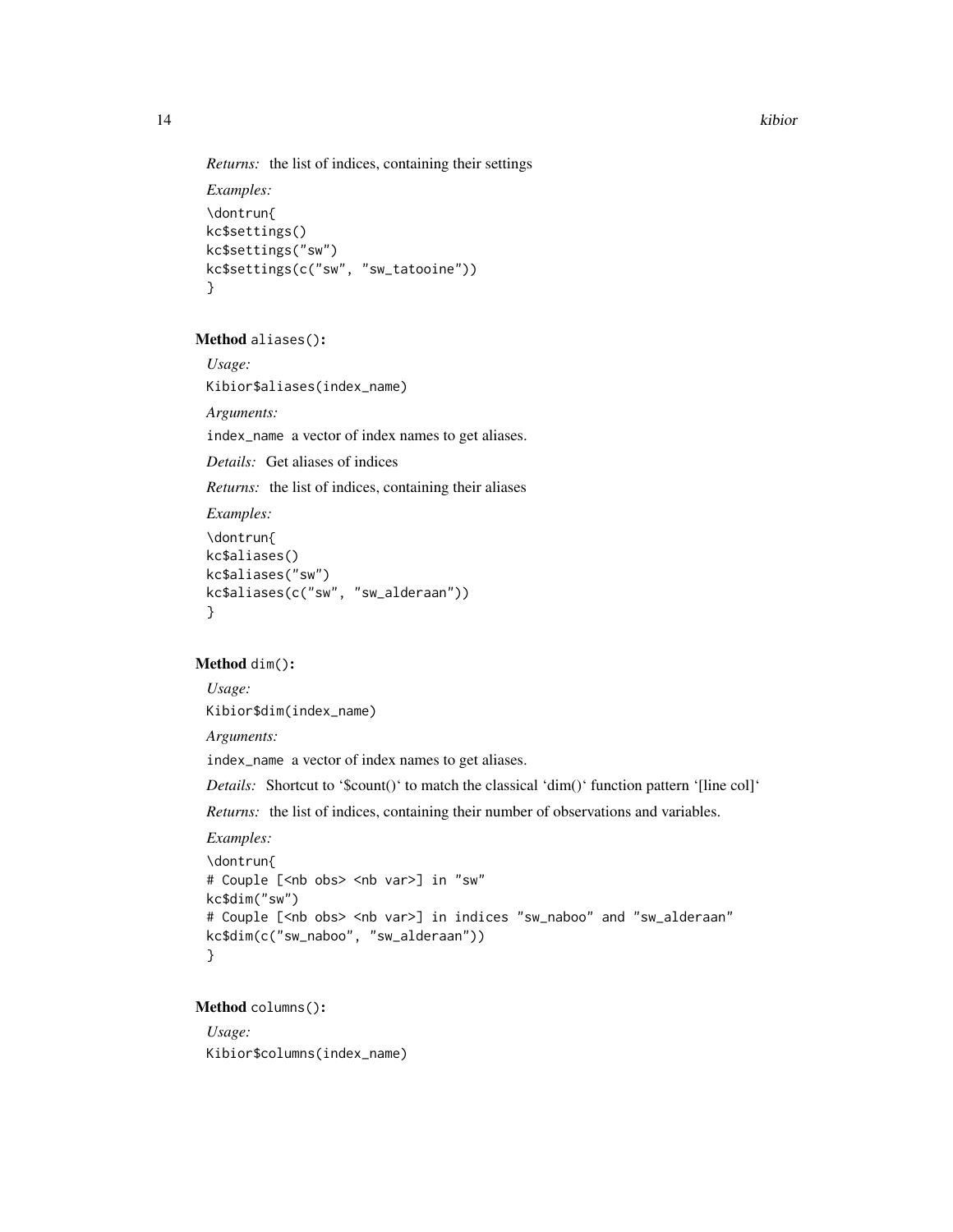*Returns:* the list of indices, containing their settings

*Examples:*

```
\dontrun{
kc$settings()
kc$settings("sw")
kc$settings(c("sw", "sw_tatooine"))
}
```

**Method** `aliases()`:

*Usage:*

```
Kibior$aliases(index_name)
```

*Arguments:*

`index_name` a vector of index names to get aliases.

*Details:* Get aliases of indices

*Returns:* the list of indices, containing their aliases

*Examples:*

```
\dontrun{
kc$aliases()
kc$aliases("sw")
kc$aliases(c("sw", "sw_alderaan"))
}
```

**Method** `dim()`:

*Usage:*

```
Kibior$dim(index_name)
```

*Arguments:*

`index_name` a vector of index names to get aliases.

*Details:* Shortcut to '$count()' to match the classical 'dim()' function pattern '[line col]'

*Returns:* the list of indices, containing their number of observations and variables.

*Examples:*

```
\dontrun{
# Couple [<nb obs> <nb var>] in "sw"
kc$dim("sw")
# Couple [<nb obs> <nb var>] in indices "sw_naboo" and "sw_alderaan"
kc$dim(c("sw_naboo", "sw_alderaan"))
}
```

**Method** `columns()`:

*Usage:*

```
Kibior$columns(index_name)
```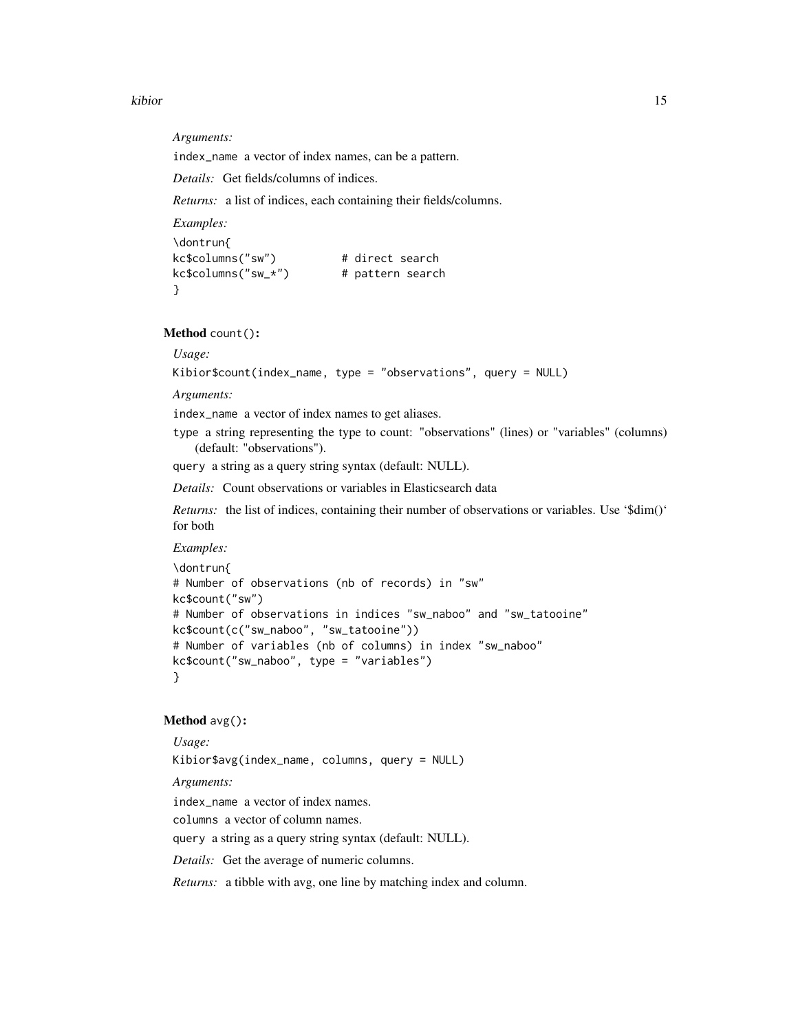*Arguments:*

`index_name` a vector of index names, can be a pattern.

*Details:* Get fields/columns of indices.

*Returns:* a list of indices, each containing their fields/columns.

*Examples:*

```
\dontrun{
kc$columns("sw")          # direct search
kc$columns("sw_*")        # pattern search
}
```

**Method** `count()`**:**

*Usage:*

```
Kibior$count(index_name, type = "observations", query = NULL)
```

*Arguments:*

`index_name` a vector of index names to get aliases.

`type` a string representing the type to count: "observations" (lines) or "variables" (columns) (default: "observations").

`query` a string as a query string syntax (default: NULL).

*Details:* Count observations or variables in Elasticsearch data

*Returns:* the list of indices, containing their number of observations or variables. Use '$dim()' for both

*Examples:*

```
\dontrun{
# Number of observations (nb of records) in "sw"
kc$count("sw")
# Number of observations in indices "sw_naboo" and "sw_tatooine"
kc$count(c("sw_naboo", "sw_tatooine"))
# Number of variables (nb of columns) in index "sw_naboo"
kc$count("sw_naboo", type = "variables")
}
```

**Method** `avg()`**:**

*Usage:*

```
Kibior$avg(index_name, columns, query = NULL)
```

*Arguments:*

`index_name` a vector of index names.

`columns` a vector of column names.

`query` a string as a query string syntax (default: NULL).

*Details:* Get the average of numeric columns.

*Returns:* a tibble with avg, one line by matching index and column.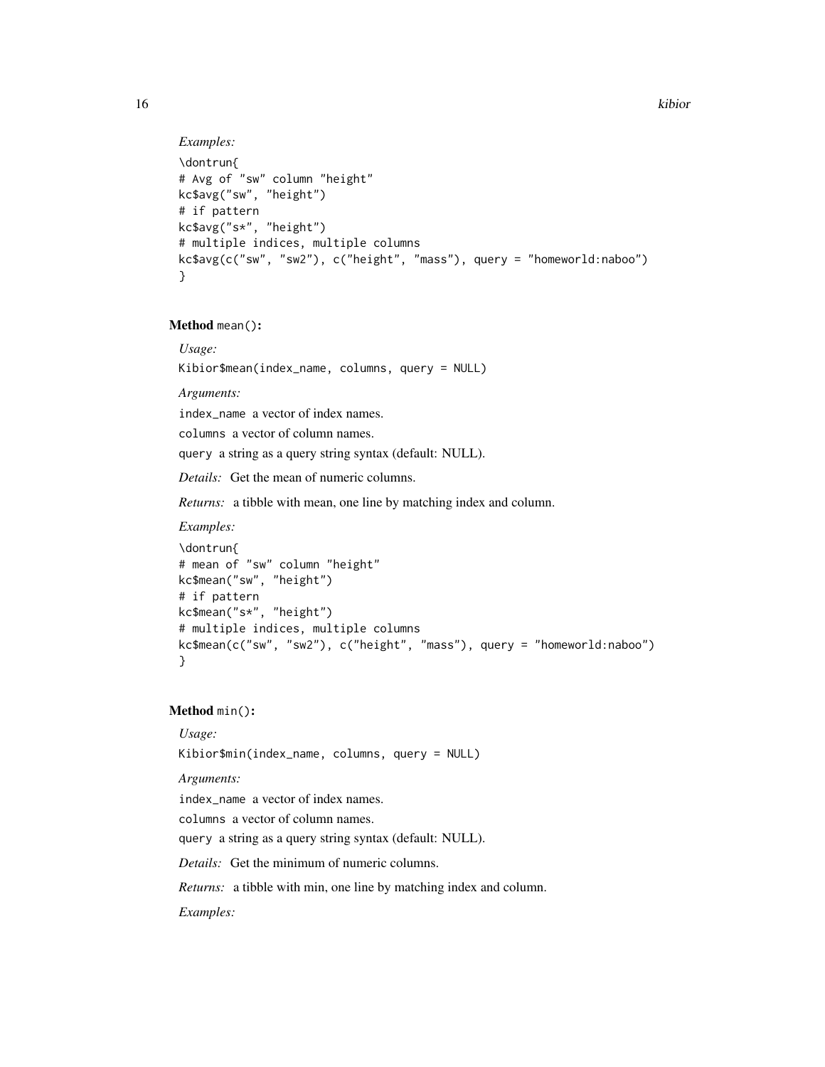*Examples:*

```
\dontrun{
# Avg of "sw" column "height"
kc$avg("sw", "height")
# if pattern
kc$avg("s*", "height")
# multiple indices, multiple columns
kc$avg(c("sw", "sw2"), c("height", "mass"), query = "homeworld:naboo")
}
```

**Method** `mean()`**:**

*Usage:*

```
Kibior$mean(index_name, columns, query = NULL)
```

*Arguments:*

`index_name` a vector of index names.

`columns` a vector of column names.

`query` a string as a query string syntax (default: NULL).

*Details:* Get the mean of numeric columns.

*Returns:* a tibble with mean, one line by matching index and column.

*Examples:*

```
\dontrun{
# mean of "sw" column "height"
kc$mean("sw", "height")
# if pattern
kc$mean("s*", "height")
# multiple indices, multiple columns
kc$mean(c("sw", "sw2"), c("height", "mass"), query = "homeworld:naboo")
}
```

**Method** `min()`**:**

*Usage:*

```
Kibior$min(index_name, columns, query = NULL)
```

*Arguments:*

`index_name` a vector of index names.

`columns` a vector of column names.

`query` a string as a query string syntax (default: NULL).

*Details:* Get the minimum of numeric columns.

*Returns:* a tibble with min, one line by matching index and column.

*Examples:*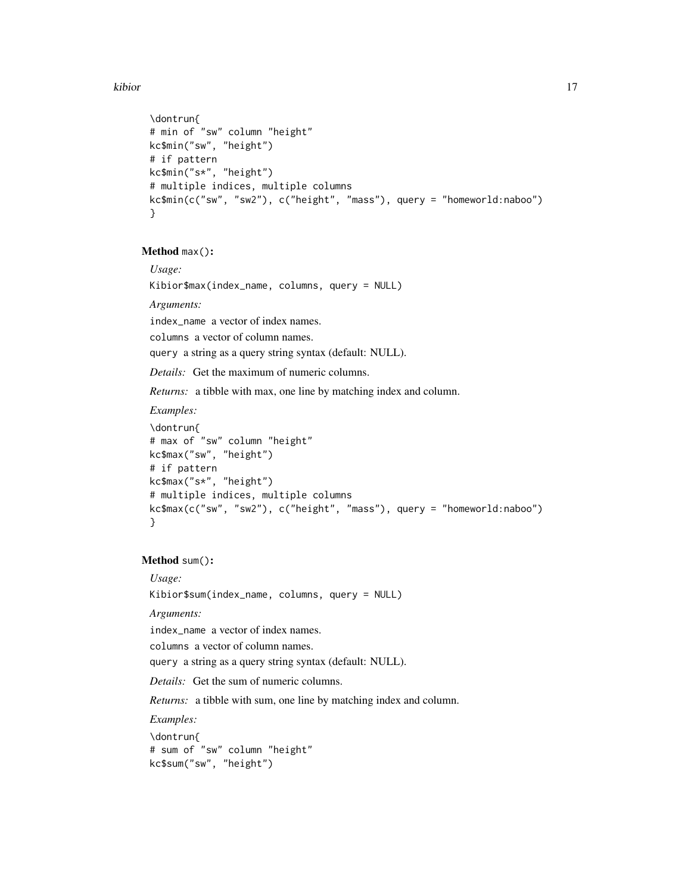```
\dontrun{
# min of "sw" column "height"
kc$min("sw", "height")
# if pattern
kc$min("s*", "height")
# multiple indices, multiple columns
kc$min(c("sw", "sw2"), c("height", "mass"), query = "homeworld:naboo")
}
```

**Method** `max()`**:**

*Usage:*

```
Kibior$max(index_name, columns, query = NULL)
```

*Arguments:*

`index_name` a vector of index names.

`columns` a vector of column names.

`query` a string as a query string syntax (default: NULL).

*Details:* Get the maximum of numeric columns.

*Returns:* a tibble with max, one line by matching index and column.

*Examples:*

```
\dontrun{
# max of "sw" column "height"
kc$max("sw", "height")
# if pattern
kc$max("s*", "height")
# multiple indices, multiple columns
kc$max(c("sw", "sw2"), c("height", "mass"), query = "homeworld:naboo")
}
```

**Method** `sum()`**:**

*Usage:*

```
Kibior$sum(index_name, columns, query = NULL)
```

*Arguments:*

`index_name` a vector of index names.

`columns` a vector of column names.

`query` a string as a query string syntax (default: NULL).

*Details:* Get the sum of numeric columns.

*Returns:* a tibble with sum, one line by matching index and column.

*Examples:*

```
\dontrun{
# sum of "sw" column "height"
kc$sum("sw", "height")
```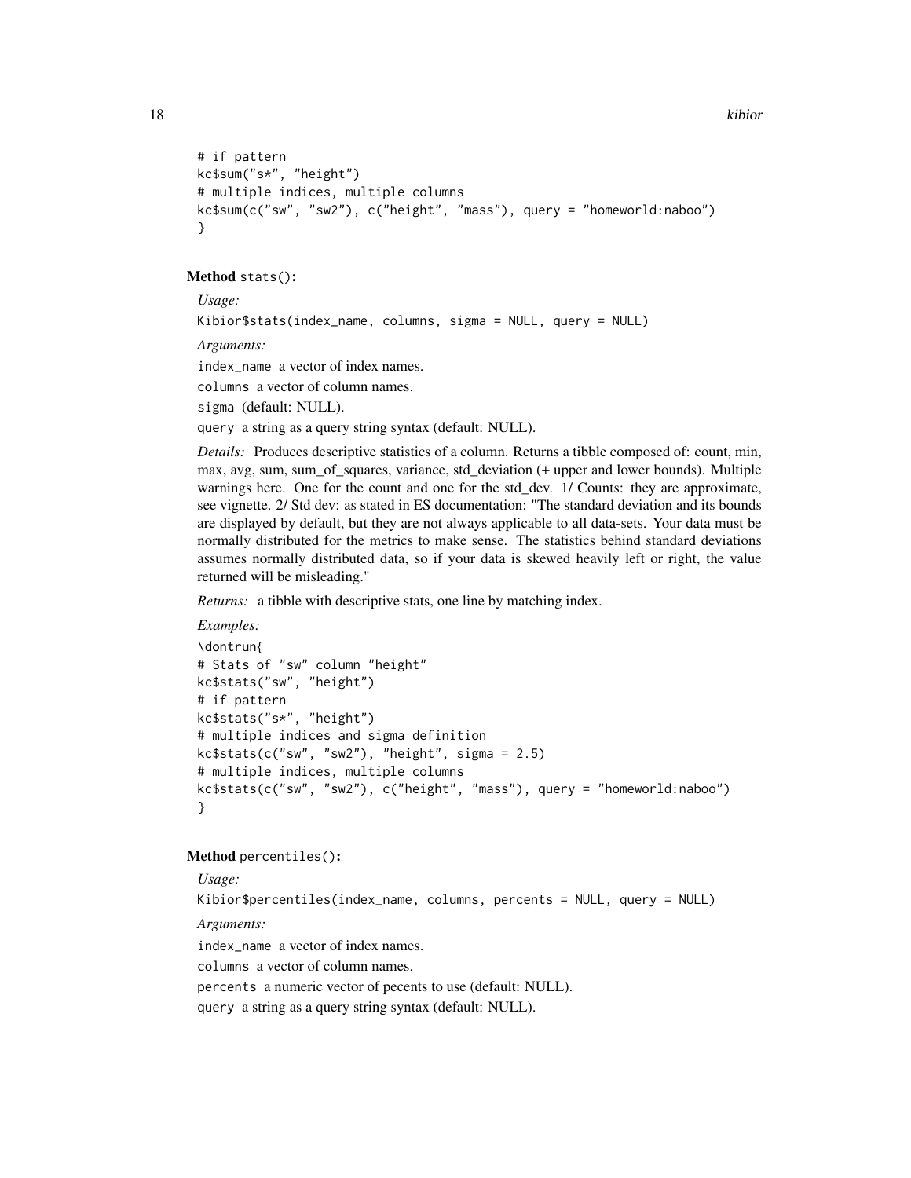```
# if pattern
kc$sum("s*", "height")
# multiple indices, multiple columns
kc$sum(c("sw", "sw2"), c("height", "mass"), query = "homeworld:naboo")
}
```

**Method** `stats()`**:**

*Usage:*

```
Kibior$stats(index_name, columns, sigma = NULL, query = NULL)
```

*Arguments:*

`index_name` a vector of index names.

`columns` a vector of column names.

`sigma` (default: NULL).

`query` a string as a query string syntax (default: NULL).

*Details:* Produces descriptive statistics of a column. Returns a tibble composed of: count, min, max, avg, sum, sum_of_squares, variance, std_deviation (+ upper and lower bounds). Multiple warnings here. One for the count and one for the std_dev. 1/ Counts: they are approximate, see vignette. 2/ Std dev: as stated in ES documentation: "The standard deviation and its bounds are displayed by default, but they are not always applicable to all data-sets. Your data must be normally distributed for the metrics to make sense. The statistics behind standard deviations assumes normally distributed data, so if your data is skewed heavily left or right, the value returned will be misleading."

*Returns:* a tibble with descriptive stats, one line by matching index.

*Examples:*

```
\dontrun{
# Stats of "sw" column "height"
kc$stats("sw", "height")
# if pattern
kc$stats("s*", "height")
# multiple indices and sigma definition
kc$stats(c("sw", "sw2"), "height", sigma = 2.5)
# multiple indices, multiple columns
kc$stats(c("sw", "sw2"), c("height", "mass"), query = "homeworld:naboo")
}
```

**Method** `percentiles()`**:**

*Usage:*

```
Kibior$percentiles(index_name, columns, percents = NULL, query = NULL)
```

*Arguments:*

`index_name` a vector of index names.

`columns` a vector of column names.

`percents` a numeric vector of pecents to use (default: NULL).

`query` a string as a query string syntax (default: NULL).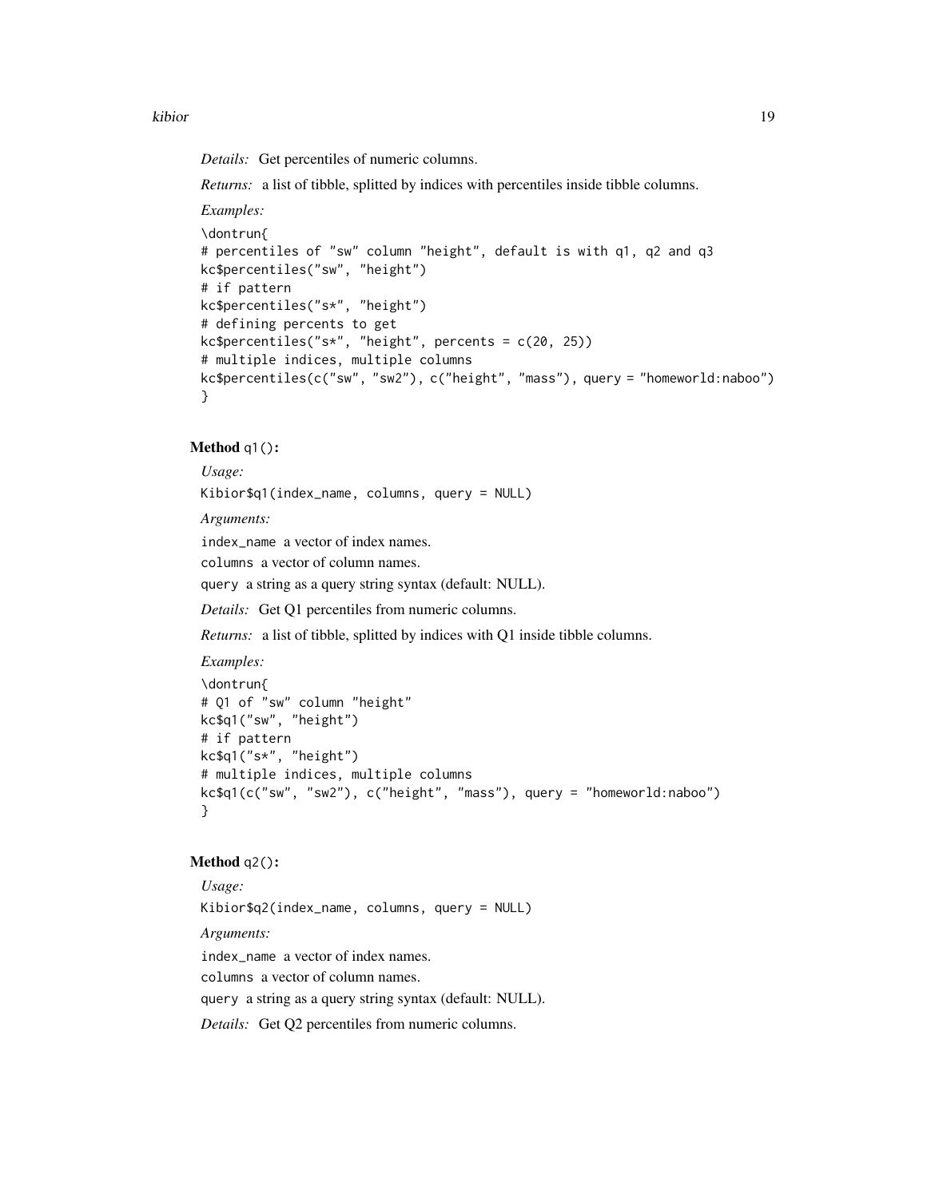*Details:* Get percentiles of numeric columns.

*Returns:* a list of tibble, splitted by indices with percentiles inside tibble columns.

*Examples:*

```
\dontrun{
# percentiles of "sw" column "height", default is with q1, q2 and q3
kc$percentiles("sw", "height")
# if pattern
kc$percentiles("s*", "height")
# defining percents to get
kc$percentiles("s*", "height", percents = c(20, 25))
# multiple indices, multiple columns
kc$percentiles(c("sw", "sw2"), c("height", "mass"), query = "homeworld:naboo")
}
```

**Method** `q1()`**:**

*Usage:*

```
Kibior$q1(index_name, columns, query = NULL)
```

*Arguments:*

`index_name` a vector of index names.

`columns` a vector of column names.

`query` a string as a query string syntax (default: NULL).

*Details:* Get Q1 percentiles from numeric columns.

*Returns:* a list of tibble, splitted by indices with Q1 inside tibble columns.

*Examples:*

```
\dontrun{
# Q1 of "sw" column "height"
kc$q1("sw", "height")
# if pattern
kc$q1("s*", "height")
# multiple indices, multiple columns
kc$q1(c("sw", "sw2"), c("height", "mass"), query = "homeworld:naboo")
}
```

**Method** `q2()`**:**

*Usage:*

```
Kibior$q2(index_name, columns, query = NULL)
```

*Arguments:*

`index_name` a vector of index names.

`columns` a vector of column names.

`query` a string as a query string syntax (default: NULL).

*Details:* Get Q2 percentiles from numeric columns.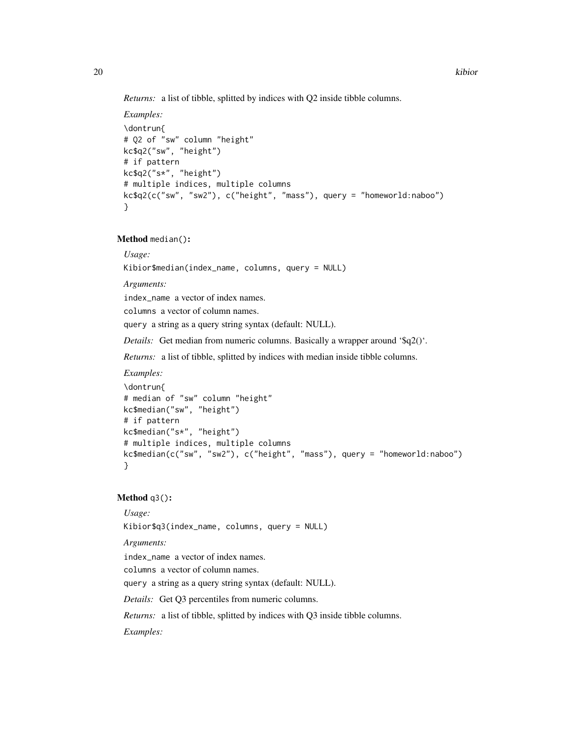*Returns:* a list of tibble, splitted by indices with Q2 inside tibble columns.

*Examples:*

```
\dontrun{
# Q2 of "sw" column "height"
kc$q2("sw", "height")
# if pattern
kc$q2("s*", "height")
# multiple indices, multiple columns
kc$q2(c("sw", "sw2"), c("height", "mass"), query = "homeworld:naboo")
}
```

**Method** `median()`:

*Usage:*

```
Kibior$median(index_name, columns, query = NULL)
```

*Arguments:*

`index_name` a vector of index names.

`columns` a vector of column names.

`query` a string as a query string syntax (default: NULL).

*Details:* Get median from numeric columns. Basically a wrapper around '$q2()'.

*Returns:* a list of tibble, splitted by indices with median inside tibble columns.

*Examples:*

```
\dontrun{
# median of "sw" column "height"
kc$median("sw", "height")
# if pattern
kc$median("s*", "height")
# multiple indices, multiple columns
kc$median(c("sw", "sw2"), c("height", "mass"), query = "homeworld:naboo")
}
```

**Method** `q3()`:

*Usage:*

```
Kibior$q3(index_name, columns, query = NULL)
```

*Arguments:*

`index_name` a vector of index names.

`columns` a vector of column names.

`query` a string as a query string syntax (default: NULL).

*Details:* Get Q3 percentiles from numeric columns.

*Returns:* a list of tibble, splitted by indices with Q3 inside tibble columns.

*Examples:*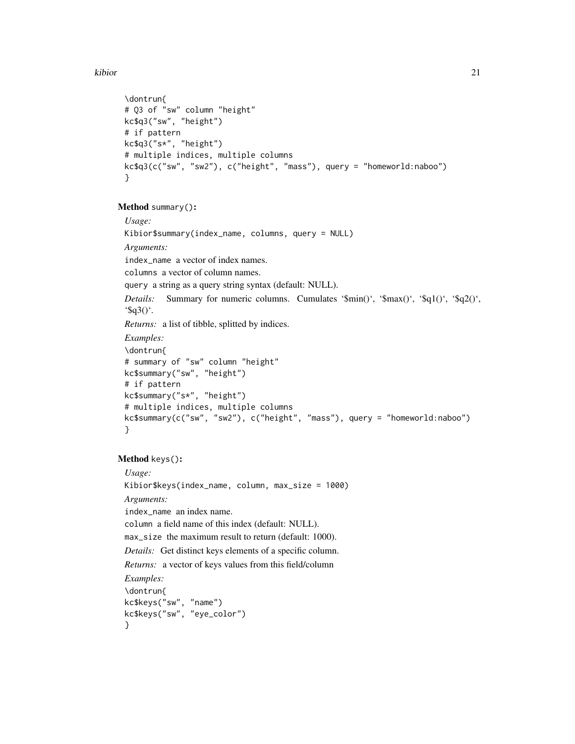```
\dontrun{
# Q3 of "sw" column "height"
kc$q3("sw", "height")
# if pattern
kc$q3("s*", "height")
# multiple indices, multiple columns
kc$q3(c("sw", "sw2"), c("height", "mass"), query = "homeworld:naboo")
}
```

**Method** `summary()`**:**

*Usage:*

```
Kibior$summary(index_name, columns, query = NULL)
```

*Arguments:*

`index_name` a vector of index names.

`columns` a vector of column names.

`query` a string as a query string syntax (default: NULL).

*Details:* Summary for numeric columns. Cumulates '$min()', '$max()', '$q1()', '$q2()', '$q3()'.

*Returns:* a list of tibble, splitted by indices.

*Examples:*

```
\dontrun{
# summary of "sw" column "height"
kc$summary("sw", "height")
# if pattern
kc$summary("s*", "height")
# multiple indices, multiple columns
kc$summary(c("sw", "sw2"), c("height", "mass"), query = "homeworld:naboo")
}
```

**Method** `keys()`**:**

*Usage:*

```
Kibior$keys(index_name, column, max_size = 1000)
```

*Arguments:*

`index_name` an index name.

`column` a field name of this index (default: NULL).

`max_size` the maximum result to return (default: 1000).

*Details:* Get distinct keys elements of a specific column.

*Returns:* a vector of keys values from this field/column

*Examples:*

```
\dontrun{
kc$keys("sw", "name")
kc$keys("sw", "eye_color")
}
```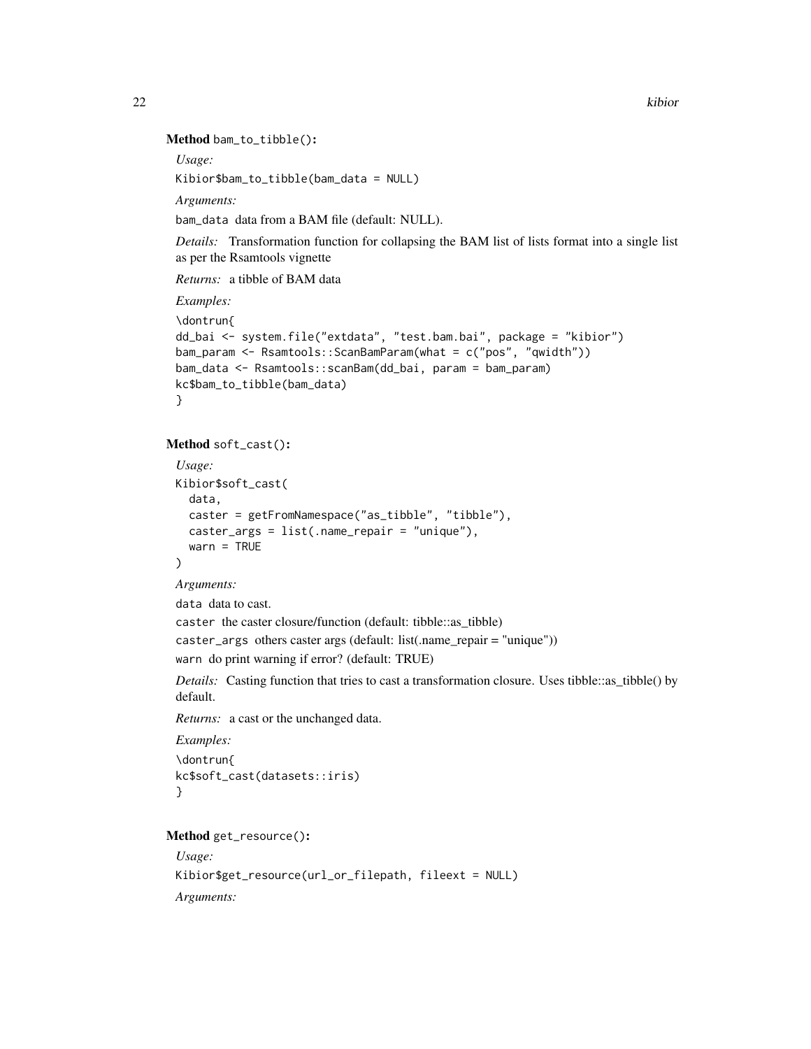**Method** `bam_to_tibble()`:

*Usage:*

```
Kibior$bam_to_tibble(bam_data = NULL)
```

*Arguments:*

`bam_data` data from a BAM file (default: NULL).

*Details:* Transformation function for collapsing the BAM list of lists format into a single list as per the Rsamtools vignette

*Returns:* a tibble of BAM data

*Examples:*

```
\dontrun{
dd_bai <- system.file("extdata", "test.bam.bai", package = "kibior")
bam_param <- Rsamtools::ScanBamParam(what = c("pos", "qwidth"))
bam_data <- Rsamtools::scanBam(dd_bai, param = bam_param)
kc$bam_to_tibble(bam_data)
}
```

**Method** `soft_cast()`:

*Usage:*

```
Kibior$soft_cast(
  data,
  caster = getFromNamespace("as_tibble", "tibble"),
  caster_args = list(.name_repair = "unique"),
  warn = TRUE
)
```

*Arguments:*

`data` data to cast.

`caster` the caster closure/function (default: tibble::as_tibble)

`caster_args` others caster args (default: list(.name_repair = "unique"))

`warn` do print warning if error? (default: TRUE)

*Details:* Casting function that tries to cast a transformation closure. Uses tibble::as_tibble() by default.

*Returns:* a cast or the unchanged data.

*Examples:*

```
\dontrun{
kc$soft_cast(datasets::iris)
}
```

**Method** `get_resource()`:

*Usage:*

```
Kibior$get_resource(url_or_filepath, fileext = NULL)
```

*Arguments:*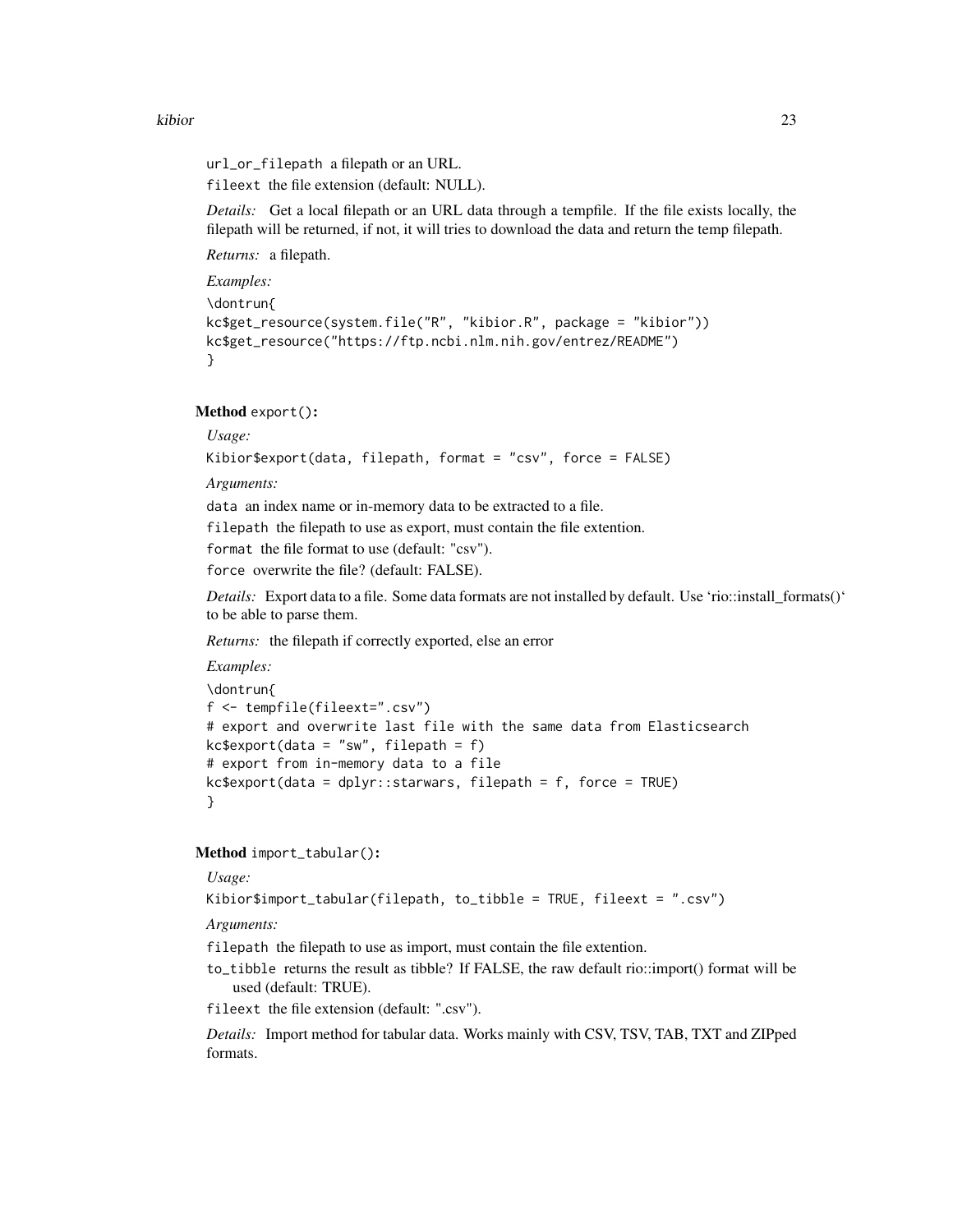`url_or_filepath` a filepath or an URL.

`fileext` the file extension (default: NULL).

*Details:* Get a local filepath or an URL data through a tempfile. If the file exists locally, the filepath will be returned, if not, it will tries to download the data and return the temp filepath.

*Returns:* a filepath.

*Examples:*

```
\dontrun{
kc$get_resource(system.file("R", "kibior.R", package = "kibior"))
kc$get_resource("https://ftp.ncbi.nlm.nih.gov/entrez/README")
}
```

**Method** `export()`**:**

*Usage:*

```
Kibior$export(data, filepath, format = "csv", force = FALSE)
```

*Arguments:*

`data` an index name or in-memory data to be extracted to a file.

`filepath` the filepath to use as export, must contain the file extention.

`format` the file format to use (default: "csv").

`force` overwrite the file? (default: FALSE).

*Details:* Export data to a file. Some data formats are not installed by default. Use 'rio::install_formats()' to be able to parse them.

*Returns:* the filepath if correctly exported, else an error

*Examples:*

```
\dontrun{
f <- tempfile(fileext=".csv")
# export and overwrite last file with the same data from Elasticsearch
kc$export(data = "sw", filepath = f)
# export from in-memory data to a file
kc$export(data = dplyr::starwars, filepath = f, force = TRUE)
}
```

**Method** `import_tabular()`**:**

*Usage:*

```
Kibior$import_tabular(filepath, to_tibble = TRUE, fileext = ".csv")
```

*Arguments:*

`filepath` the filepath to use as import, must contain the file extention.

`to_tibble` returns the result as tibble? If FALSE, the raw default rio::import() format will be used (default: TRUE).

`fileext` the file extension (default: ".csv").

*Details:* Import method for tabular data. Works mainly with CSV, TSV, TAB, TXT and ZIPped formats.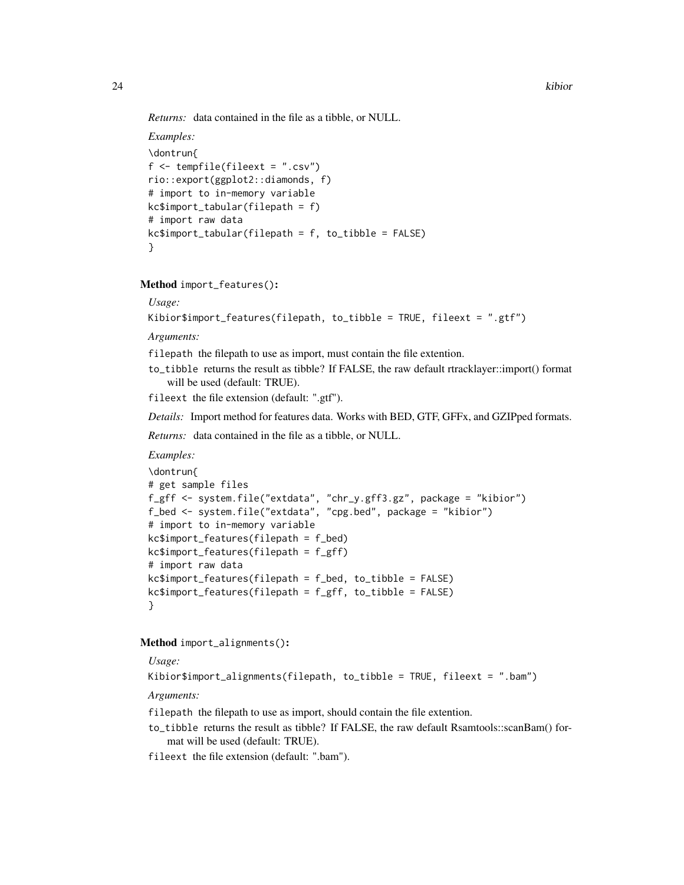*Returns:* data contained in the file as a tibble, or NULL.

*Examples:*

```
\dontrun{
f <- tempfile(fileext = ".csv")
rio::export(ggplot2::diamonds, f)
# import to in-memory variable
kc$import_tabular(filepath = f)
# import raw data
kc$import_tabular(filepath = f, to_tibble = FALSE)
}
```

**Method** `import_features()`**:**

*Usage:*

```
Kibior$import_features(filepath, to_tibble = TRUE, fileext = ".gtf")
```

*Arguments:*

`filepath` the filepath to use as import, must contain the file extention.

`to_tibble` returns the result as tibble? If FALSE, the raw default rtracklayer::import() format will be used (default: TRUE).

`fileext` the file extension (default: ".gtf").

*Details:* Import method for features data. Works with BED, GTF, GFFx, and GZIPped formats.

*Returns:* data contained in the file as a tibble, or NULL.

*Examples:*

```
\dontrun{
# get sample files
f_gff <- system.file("extdata", "chr_y.gff3.gz", package = "kibior")
f_bed <- system.file("extdata", "cpg.bed", package = "kibior")
# import to in-memory variable
kc$import_features(filepath = f_bed)
kc$import_features(filepath = f_gff)
# import raw data
kc$import_features(filepath = f_bed, to_tibble = FALSE)
kc$import_features(filepath = f_gff, to_tibble = FALSE)
}
```

**Method** `import_alignments()`**:**

*Usage:*

```
Kibior$import_alignments(filepath, to_tibble = TRUE, fileext = ".bam")
```

*Arguments:*

`filepath` the filepath to use as import, should contain the file extention.

`to_tibble` returns the result as tibble? If FALSE, the raw default Rsamtools::scanBam() format will be used (default: TRUE).

`fileext` the file extension (default: ".bam").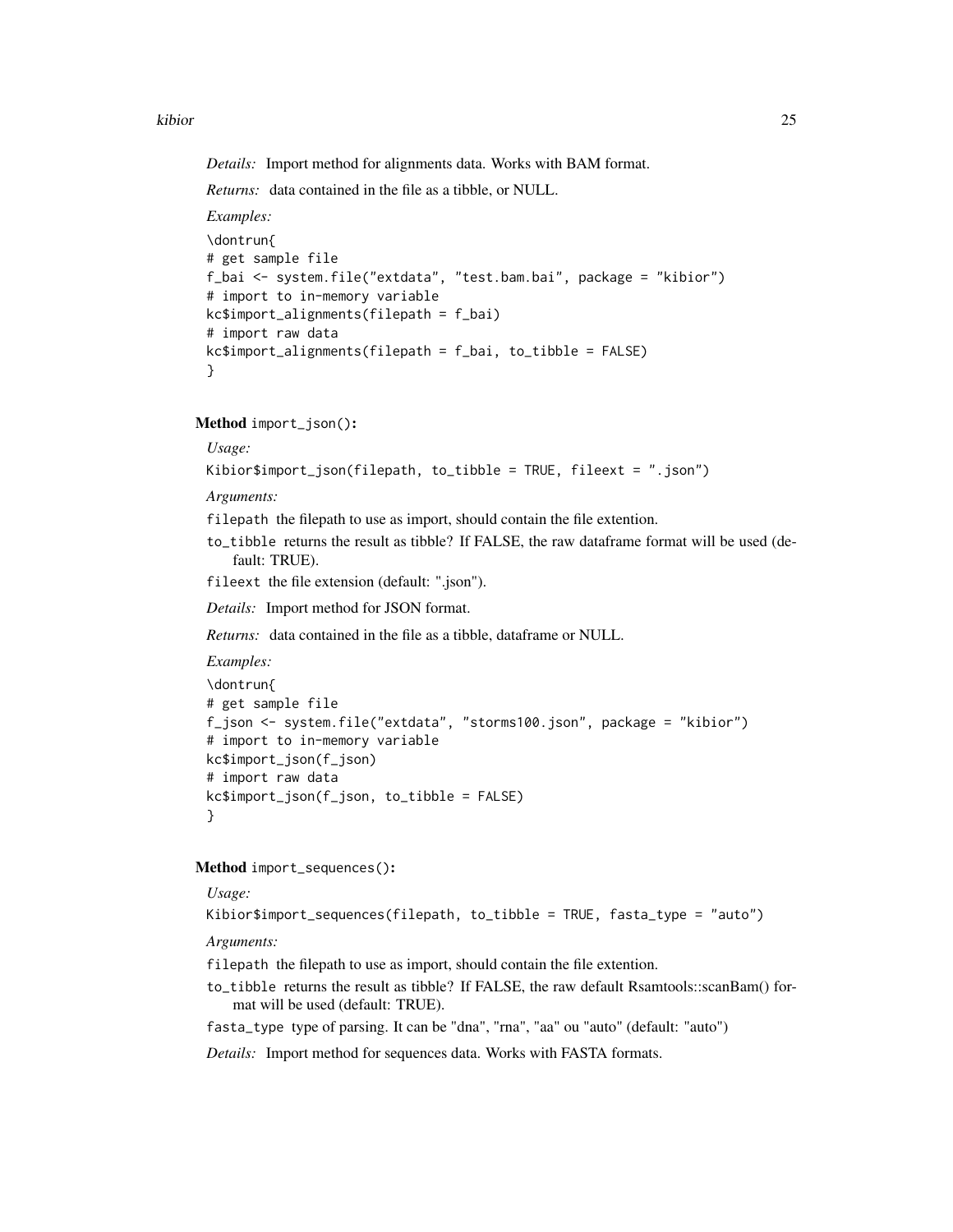*Details:* Import method for alignments data. Works with BAM format.

*Returns:* data contained in the file as a tibble, or NULL.

*Examples:*

```
\dontrun{
# get sample file
f_bai <- system.file("extdata", "test.bam.bai", package = "kibior")
# import to in-memory variable
kc$import_alignments(filepath = f_bai)
# import raw data
kc$import_alignments(filepath = f_bai, to_tibble = FALSE)
}
```

**Method** `import_json()`:

*Usage:*

```
Kibior$import_json(filepath, to_tibble = TRUE, fileext = ".json")
```

*Arguments:*

`filepath` the filepath to use as import, should contain the file extention.

`to_tibble` returns the result as tibble? If FALSE, the raw dataframe format will be used (default: TRUE).

`fileext` the file extension (default: ".json").

*Details:* Import method for JSON format.

*Returns:* data contained in the file as a tibble, dataframe or NULL.

*Examples:*

```
\dontrun{
# get sample file
f_json <- system.file("extdata", "storms100.json", package = "kibior")
# import to in-memory variable
kc$import_json(f_json)
# import raw data
kc$import_json(f_json, to_tibble = FALSE)
}
```

**Method** `import_sequences()`:

*Usage:*

```
Kibior$import_sequences(filepath, to_tibble = TRUE, fasta_type = "auto")
```

*Arguments:*

`filepath` the filepath to use as import, should contain the file extention.

`to_tibble` returns the result as tibble? If FALSE, the raw default Rsamtools::scanBam() format will be used (default: TRUE).

`fasta_type` type of parsing. It can be "dna", "rna", "aa" ou "auto" (default: "auto")

*Details:* Import method for sequences data. Works with FASTA formats.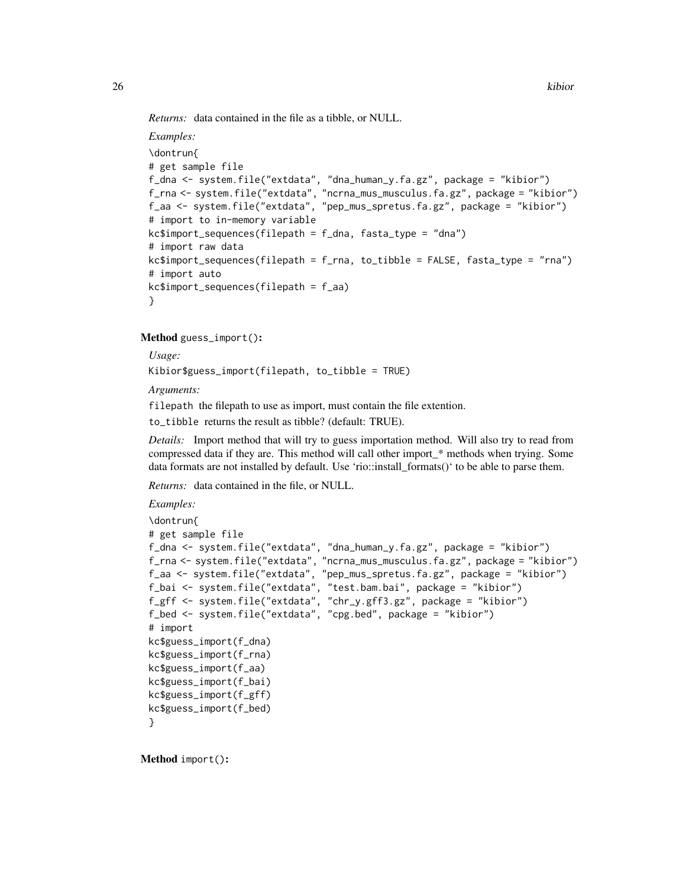*Returns:* data contained in the file as a tibble, or NULL.

*Examples:*

```
\dontrun{
# get sample file
f_dna <- system.file("extdata", "dna_human_y.fa.gz", package = "kibior")
f_rna <- system.file("extdata", "ncrna_mus_musculus.fa.gz", package = "kibior")
f_aa <- system.file("extdata", "pep_mus_spretus.fa.gz", package = "kibior")
# import to in-memory variable
kc$import_sequences(filepath = f_dna, fasta_type = "dna")
# import raw data
kc$import_sequences(filepath = f_rna, to_tibble = FALSE, fasta_type = "rna")
# import auto
kc$import_sequences(filepath = f_aa)
}
```

**Method** `guess_import()`:

*Usage:*

```
Kibior$guess_import(filepath, to_tibble = TRUE)
```

*Arguments:*

`filepath` the filepath to use as import, must contain the file extention.

`to_tibble` returns the result as tibble? (default: TRUE).

*Details:* Import method that will try to guess importation method. Will also try to read from compressed data if they are. This method will call other import_* methods when trying. Some data formats are not installed by default. Use 'rio::install_formats()' to be able to parse them.

*Returns:* data contained in the file, or NULL.

*Examples:*

```
\dontrun{
# get sample file
f_dna <- system.file("extdata", "dna_human_y.fa.gz", package = "kibior")
f_rna <- system.file("extdata", "ncrna_mus_musculus.fa.gz", package = "kibior")
f_aa <- system.file("extdata", "pep_mus_spretus.fa.gz", package = "kibior")
f_bai <- system.file("extdata", "test.bam.bai", package = "kibior")
f_gff <- system.file("extdata", "chr_y.gff3.gz", package = "kibior")
f_bed <- system.file("extdata", "cpg.bed", package = "kibior")
# import
kc$guess_import(f_dna)
kc$guess_import(f_rna)
kc$guess_import(f_aa)
kc$guess_import(f_bai)
kc$guess_import(f_gff)
kc$guess_import(f_bed)
}
```

**Method** `import()`: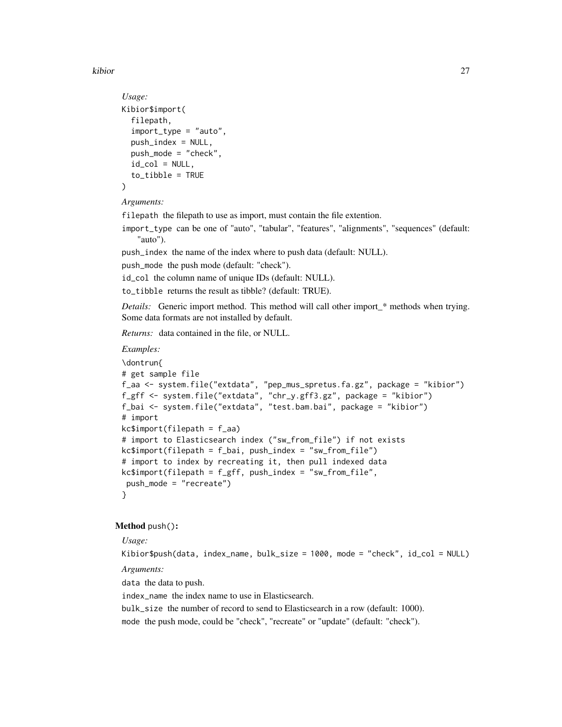*Usage:*

```
Kibior$import(
  filepath,
  import_type = "auto",
  push_index = NULL,
  push_mode = "check",
  id_col = NULL,
  to_tibble = TRUE
)
```

*Arguments:*

`filepath` the filepath to use as import, must contain the file extention.

`import_type` can be one of "auto", "tabular", "features", "alignments", "sequences" (default: "auto").

`push_index` the name of the index where to push data (default: NULL).

`push_mode` the push mode (default: "check").

`id_col` the column name of unique IDs (default: NULL).

`to_tibble` returns the result as tibble? (default: TRUE).

*Details:* Generic import method. This method will call other import_* methods when trying. Some data formats are not installed by default.

*Returns:* data contained in the file, or NULL.

*Examples:*

```
\dontrun{
# get sample file
f_aa <- system.file("extdata", "pep_mus_spretus.fa.gz", package = "kibior")
f_gff <- system.file("extdata", "chr_y.gff3.gz", package = "kibior")
f_bai <- system.file("extdata", "test.bam.bai", package = "kibior")
# import
kc$import(filepath = f_aa)
# import to Elasticsearch index ("sw_from_file") if not exists
kc$import(filepath = f_bai, push_index = "sw_from_file")
# import to index by recreating it, then pull indexed data
kc$import(filepath = f_gff, push_index = "sw_from_file",
 push_mode = "recreate")
}
```

**Method** `push()`**:**

*Usage:*

```
Kibior$push(data, index_name, bulk_size = 1000, mode = "check", id_col = NULL)
```

*Arguments:*

`data` the data to push.

`index_name` the index name to use in Elasticsearch.

`bulk_size` the number of record to send to Elasticsearch in a row (default: 1000).

`mode` the push mode, could be "check", "recreate" or "update" (default: "check").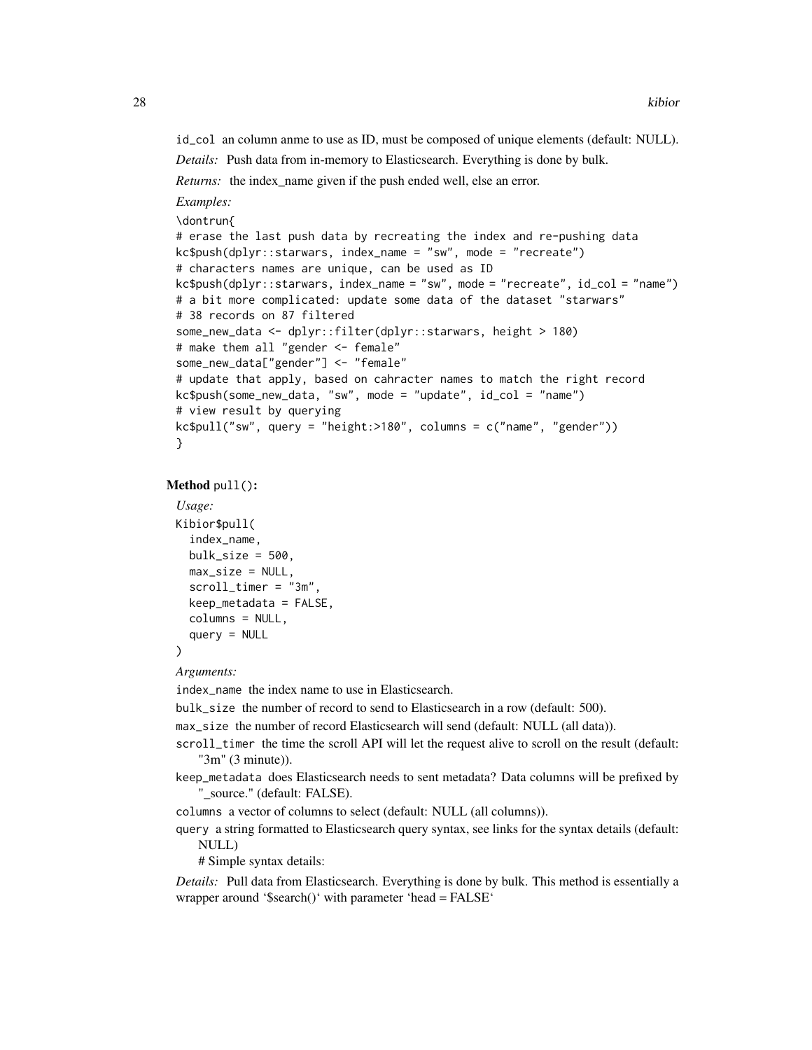`id_col` an column anme to use as ID, must be composed of unique elements (default: NULL).

*Details:* Push data from in-memory to Elasticsearch. Everything is done by bulk.

*Returns:* the index_name given if the push ended well, else an error.

*Examples:*

```
\dontrun{
# erase the last push data by recreating the index and re-pushing data
kc$push(dplyr::starwars, index_name = "sw", mode = "recreate")
# characters names are unique, can be used as ID
kc$push(dplyr::starwars, index_name = "sw", mode = "recreate", id_col = "name")
# a bit more complicated: update some data of the dataset "starwars"
# 38 records on 87 filtered
some_new_data <- dplyr::filter(dplyr::starwars, height > 180)
# make them all "gender <- female"
some_new_data["gender"] <- "female"
# update that apply, based on cahracter names to match the right record
kc$push(some_new_data, "sw", mode = "update", id_col = "name")
# view result by querying
kc$pull("sw", query = "height:>180", columns = c("name", "gender"))
}
```

**Method** `pull()`**:**

*Usage:*

```
Kibior$pull(
  index_name,
  bulk_size = 500,
  max_size = NULL,
  scroll_timer = "3m",
  keep_metadata = FALSE,
  columns = NULL,
  query = NULL
)
```

*Arguments:*

`index_name` the index name to use in Elasticsearch.

`bulk_size` the number of record to send to Elasticsearch in a row (default: 500).

`max_size` the number of record Elasticsearch will send (default: NULL (all data)).

`scroll_timer` the time the scroll API will let the request alive to scroll on the result (default: "3m" (3 minute)).

`keep_metadata` does Elasticsearch needs to sent metadata? Data columns will be prefixed by "_source." (default: FALSE).

`columns` a vector of columns to select (default: NULL (all columns)).

`query` a string formatted to Elasticsearch query syntax, see links for the syntax details (default: NULL)

# Simple syntax details:

*Details:* Pull data from Elasticsearch. Everything is done by bulk. This method is essentially a wrapper around '$search()' with parameter 'head = FALSE'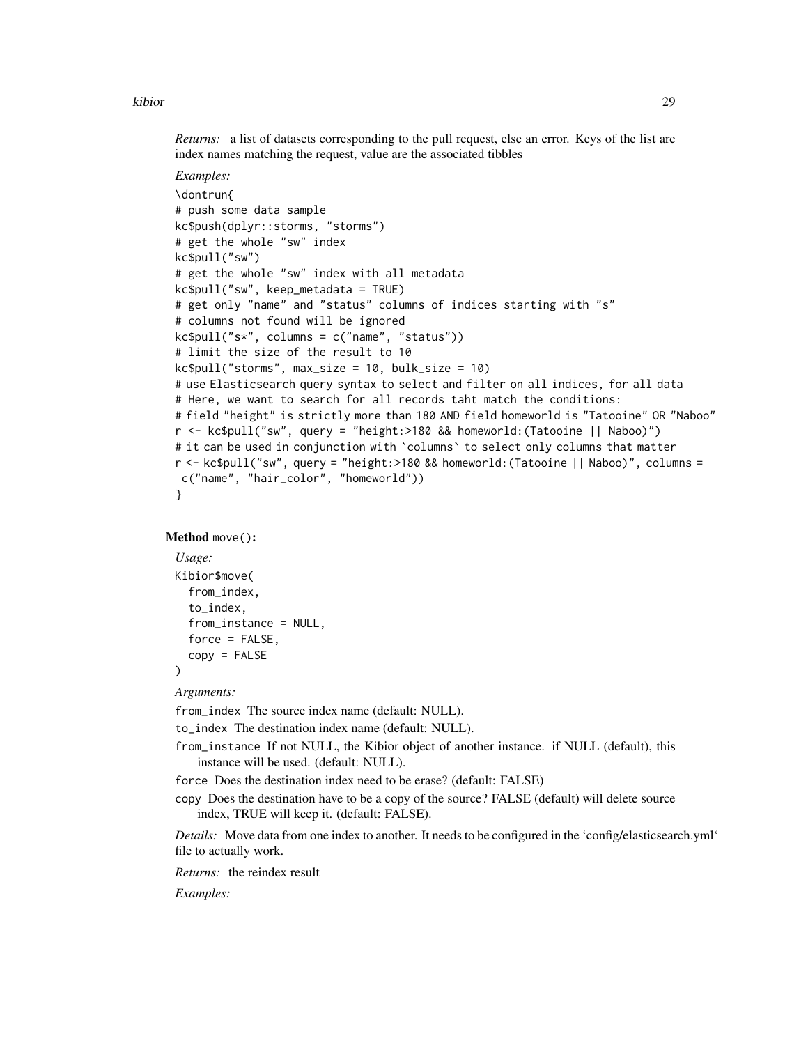*Returns:* a list of datasets corresponding to the pull request, else an error. Keys of the list are index names matching the request, value are the associated tibbles

*Examples:*

```
\dontrun{
# push some data sample
kc$push(dplyr::storms, "storms")
# get the whole "sw" index
kc$pull("sw")
# get the whole "sw" index with all metadata
kc$pull("sw", keep_metadata = TRUE)
# get only "name" and "status" columns of indices starting with "s"
# columns not found will be ignored
kc$pull("s*", columns = c("name", "status"))
# limit the size of the result to 10
kc$pull("storms", max_size = 10, bulk_size = 10)
# use Elasticsearch query syntax to select and filter on all indices, for all data
# Here, we want to search for all records taht match the conditions:
# field "height" is strictly more than 180 AND field homeworld is "Tatooine" OR "Naboo"
r <- kc$pull("sw", query = "height:>180 && homeworld:(Tatooine || Naboo)")
# it can be used in conjunction with `columns` to select only columns that matter
r <- kc$pull("sw", query = "height:>180 && homeworld:(Tatooine || Naboo)", columns =
 c("name", "hair_color", "homeworld"))
}
```

**Method** `move()`**:**

*Usage:*

```
Kibior$move(
  from_index,
  to_index,
  from_instance = NULL,
  force = FALSE,
  copy = FALSE
)
```

*Arguments:*

`from_index` The source index name (default: NULL).

`to_index` The destination index name (default: NULL).

`from_instance` If not NULL, the Kibior object of another instance. if NULL (default), this instance will be used. (default: NULL).

`force` Does the destination index need to be erase? (default: FALSE)

`copy` Does the destination have to be a copy of the source? FALSE (default) will delete source index, TRUE will keep it. (default: FALSE).

*Details:* Move data from one index to another. It needs to be configured in the 'config/elasticsearch.yml' file to actually work.

*Returns:* the reindex result

*Examples:*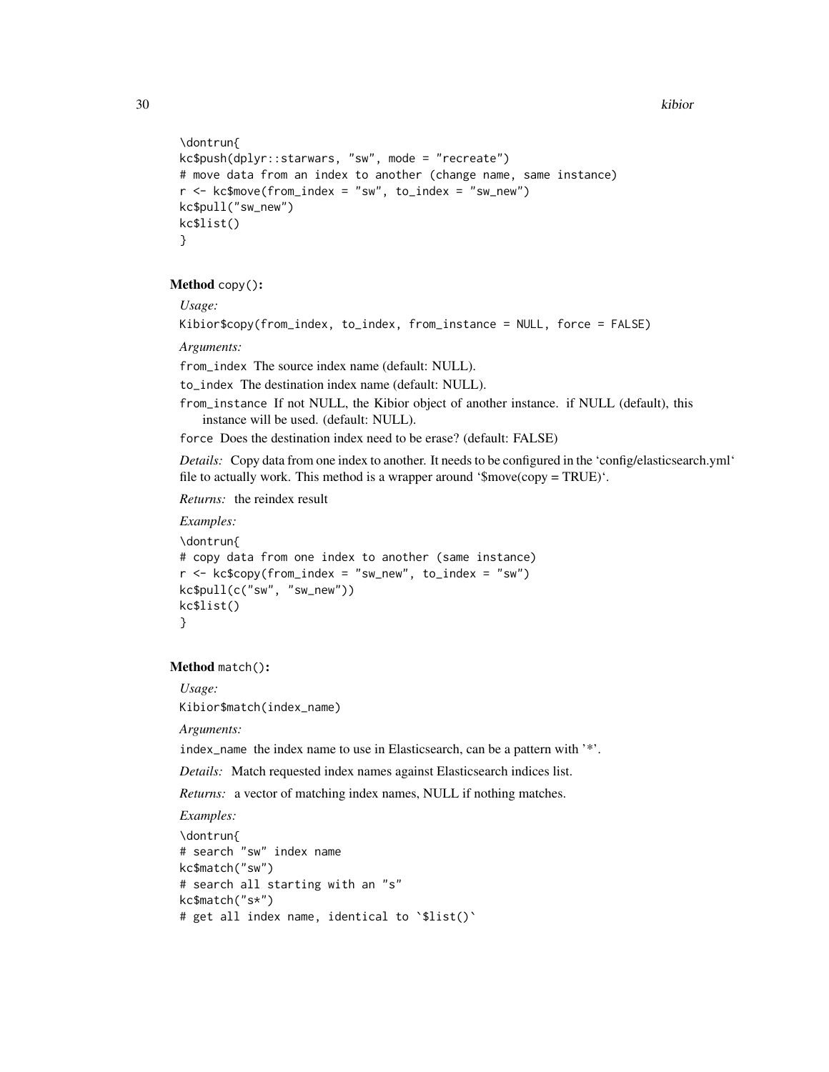```
\dontrun{
kc$push(dplyr::starwars, "sw", mode = "recreate")
# move data from an index to another (change name, same instance)
r <- kc$move(from_index = "sw", to_index = "sw_new")
kc$pull("sw_new")
kc$list()
}
```

**Method** `copy()`**:**

*Usage:*

```
Kibior$copy(from_index, to_index, from_instance = NULL, force = FALSE)
```

*Arguments:*

`from_index` The source index name (default: NULL).

`to_index` The destination index name (default: NULL).

`from_instance` If not NULL, the Kibior object of another instance. if NULL (default), this instance will be used. (default: NULL).

`force` Does the destination index need to be erase? (default: FALSE)

*Details:* Copy data from one index to another. It needs to be configured in the 'config/elasticsearch.yml' file to actually work. This method is a wrapper around '$move(copy = TRUE)'.

*Returns:* the reindex result

*Examples:*

```
\dontrun{
# copy data from one index to another (same instance)
r <- kc$copy(from_index = "sw_new", to_index = "sw")
kc$pull(c("sw", "sw_new"))
kc$list()
}
```

**Method** `match()`**:**

*Usage:*

```
Kibior$match(index_name)
```

*Arguments:*

`index_name` the index name to use in Elasticsearch, can be a pattern with '*'.

*Details:* Match requested index names against Elasticsearch indices list.

*Returns:* a vector of matching index names, NULL if nothing matches.

*Examples:*

```
\dontrun{
# search "sw" index name
kc$match("sw")
# search all starting with an "s"
kc$match("s*")
# get all index name, identical to `$list()`
```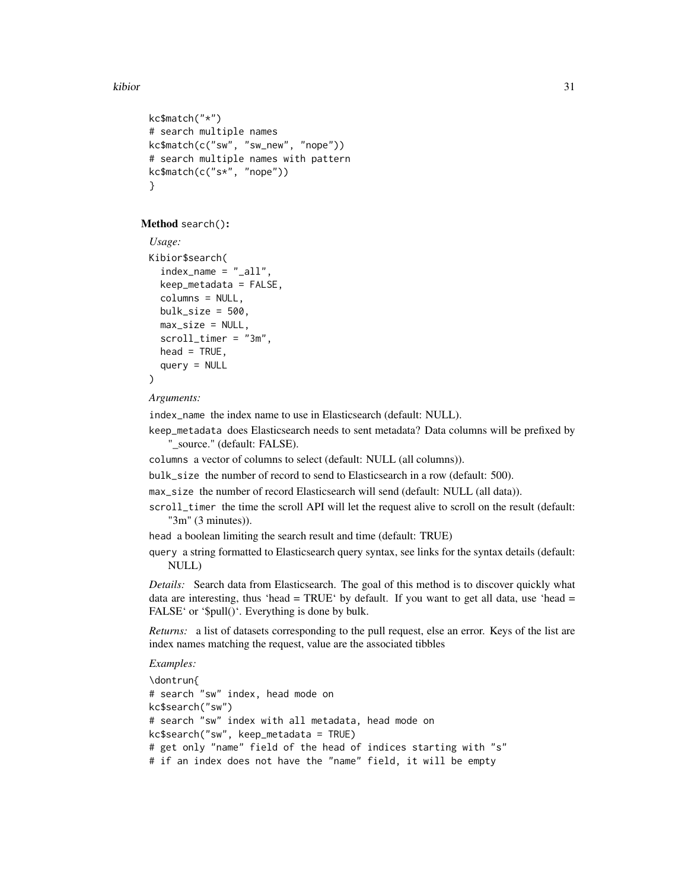```
kc$match("*")
# search multiple names
kc$match(c("sw", "sw_new", "nope"))
# search multiple names with pattern
kc$match(c("s*", "nope"))
}
```

**Method** `search()`:

*Usage:*

```
Kibior$search(
  index_name = "_all",
  keep_metadata = FALSE,
  columns = NULL,
  bulk_size = 500,
  max_size = NULL,
  scroll_timer = "3m",
  head = TRUE,
  query = NULL
)
```

*Arguments:*

`index_name` the index name to use in Elasticsearch (default: NULL).

`keep_metadata` does Elasticsearch needs to sent metadata? Data columns will be prefixed by "_source." (default: FALSE).

`columns` a vector of columns to select (default: NULL (all columns)).

`bulk_size` the number of record to send to Elasticsearch in a row (default: 500).

`max_size` the number of record Elasticsearch will send (default: NULL (all data)).

`scroll_timer` the time the scroll API will let the request alive to scroll on the result (default: "3m" (3 minutes)).

`head` a boolean limiting the search result and time (default: TRUE)

`query` a string formatted to Elasticsearch query syntax, see links for the syntax details (default: NULL)

*Details:* Search data from Elasticsearch. The goal of this method is to discover quickly what data are interesting, thus 'head = TRUE' by default. If you want to get all data, use 'head = FALSE' or '$pull()'. Everything is done by bulk.

*Returns:* a list of datasets corresponding to the pull request, else an error. Keys of the list are index names matching the request, value are the associated tibbles

*Examples:*

```
\dontrun{
# search "sw" index, head mode on
kc$search("sw")
# search "sw" index with all metadata, head mode on
kc$search("sw", keep_metadata = TRUE)
# get only "name" field of the head of indices starting with "s"
# if an index does not have the "name" field, it will be empty
```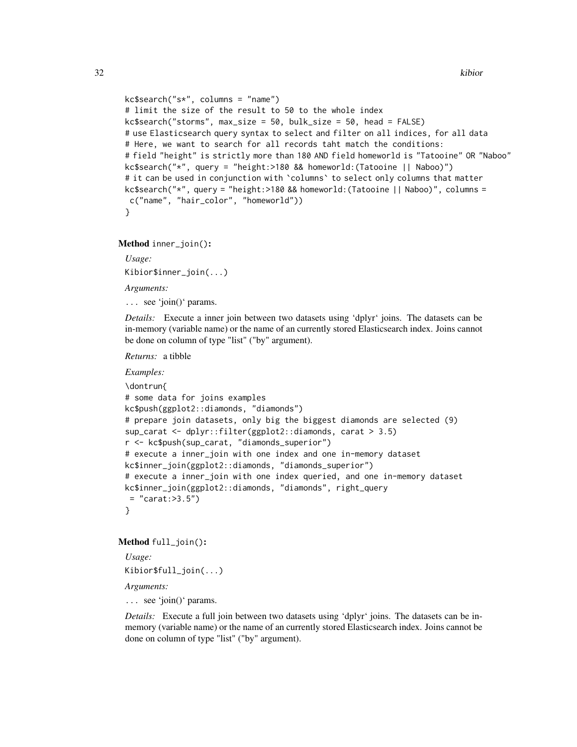```
kc$search("s*", columns = "name")
# limit the size of the result to 50 to the whole index
kc$search("storms", max_size = 50, bulk_size = 50, head = FALSE)
# use Elasticsearch query syntax to select and filter on all indices, for all data
# Here, we want to search for all records taht match the conditions:
# field "height" is strictly more than 180 AND field homeworld is "Tatooine" OR "Naboo"
kc$search("*", query = "height:>180 && homeworld:(Tatooine || Naboo)")
# it can be used in conjunction with `columns` to select only columns that matter
kc$search("*", query = "height:>180 && homeworld:(Tatooine || Naboo)", columns =
 c("name", "hair_color", "homeworld"))
}
```

**Method** `inner_join()`**:**

*Usage:*

```
Kibior$inner_join(...)
```

*Arguments:*

`...` see 'join()' params.

*Details:* Execute a inner join between two datasets using 'dplyr' joins. The datasets can be in-memory (variable name) or the name of an currently stored Elasticsearch index. Joins cannot be done on column of type "list" ("by" argument).

*Returns:* a tibble

*Examples:*

```
\dontrun{
# some data for joins examples
kc$push(ggplot2::diamonds, "diamonds")
# prepare join datasets, only big the biggest diamonds are selected (9)
sup_carat <- dplyr::filter(ggplot2::diamonds, carat > 3.5)
r <- kc$push(sup_carat, "diamonds_superior")
# execute a inner_join with one index and one in-memory dataset
kc$inner_join(ggplot2::diamonds, "diamonds_superior")
# execute a inner_join with one index queried, and one in-memory dataset
kc$inner_join(ggplot2::diamonds, "diamonds", right_query
 = "carat:>3.5")
}
```

**Method** `full_join()`**:**

*Usage:*

```
Kibior$full_join(...)
```

*Arguments:*

`...` see 'join()' params.

*Details:* Execute a full join between two datasets using 'dplyr' joins. The datasets can be in-memory (variable name) or the name of an currently stored Elasticsearch index. Joins cannot be done on column of type "list" ("by" argument).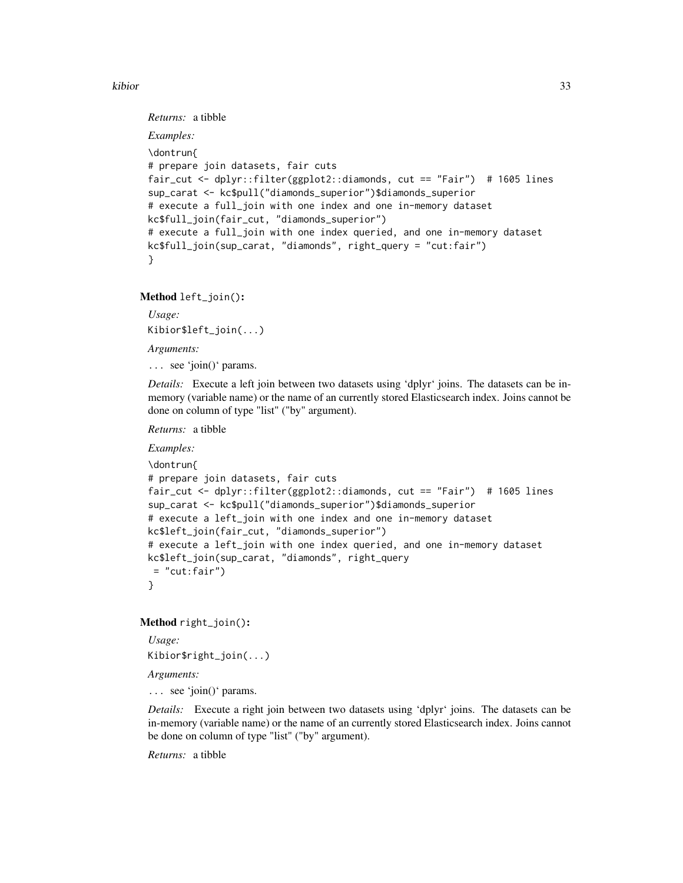*Returns:* a tibble

*Examples:*

```
\dontrun{
# prepare join datasets, fair cuts
fair_cut <- dplyr::filter(ggplot2::diamonds, cut == "Fair")  # 1605 lines
sup_carat <- kc$pull("diamonds_superior")$diamonds_superior
# execute a full_join with one index and one in-memory dataset
kc$full_join(fair_cut, "diamonds_superior")
# execute a full_join with one index queried, and one in-memory dataset
kc$full_join(sup_carat, "diamonds", right_query = "cut:fair")
}
```

**Method** `left_join()`**:**

*Usage:*

```
Kibior$left_join(...)
```

*Arguments:*

... see 'join()' params.

*Details:* Execute a left join between two datasets using 'dplyr' joins. The datasets can be in-memory (variable name) or the name of an currently stored Elasticsearch index. Joins cannot be done on column of type "list" ("by" argument).

*Returns:* a tibble

*Examples:*

```
\dontrun{
# prepare join datasets, fair cuts
fair_cut <- dplyr::filter(ggplot2::diamonds, cut == "Fair")  # 1605 lines
sup_carat <- kc$pull("diamonds_superior")$diamonds_superior
# execute a left_join with one index and one in-memory dataset
kc$left_join(fair_cut, "diamonds_superior")
# execute a left_join with one index queried, and one in-memory dataset
kc$left_join(sup_carat, "diamonds", right_query
 = "cut:fair")
}
```

**Method** `right_join()`**:**

*Usage:*

```
Kibior$right_join(...)
```

*Arguments:*

... see 'join()' params.

*Details:* Execute a right join between two datasets using 'dplyr' joins. The datasets can be in-memory (variable name) or the name of an currently stored Elasticsearch index. Joins cannot be done on column of type "list" ("by" argument).

*Returns:* a tibble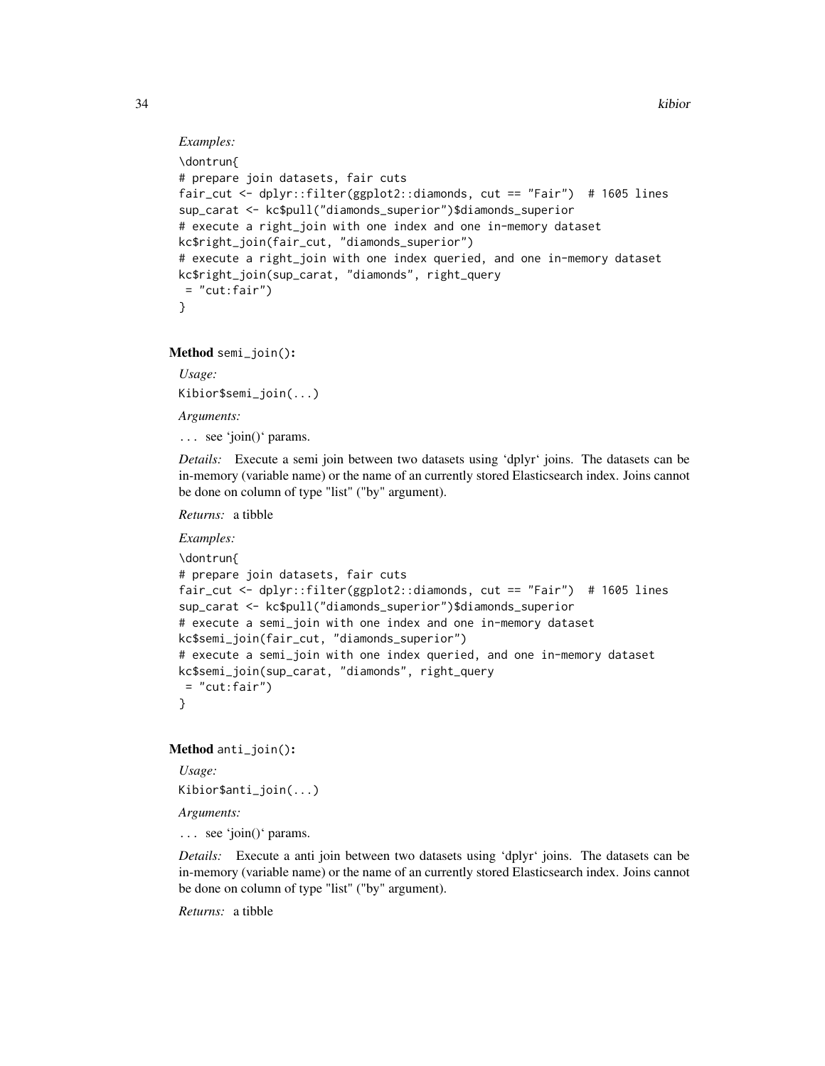*Examples:*

```
\dontrun{
# prepare join datasets, fair cuts
fair_cut <- dplyr::filter(ggplot2::diamonds, cut == "Fair")  # 1605 lines
sup_carat <- kc$pull("diamonds_superior")$diamonds_superior
# execute a right_join with one index and one in-memory dataset
kc$right_join(fair_cut, "diamonds_superior")
# execute a right_join with one index queried, and one in-memory dataset
kc$right_join(sup_carat, "diamonds", right_query
 = "cut:fair")
}
```

**Method** `semi_join()`**:**

*Usage:*

```
Kibior$semi_join(...)
```

*Arguments:*

`...` see 'join()' params.

*Details:* Execute a semi join between two datasets using 'dplyr' joins. The datasets can be in-memory (variable name) or the name of an currently stored Elasticsearch index. Joins cannot be done on column of type "list" ("by" argument).

*Returns:* a tibble

*Examples:*

```
\dontrun{
# prepare join datasets, fair cuts
fair_cut <- dplyr::filter(ggplot2::diamonds, cut == "Fair")  # 1605 lines
sup_carat <- kc$pull("diamonds_superior")$diamonds_superior
# execute a semi_join with one index and one in-memory dataset
kc$semi_join(fair_cut, "diamonds_superior")
# execute a semi_join with one index queried, and one in-memory dataset
kc$semi_join(sup_carat, "diamonds", right_query
 = "cut:fair")
}
```

**Method** `anti_join()`**:**

*Usage:*

```
Kibior$anti_join(...)
```

*Arguments:*

`...` see 'join()' params.

*Details:* Execute a anti join between two datasets using 'dplyr' joins. The datasets can be in-memory (variable name) or the name of an currently stored Elasticsearch index. Joins cannot be done on column of type "list" ("by" argument).

*Returns:* a tibble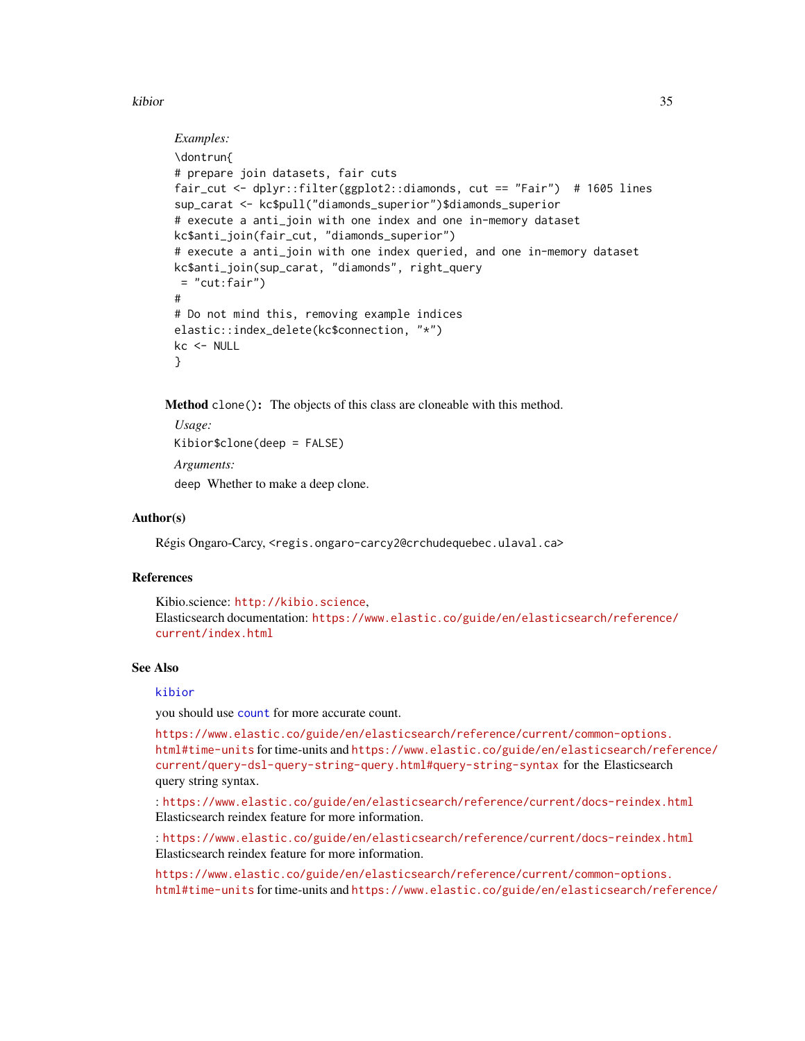*Examples:*

```
\dontrun{
# prepare join datasets, fair cuts
fair_cut <- dplyr::filter(ggplot2::diamonds, cut == "Fair")  # 1605 lines
sup_carat <- kc$pull("diamonds_superior")$diamonds_superior
# execute a anti_join with one index and one in-memory dataset
kc$anti_join(fair_cut, "diamonds_superior")
# execute a anti_join with one index queried, and one in-memory dataset
kc$anti_join(sup_carat, "diamonds", right_query
 = "cut:fair")
#
# Do not mind this, removing example indices
elastic::index_delete(kc$connection, "*")
kc <- NULL
}
```

**Method** `clone()`: The objects of this class are cloneable with this method.

*Usage:*

`Kibior$clone(deep = FALSE)`

*Arguments:*

`deep` Whether to make a deep clone.

## Author(s)

Régis Ongaro-Carcy, <regis.ongaro-carcy2@crchudequebec.ulaval.ca>

## References

Kibio.science: http://kibio.science,
Elasticsearch documentation: https://www.elastic.co/guide/en/elasticsearch/reference/current/index.html

## See Also

kibior

you should use count for more accurate count.

https://www.elastic.co/guide/en/elasticsearch/reference/current/common-options.html#time-units for time-units and https://www.elastic.co/guide/en/elasticsearch/reference/current/query-dsl-query-string-query.html#query-string-syntax for the Elasticsearch query string syntax.

: https://www.elastic.co/guide/en/elasticsearch/reference/current/docs-reindex.html Elasticsearch reindex feature for more information.

: https://www.elastic.co/guide/en/elasticsearch/reference/current/docs-reindex.html Elasticsearch reindex feature for more information.

https://www.elastic.co/guide/en/elasticsearch/reference/current/common-options.html#time-units for time-units and https://www.elastic.co/guide/en/elasticsearch/reference/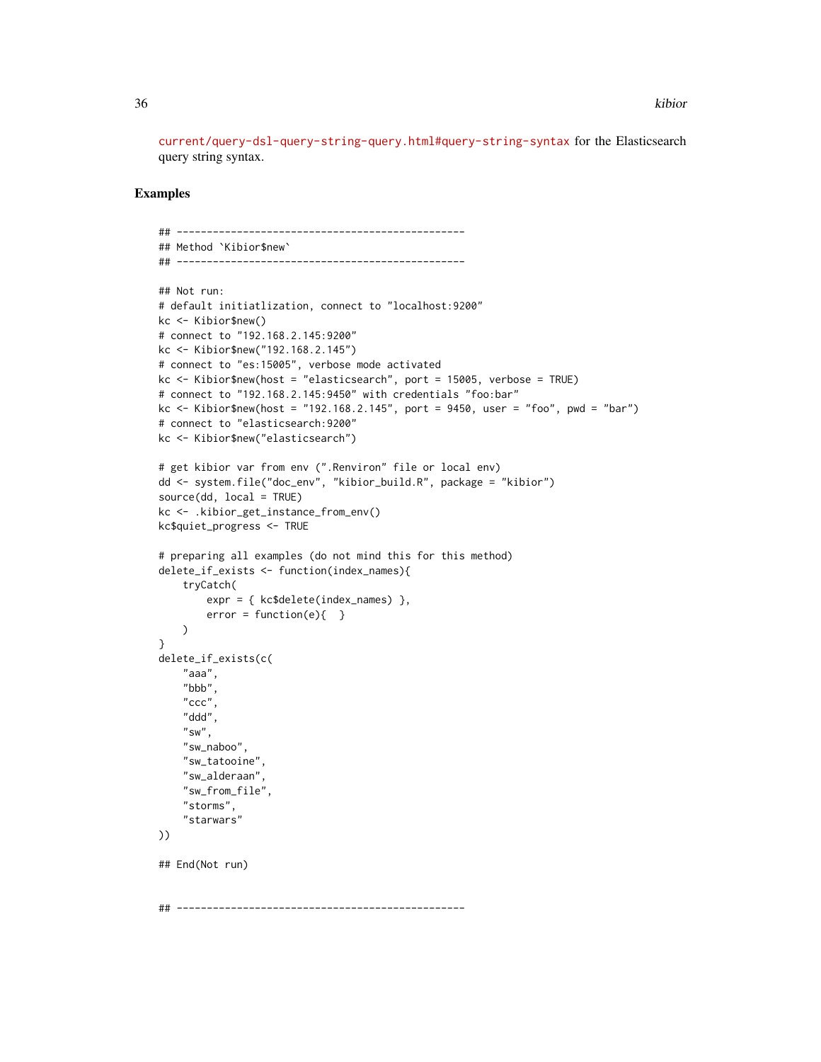current/query-dsl-query-string-query.html#query-string-syntax for the Elasticsearch query string syntax.

### Examples

```
## ------------------------------------------------
## Method `Kibior$new`
## ------------------------------------------------

## Not run:
# default initiatlization, connect to "localhost:9200"
kc <- Kibior$new()
# connect to "192.168.2.145:9200"
kc <- Kibior$new("192.168.2.145")
# connect to "es:15005", verbose mode activated
kc <- Kibior$new(host = "elasticsearch", port = 15005, verbose = TRUE)
# connect to "192.168.2.145:9450" with credentials "foo:bar"
kc <- Kibior$new(host = "192.168.2.145", port = 9450, user = "foo", pwd = "bar")
# connect to "elasticsearch:9200"
kc <- Kibior$new("elasticsearch")

# get kibior var from env (".Renviron" file or local env)
dd <- system.file("doc_env", "kibior_build.R", package = "kibior")
source(dd, local = TRUE)
kc <- .kibior_get_instance_from_env()
kc$quiet_progress <- TRUE

# preparing all examples (do not mind this for this method)
delete_if_exists <- function(index_names){
    tryCatch(
        expr = { kc$delete(index_names) },
        error = function(e){  }
    )
}
delete_if_exists(c(
    "aaa",
    "bbb",
    "ccc",
    "ddd",
    "sw",
    "sw_naboo",
    "sw_tatooine",
    "sw_alderaan",
    "sw_from_file",
    "storms",
    "starwars"
))

## End(Not run)


## ------------------------------------------------
```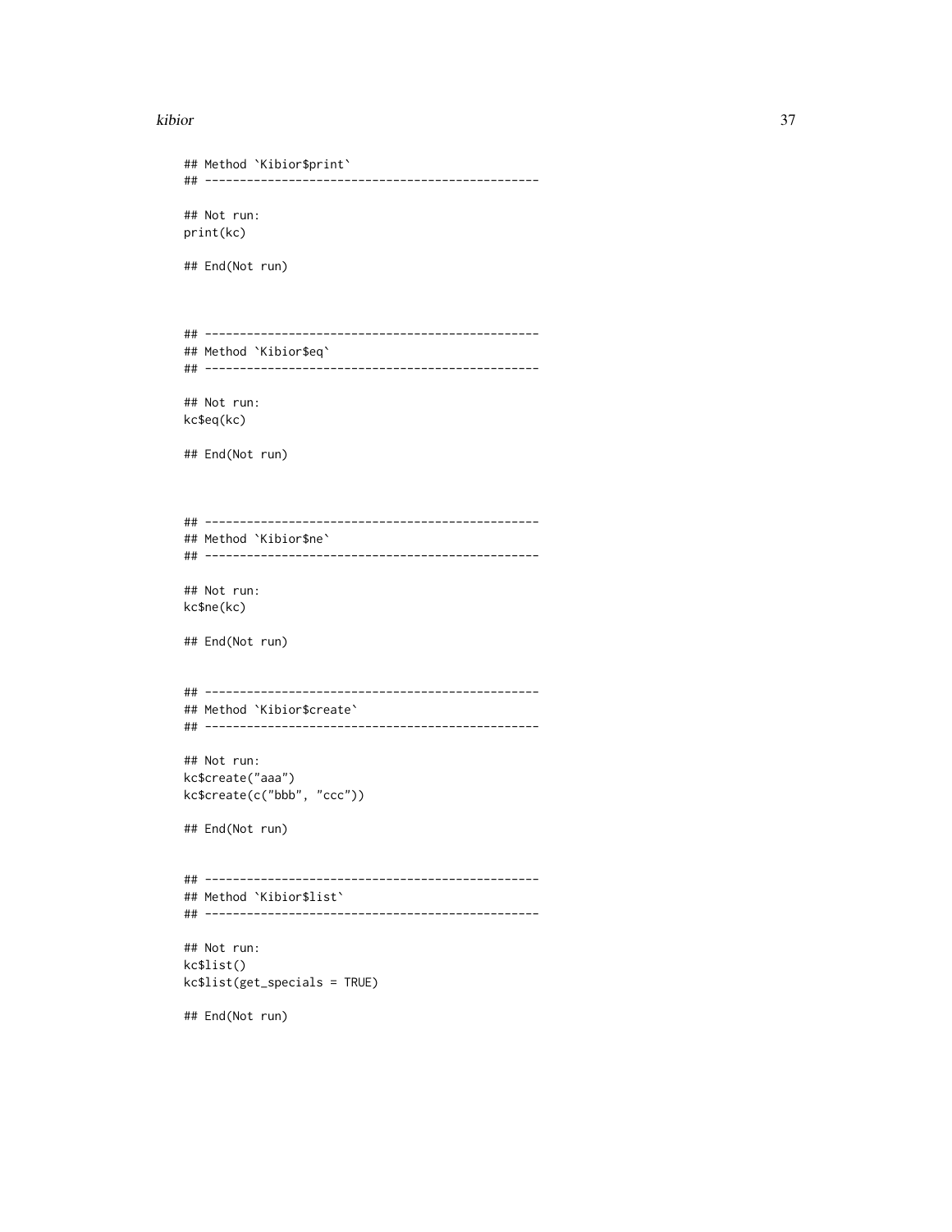```
## Method `Kibior$print`
## ------------------------------------------------

## Not run:
print(kc)

## End(Not run)



## ------------------------------------------------
## Method `Kibior$eq`
## ------------------------------------------------

## Not run:
kc$eq(kc)

## End(Not run)



## ------------------------------------------------
## Method `Kibior$ne`
## ------------------------------------------------

## Not run:
kc$ne(kc)

## End(Not run)


## ------------------------------------------------
## Method `Kibior$create`
## ------------------------------------------------

## Not run:
kc$create("aaa")
kc$create(c("bbb", "ccc"))

## End(Not run)


## ------------------------------------------------
## Method `Kibior$list`
## ------------------------------------------------

## Not run:
kc$list()
kc$list(get_specials = TRUE)

## End(Not run)
```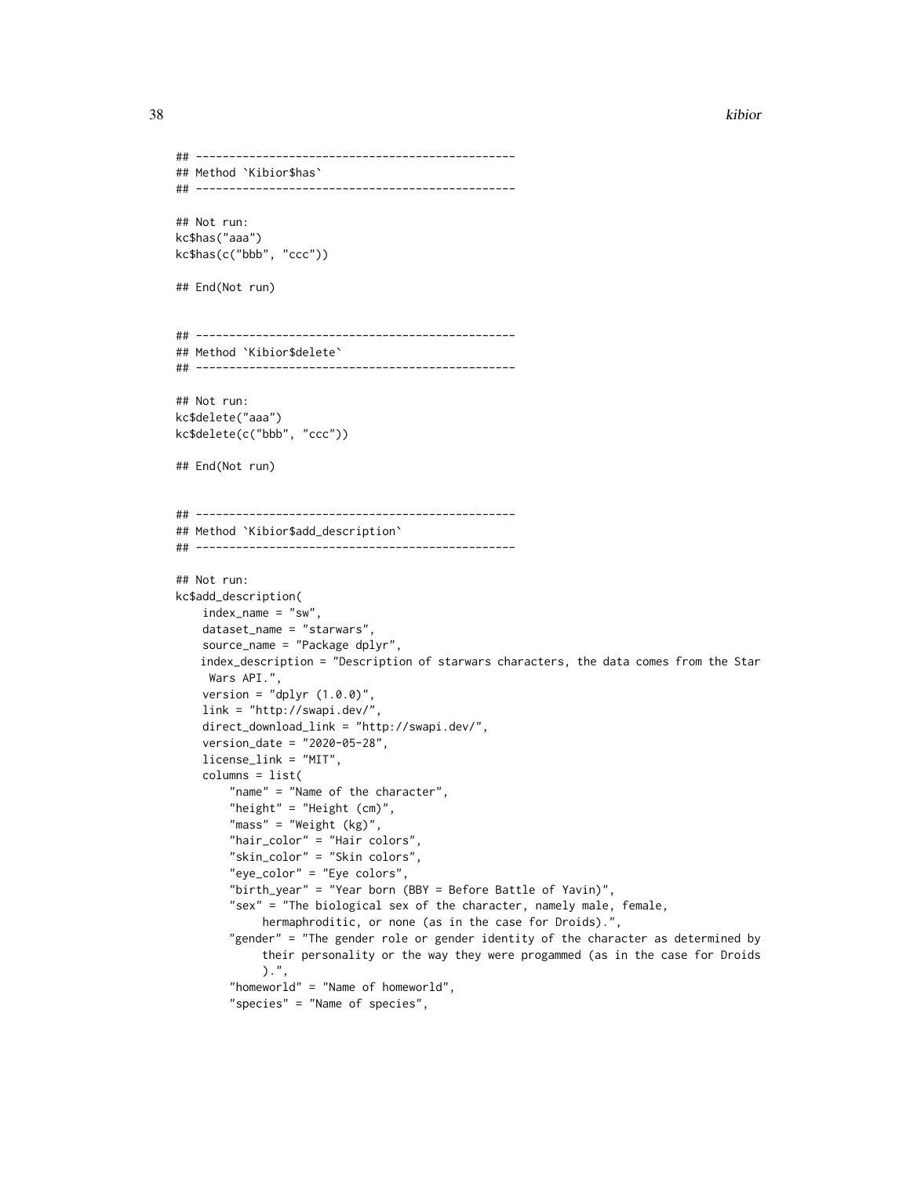```
## ------------------------------------------------
## Method `Kibior$has`
## ------------------------------------------------

## Not run:
kc$has("aaa")
kc$has(c("bbb", "ccc"))

## End(Not run)


## ------------------------------------------------
## Method `Kibior$delete`
## ------------------------------------------------

## Not run:
kc$delete("aaa")
kc$delete(c("bbb", "ccc"))

## End(Not run)


## ------------------------------------------------
## Method `Kibior$add_description`
## ------------------------------------------------

## Not run:
kc$add_description(
    index_name = "sw",
    dataset_name = "starwars",
    source_name = "Package dplyr",
    index_description = "Description of starwars characters, the data comes from the Star
     Wars API.",
    version = "dplyr (1.0.0)",
    link = "http://swapi.dev/",
    direct_download_link = "http://swapi.dev/",
    version_date = "2020-05-28",
    license_link = "MIT",
    columns = list(
        "name" = "Name of the character",
        "height" = "Height (cm)",
        "mass" = "Weight (kg)",
        "hair_color" = "Hair colors",
        "skin_color" = "Skin colors",
        "eye_color" = "Eye colors",
        "birth_year" = "Year born (BBY = Before Battle of Yavin)",
        "sex" = "The biological sex of the character, namely male, female,
             hermaphroditic, or none (as in the case for Droids).",
        "gender" = "The gender role or gender identity of the character as determined by
             their personality or the way they were progammed (as in the case for Droids
             ).",
        "homeworld" = "Name of homeworld",
        "species" = "Name of species",
```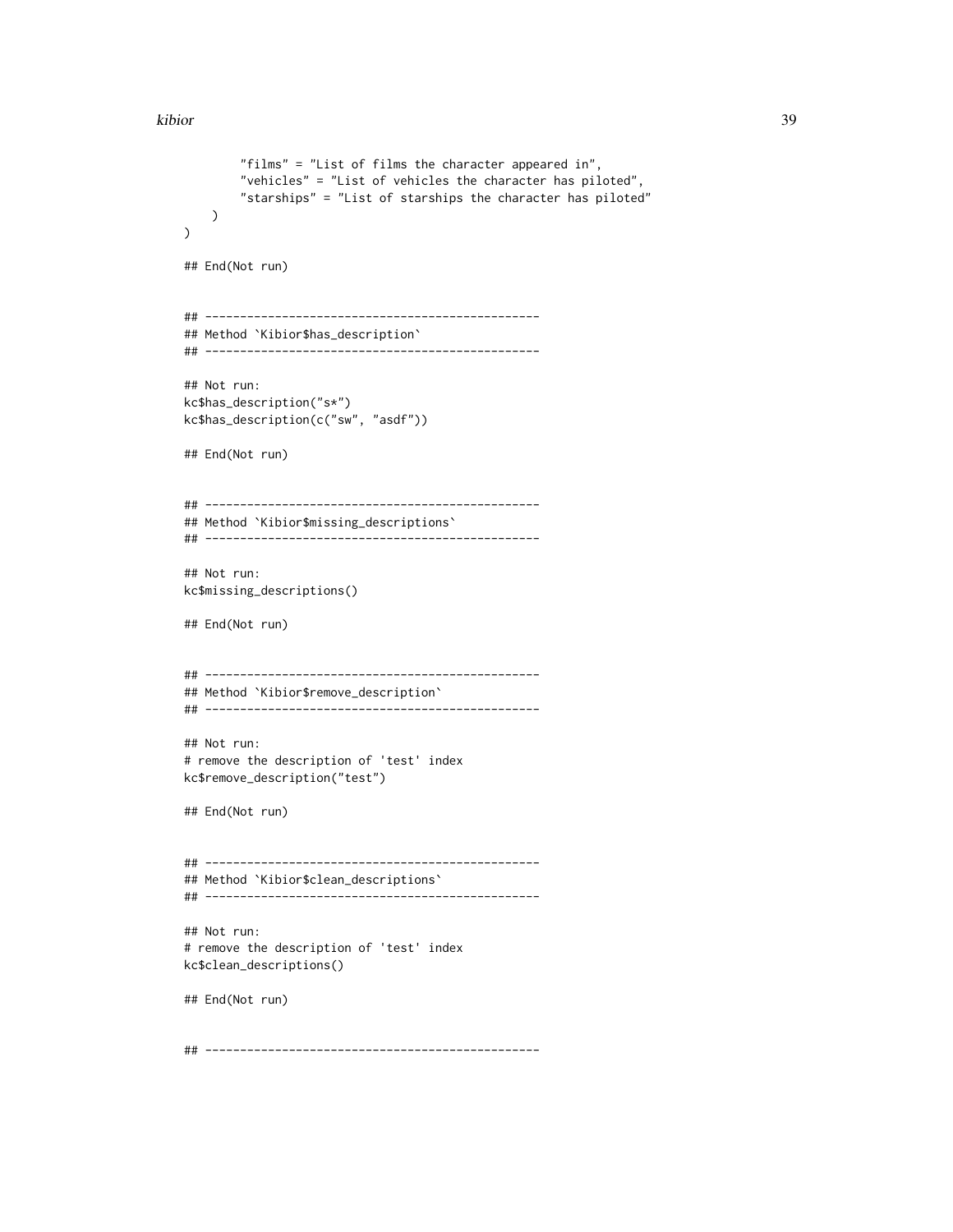```
        "films" = "List of films the character appeared in",
        "vehicles" = "List of vehicles the character has piloted",
        "starships" = "List of starships the character has piloted"
    )
)

## End(Not run)


## ------------------------------------------------
## Method `Kibior$has_description`
## ------------------------------------------------

## Not run:
kc$has_description("s*")
kc$has_description(c("sw", "asdf"))

## End(Not run)


## ------------------------------------------------
## Method `Kibior$missing_descriptions`
## ------------------------------------------------

## Not run:
kc$missing_descriptions()

## End(Not run)


## ------------------------------------------------
## Method `Kibior$remove_description`
## ------------------------------------------------

## Not run:
# remove the description of 'test' index
kc$remove_description("test")

## End(Not run)


## ------------------------------------------------
## Method `Kibior$clean_descriptions`
## ------------------------------------------------

## Not run:
# remove the description of 'test' index
kc$clean_descriptions()

## End(Not run)


## ------------------------------------------------
```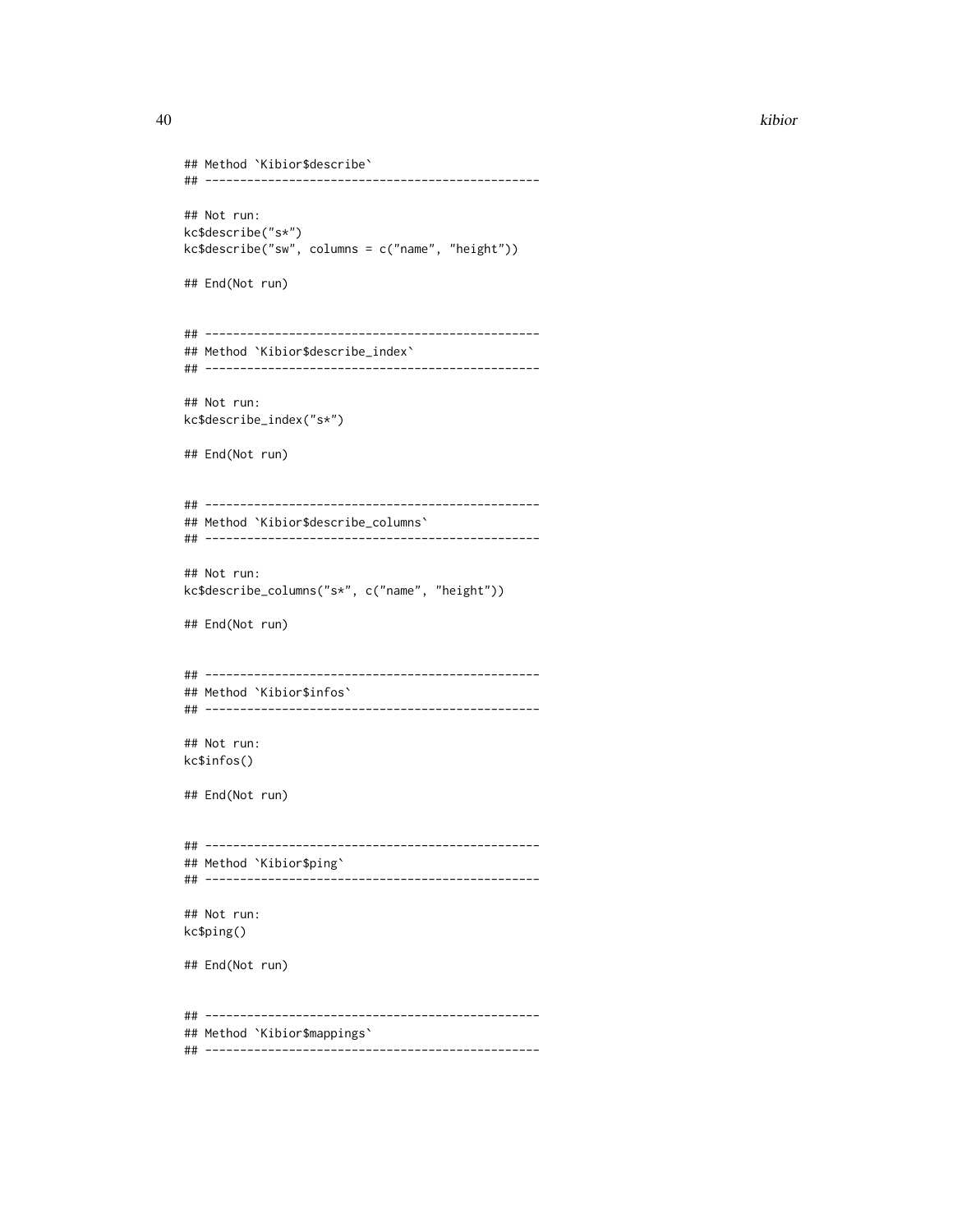```
## Method `Kibior$describe`
## ------------------------------------------------

## Not run:
kc$describe("s*")
kc$describe("sw", columns = c("name", "height"))

## End(Not run)


## ------------------------------------------------
## Method `Kibior$describe_index`
## ------------------------------------------------

## Not run:
kc$describe_index("s*")

## End(Not run)


## ------------------------------------------------
## Method `Kibior$describe_columns`
## ------------------------------------------------

## Not run:
kc$describe_columns("s*", c("name", "height"))

## End(Not run)


## ------------------------------------------------
## Method `Kibior$infos`
## ------------------------------------------------

## Not run:
kc$infos()

## End(Not run)


## ------------------------------------------------
## Method `Kibior$ping`
## ------------------------------------------------

## Not run:
kc$ping()

## End(Not run)


## ------------------------------------------------
## Method `Kibior$mappings`
## ------------------------------------------------
```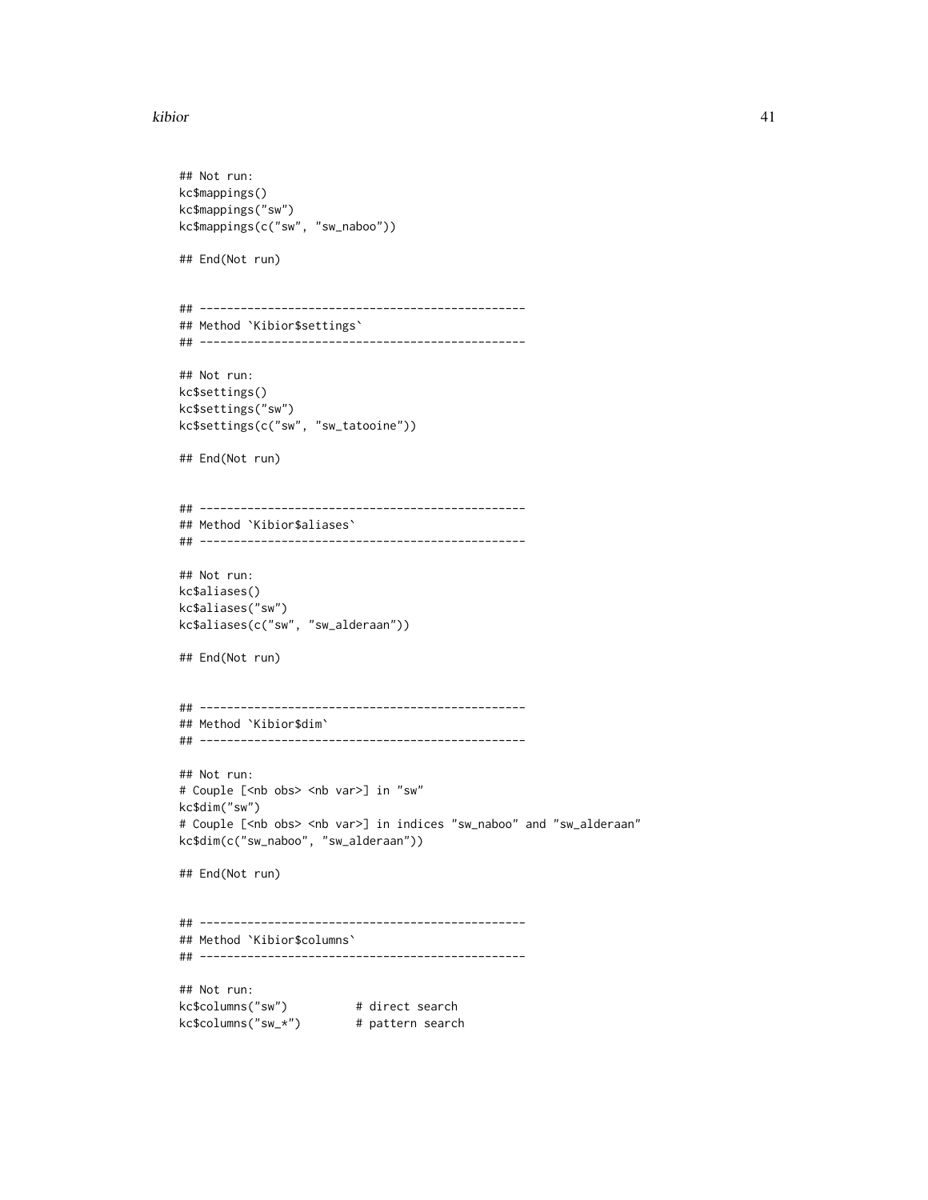```
## Not run:
kc$mappings()
kc$mappings("sw")
kc$mappings(c("sw", "sw_naboo"))

## End(Not run)


## ------------------------------------------------
## Method `Kibior$settings`
## ------------------------------------------------

## Not run:
kc$settings()
kc$settings("sw")
kc$settings(c("sw", "sw_tatooine"))

## End(Not run)


## ------------------------------------------------
## Method `Kibior$aliases`
## ------------------------------------------------

## Not run:
kc$aliases()
kc$aliases("sw")
kc$aliases(c("sw", "sw_alderaan"))

## End(Not run)


## ------------------------------------------------
## Method `Kibior$dim`
## ------------------------------------------------

## Not run:
# Couple [<nb obs> <nb var>] in "sw"
kc$dim("sw")
# Couple [<nb obs> <nb var>] in indices "sw_naboo" and "sw_alderaan"
kc$dim(c("sw_naboo", "sw_alderaan"))

## End(Not run)


## ------------------------------------------------
## Method `Kibior$columns`
## ------------------------------------------------

## Not run:
kc$columns("sw")          # direct search
kc$columns("sw_*")        # pattern search
```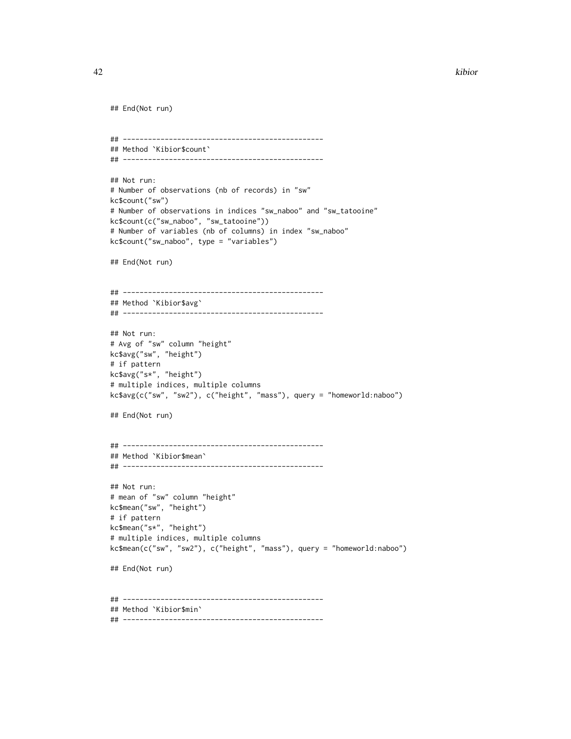```
## End(Not run)


## ------------------------------------------------
## Method `Kibior$count`
## ------------------------------------------------

## Not run:
# Number of observations (nb of records) in "sw"
kc$count("sw")
# Number of observations in indices "sw_naboo" and "sw_tatooine"
kc$count(c("sw_naboo", "sw_tatooine"))
# Number of variables (nb of columns) in index "sw_naboo"
kc$count("sw_naboo", type = "variables")

## End(Not run)


## ------------------------------------------------
## Method `Kibior$avg`
## ------------------------------------------------

## Not run:
# Avg of "sw" column "height"
kc$avg("sw", "height")
# if pattern
kc$avg("s*", "height")
# multiple indices, multiple columns
kc$avg(c("sw", "sw2"), c("height", "mass"), query = "homeworld:naboo")

## End(Not run)


## ------------------------------------------------
## Method `Kibior$mean`
## ------------------------------------------------

## Not run:
# mean of "sw" column "height"
kc$mean("sw", "height")
# if pattern
kc$mean("s*", "height")
# multiple indices, multiple columns
kc$mean(c("sw", "sw2"), c("height", "mass"), query = "homeworld:naboo")

## End(Not run)


## ------------------------------------------------
## Method `Kibior$min`
## ------------------------------------------------
```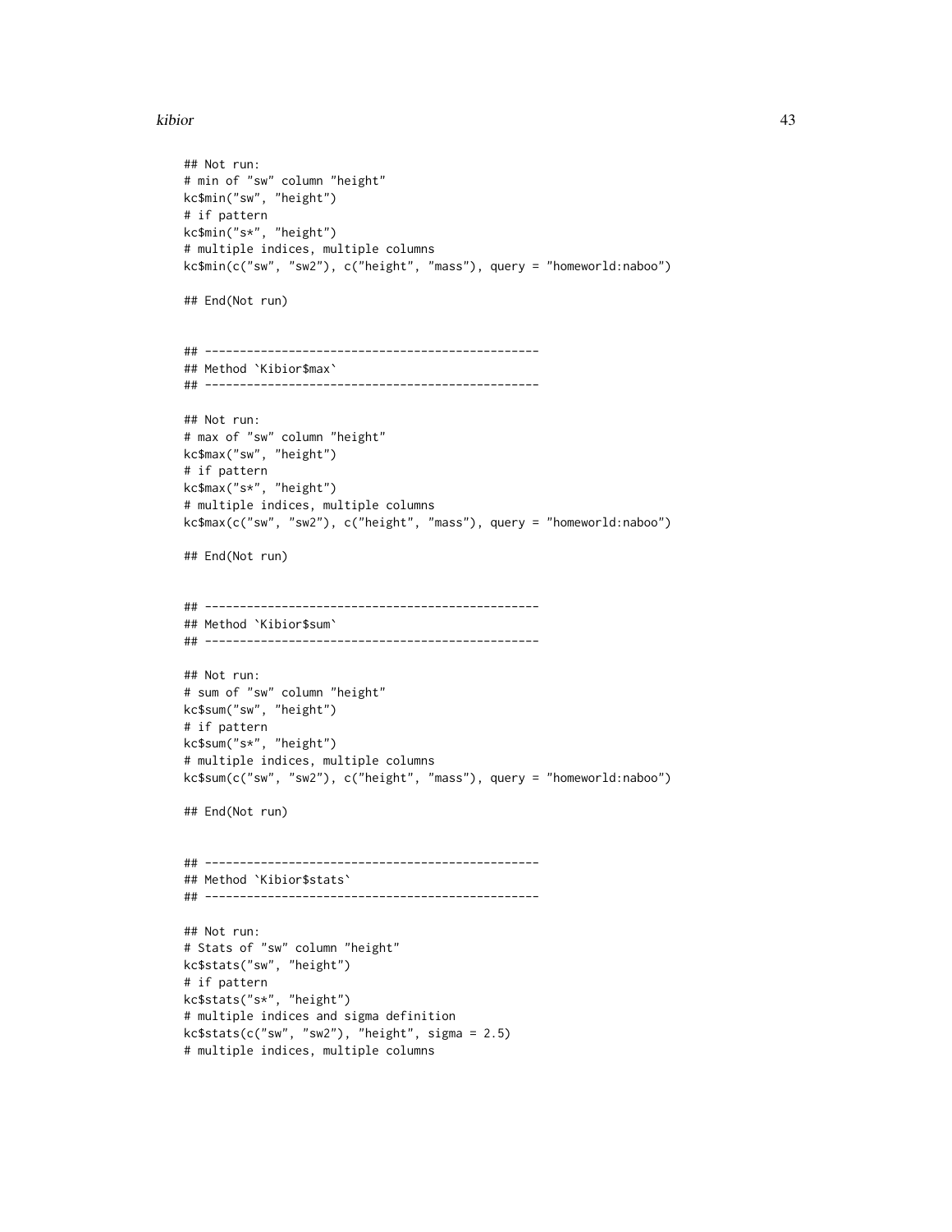```
## Not run:
# min of "sw" column "height"
kc$min("sw", "height")
# if pattern
kc$min("s*", "height")
# multiple indices, multiple columns
kc$min(c("sw", "sw2"), c("height", "mass"), query = "homeworld:naboo")

## End(Not run)


## ------------------------------------------------
## Method `Kibior$max`
## ------------------------------------------------

## Not run:
# max of "sw" column "height"
kc$max("sw", "height")
# if pattern
kc$max("s*", "height")
# multiple indices, multiple columns
kc$max(c("sw", "sw2"), c("height", "mass"), query = "homeworld:naboo")

## End(Not run)


## ------------------------------------------------
## Method `Kibior$sum`
## ------------------------------------------------

## Not run:
# sum of "sw" column "height"
kc$sum("sw", "height")
# if pattern
kc$sum("s*", "height")
# multiple indices, multiple columns
kc$sum(c("sw", "sw2"), c("height", "mass"), query = "homeworld:naboo")

## End(Not run)


## ------------------------------------------------
## Method `Kibior$stats`
## ------------------------------------------------

## Not run:
# Stats of "sw" column "height"
kc$stats("sw", "height")
# if pattern
kc$stats("s*", "height")
# multiple indices and sigma definition
kc$stats(c("sw", "sw2"), "height", sigma = 2.5)
# multiple indices, multiple columns
```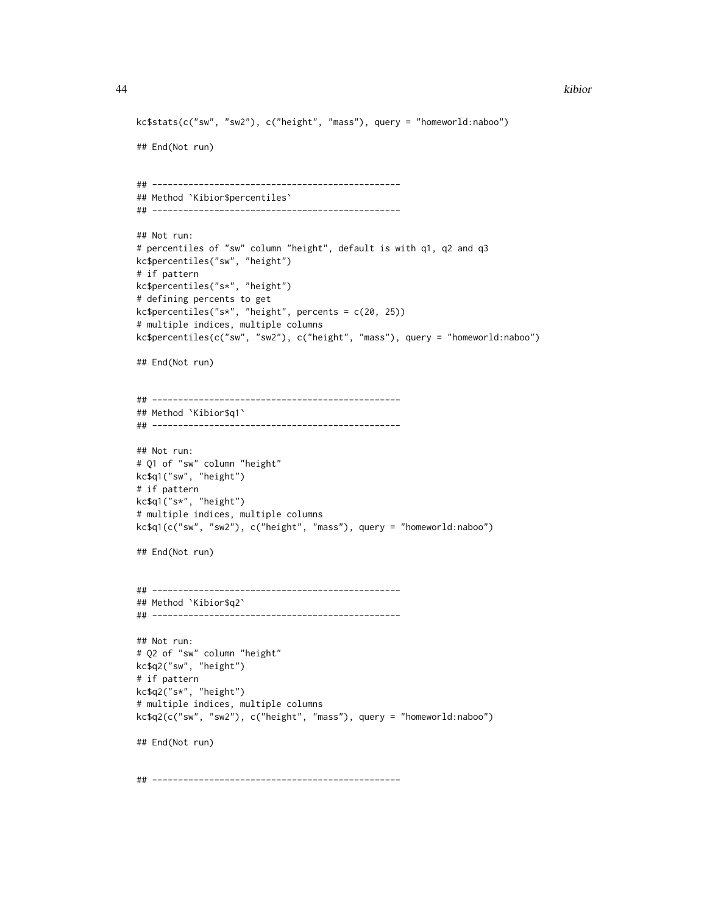```
kc$stats(c("sw", "sw2"), c("height", "mass"), query = "homeworld:naboo")

## End(Not run)


## ------------------------------------------------
## Method `Kibior$percentiles`
## ------------------------------------------------

## Not run:
# percentiles of "sw" column "height", default is with q1, q2 and q3
kc$percentiles("sw", "height")
# if pattern
kc$percentiles("s*", "height")
# defining percents to get
kc$percentiles("s*", "height", percents = c(20, 25))
# multiple indices, multiple columns
kc$percentiles(c("sw", "sw2"), c("height", "mass"), query = "homeworld:naboo")

## End(Not run)


## ------------------------------------------------
## Method `Kibior$q1`
## ------------------------------------------------

## Not run:
# Q1 of "sw" column "height"
kc$q1("sw", "height")
# if pattern
kc$q1("s*", "height")
# multiple indices, multiple columns
kc$q1(c("sw", "sw2"), c("height", "mass"), query = "homeworld:naboo")

## End(Not run)


## ------------------------------------------------
## Method `Kibior$q2`
## ------------------------------------------------

## Not run:
# Q2 of "sw" column "height"
kc$q2("sw", "height")
# if pattern
kc$q2("s*", "height")
# multiple indices, multiple columns
kc$q2(c("sw", "sw2"), c("height", "mass"), query = "homeworld:naboo")

## End(Not run)


## ------------------------------------------------
```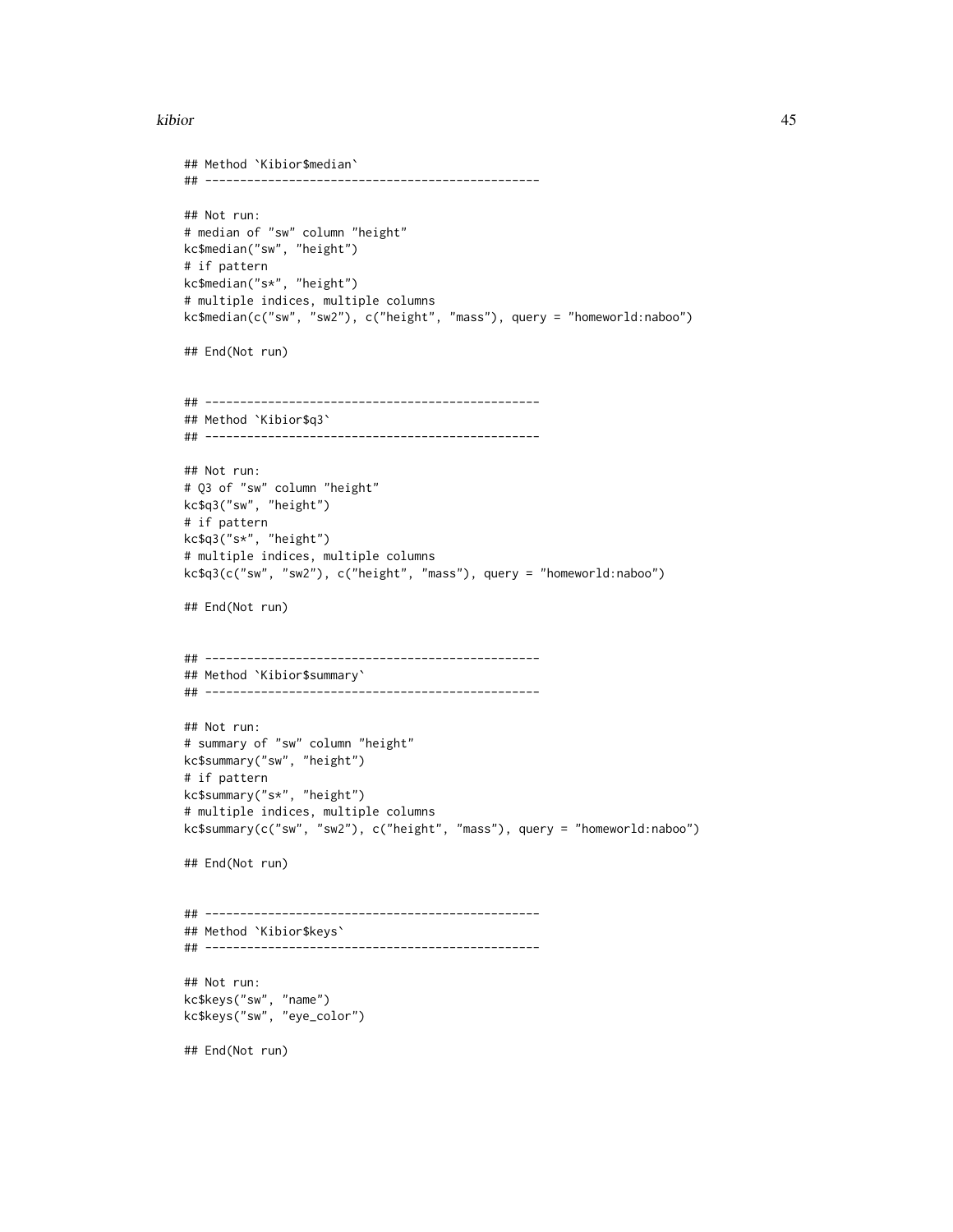```
## Method `Kibior$median`
## ------------------------------------------------

## Not run:
# median of "sw" column "height"
kc$median("sw", "height")
# if pattern
kc$median("s*", "height")
# multiple indices, multiple columns
kc$median(c("sw", "sw2"), c("height", "mass"), query = "homeworld:naboo")

## End(Not run)


## ------------------------------------------------
## Method `Kibior$q3`
## ------------------------------------------------

## Not run:
# Q3 of "sw" column "height"
kc$q3("sw", "height")
# if pattern
kc$q3("s*", "height")
# multiple indices, multiple columns
kc$q3(c("sw", "sw2"), c("height", "mass"), query = "homeworld:naboo")

## End(Not run)


## ------------------------------------------------
## Method `Kibior$summary`
## ------------------------------------------------

## Not run:
# summary of "sw" column "height"
kc$summary("sw", "height")
# if pattern
kc$summary("s*", "height")
# multiple indices, multiple columns
kc$summary(c("sw", "sw2"), c("height", "mass"), query = "homeworld:naboo")

## End(Not run)


## ------------------------------------------------
## Method `Kibior$keys`
## ------------------------------------------------

## Not run:
kc$keys("sw", "name")
kc$keys("sw", "eye_color")

## End(Not run)
```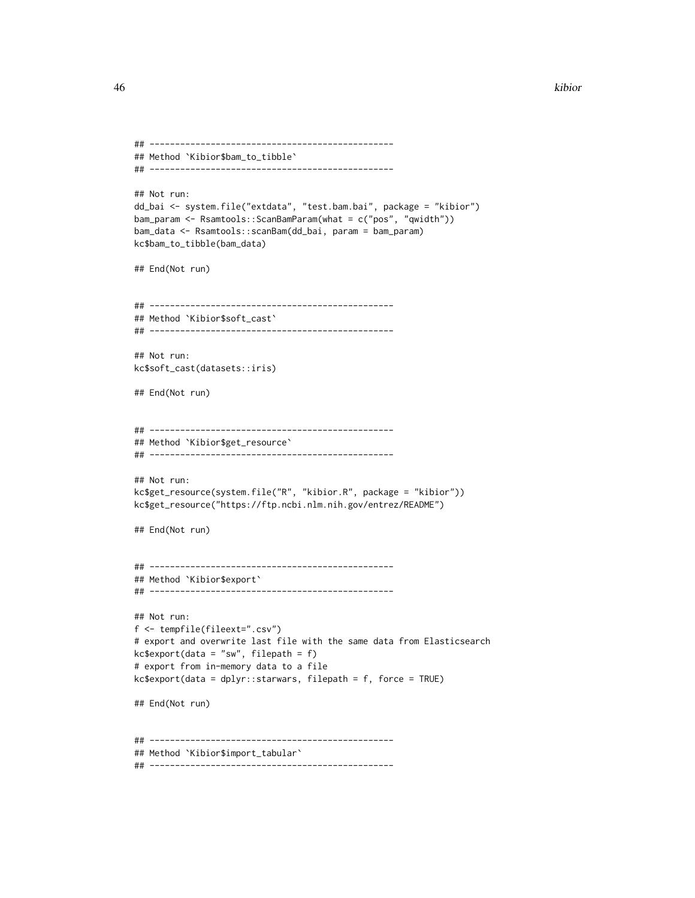```
## ------------------------------------------------
## Method `Kibior$bam_to_tibble`
## ------------------------------------------------

## Not run:
dd_bai <- system.file("extdata", "test.bam.bai", package = "kibior")
bam_param <- Rsamtools::ScanBamParam(what = c("pos", "qwidth"))
bam_data <- Rsamtools::scanBam(dd_bai, param = bam_param)
kc$bam_to_tibble(bam_data)

## End(Not run)


## ------------------------------------------------
## Method `Kibior$soft_cast`
## ------------------------------------------------

## Not run:
kc$soft_cast(datasets::iris)

## End(Not run)


## ------------------------------------------------
## Method `Kibior$get_resource`
## ------------------------------------------------

## Not run:
kc$get_resource(system.file("R", "kibior.R", package = "kibior"))
kc$get_resource("https://ftp.ncbi.nlm.nih.gov/entrez/README")

## End(Not run)


## ------------------------------------------------
## Method `Kibior$export`
## ------------------------------------------------

## Not run:
f <- tempfile(fileext=".csv")
# export and overwrite last file with the same data from Elasticsearch
kc$export(data = "sw", filepath = f)
# export from in-memory data to a file
kc$export(data = dplyr::starwars, filepath = f, force = TRUE)

## End(Not run)


## ------------------------------------------------
## Method `Kibior$import_tabular`
## ------------------------------------------------
```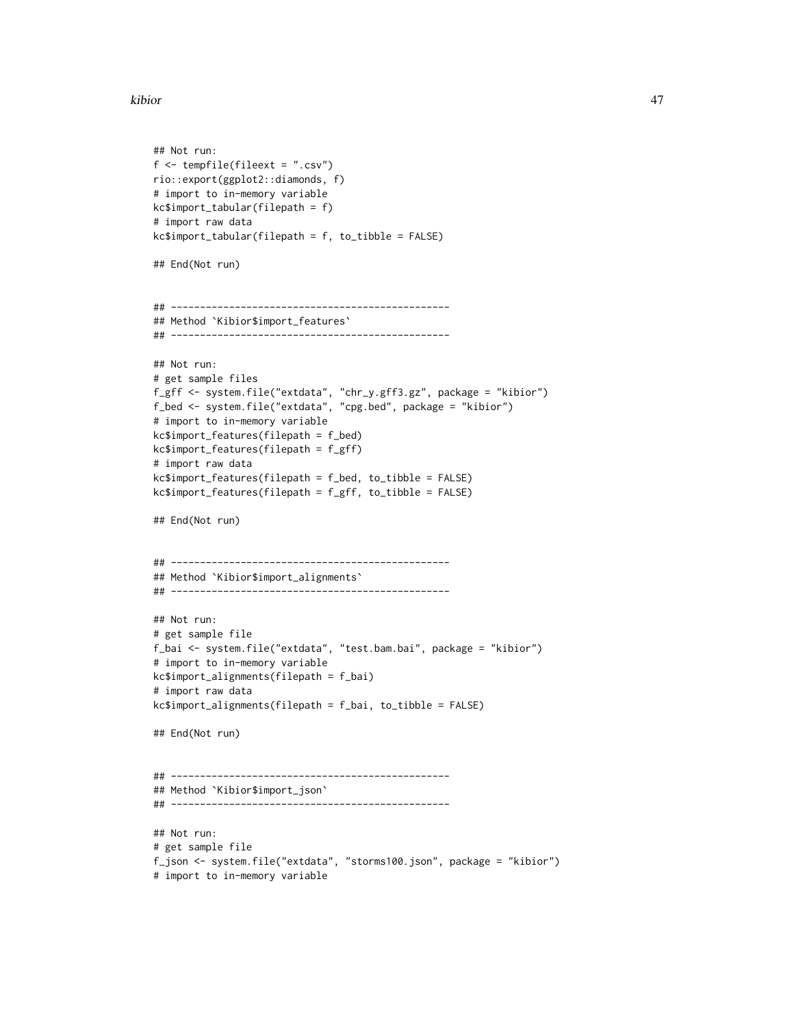```
## Not run:
f <- tempfile(fileext = ".csv")
rio::export(ggplot2::diamonds, f)
# import to in-memory variable
kc$import_tabular(filepath = f)
# import raw data
kc$import_tabular(filepath = f, to_tibble = FALSE)

## End(Not run)


## ------------------------------------------------
## Method `Kibior$import_features`
## ------------------------------------------------

## Not run:
# get sample files
f_gff <- system.file("extdata", "chr_y.gff3.gz", package = "kibior")
f_bed <- system.file("extdata", "cpg.bed", package = "kibior")
# import to in-memory variable
kc$import_features(filepath = f_bed)
kc$import_features(filepath = f_gff)
# import raw data
kc$import_features(filepath = f_bed, to_tibble = FALSE)
kc$import_features(filepath = f_gff, to_tibble = FALSE)

## End(Not run)


## ------------------------------------------------
## Method `Kibior$import_alignments`
## ------------------------------------------------

## Not run:
# get sample file
f_bai <- system.file("extdata", "test.bam.bai", package = "kibior")
# import to in-memory variable
kc$import_alignments(filepath = f_bai)
# import raw data
kc$import_alignments(filepath = f_bai, to_tibble = FALSE)

## End(Not run)


## ------------------------------------------------
## Method `Kibior$import_json`
## ------------------------------------------------

## Not run:
# get sample file
f_json <- system.file("extdata", "storms100.json", package = "kibior")
# import to in-memory variable
```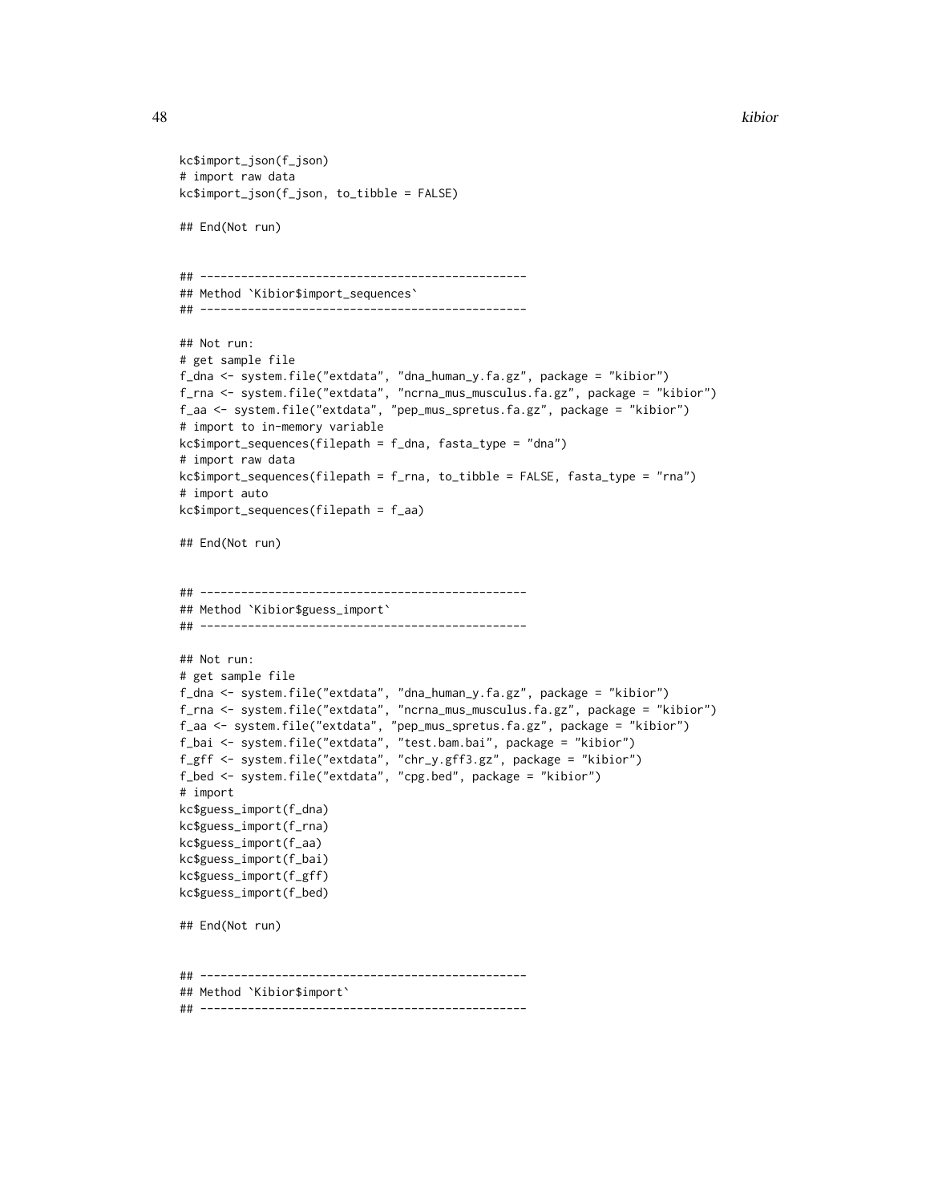```
kc$import_json(f_json)
# import raw data
kc$import_json(f_json, to_tibble = FALSE)

## End(Not run)


## ------------------------------------------------
## Method `Kibior$import_sequences`
## ------------------------------------------------

## Not run:
# get sample file
f_dna <- system.file("extdata", "dna_human_y.fa.gz", package = "kibior")
f_rna <- system.file("extdata", "ncrna_mus_musculus.fa.gz", package = "kibior")
f_aa <- system.file("extdata", "pep_mus_spretus.fa.gz", package = "kibior")
# import to in-memory variable
kc$import_sequences(filepath = f_dna, fasta_type = "dna")
# import raw data
kc$import_sequences(filepath = f_rna, to_tibble = FALSE, fasta_type = "rna")
# import auto
kc$import_sequences(filepath = f_aa)

## End(Not run)


## ------------------------------------------------
## Method `Kibior$guess_import`
## ------------------------------------------------

## Not run:
# get sample file
f_dna <- system.file("extdata", "dna_human_y.fa.gz", package = "kibior")
f_rna <- system.file("extdata", "ncrna_mus_musculus.fa.gz", package = "kibior")
f_aa <- system.file("extdata", "pep_mus_spretus.fa.gz", package = "kibior")
f_bai <- system.file("extdata", "test.bam.bai", package = "kibior")
f_gff <- system.file("extdata", "chr_y.gff3.gz", package = "kibior")
f_bed <- system.file("extdata", "cpg.bed", package = "kibior")
# import
kc$guess_import(f_dna)
kc$guess_import(f_rna)
kc$guess_import(f_aa)
kc$guess_import(f_bai)
kc$guess_import(f_gff)
kc$guess_import(f_bed)

## End(Not run)


## ------------------------------------------------
## Method `Kibior$import`
## ------------------------------------------------
```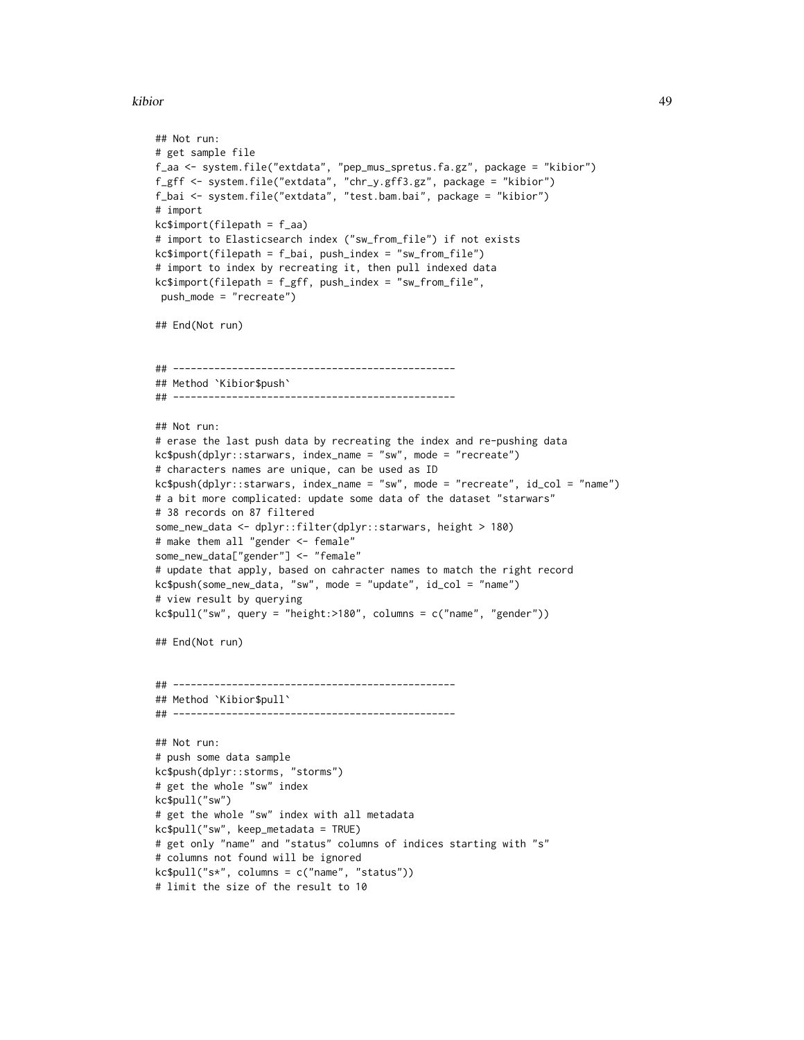```
## Not run:
# get sample file
f_aa <- system.file("extdata", "pep_mus_spretus.fa.gz", package = "kibior")
f_gff <- system.file("extdata", "chr_y.gff3.gz", package = "kibior")
f_bai <- system.file("extdata", "test.bam.bai", package = "kibior")
# import
kc$import(filepath = f_aa)
# import to Elasticsearch index ("sw_from_file") if not exists
kc$import(filepath = f_bai, push_index = "sw_from_file")
# import to index by recreating it, then pull indexed data
kc$import(filepath = f_gff, push_index = "sw_from_file",
 push_mode = "recreate")

## End(Not run)


## ------------------------------------------------
## Method `Kibior$push`
## ------------------------------------------------

## Not run:
# erase the last push data by recreating the index and re-pushing data
kc$push(dplyr::starwars, index_name = "sw", mode = "recreate")
# characters names are unique, can be used as ID
kc$push(dplyr::starwars, index_name = "sw", mode = "recreate", id_col = "name")
# a bit more complicated: update some data of the dataset "starwars"
# 38 records on 87 filtered
some_new_data <- dplyr::filter(dplyr::starwars, height > 180)
# make them all "gender <- female"
some_new_data["gender"] <- "female"
# update that apply, based on cahracter names to match the right record
kc$push(some_new_data, "sw", mode = "update", id_col = "name")
# view result by querying
kc$pull("sw", query = "height:>180", columns = c("name", "gender"))

## End(Not run)


## ------------------------------------------------
## Method `Kibior$pull`
## ------------------------------------------------

## Not run:
# push some data sample
kc$push(dplyr::storms, "storms")
# get the whole "sw" index
kc$pull("sw")
# get the whole "sw" index with all metadata
kc$pull("sw", keep_metadata = TRUE)
# get only "name" and "status" columns of indices starting with "s"
# columns not found will be ignored
kc$pull("s*", columns = c("name", "status"))
# limit the size of the result to 10
```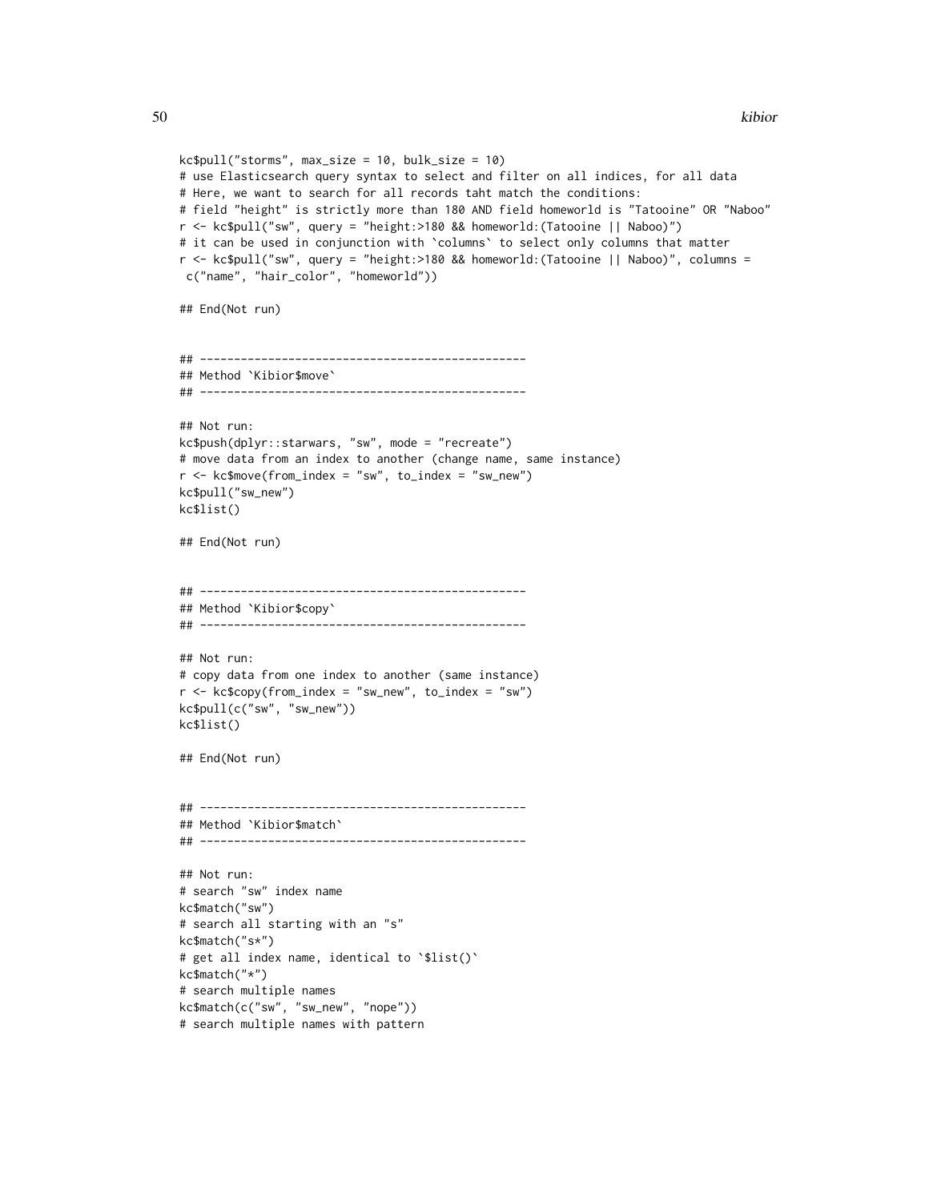```
kc$pull("storms", max_size = 10, bulk_size = 10)
# use Elasticsearch query syntax to select and filter on all indices, for all data
# Here, we want to search for all records taht match the conditions:
# field "height" is strictly more than 180 AND field homeworld is "Tatooine" OR "Naboo"
r <- kc$pull("sw", query = "height:>180 && homeworld:(Tatooine || Naboo)")
# it can be used in conjunction with `columns` to select only columns that matter
r <- kc$pull("sw", query = "height:>180 && homeworld:(Tatooine || Naboo)", columns =
 c("name", "hair_color", "homeworld"))

## End(Not run)


## ------------------------------------------------
## Method `Kibior$move`
## ------------------------------------------------

## Not run:
kc$push(dplyr::starwars, "sw", mode = "recreate")
# move data from an index to another (change name, same instance)
r <- kc$move(from_index = "sw", to_index = "sw_new")
kc$pull("sw_new")
kc$list()

## End(Not run)


## ------------------------------------------------
## Method `Kibior$copy`
## ------------------------------------------------

## Not run:
# copy data from one index to another (same instance)
r <- kc$copy(from_index = "sw_new", to_index = "sw")
kc$pull(c("sw", "sw_new"))
kc$list()

## End(Not run)


## ------------------------------------------------
## Method `Kibior$match`
## ------------------------------------------------

## Not run:
# search "sw" index name
kc$match("sw")
# search all starting with an "s"
kc$match("s*")
# get all index name, identical to `$list()`
kc$match("*")
# search multiple names
kc$match(c("sw", "sw_new", "nope"))
# search multiple names with pattern
```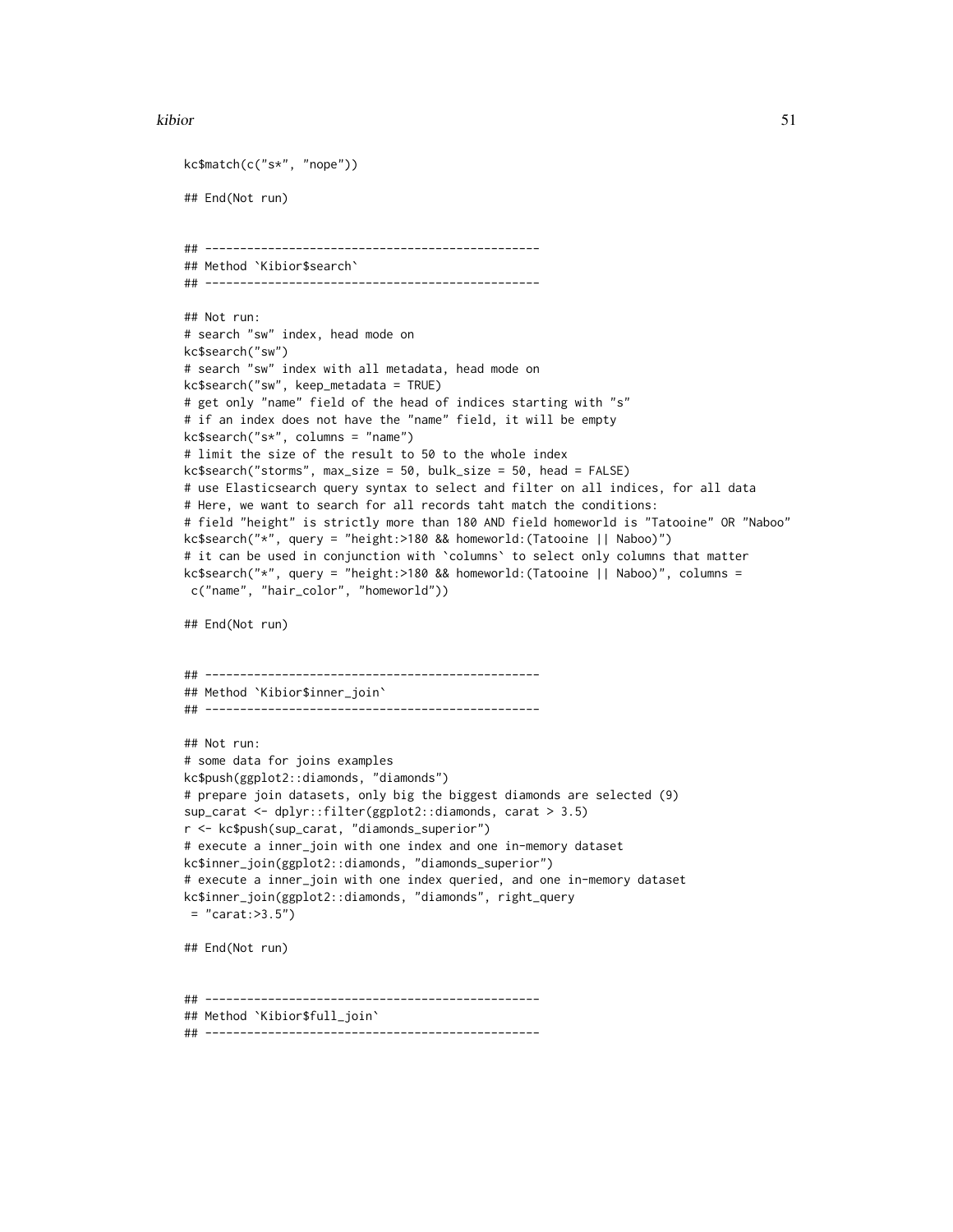```
kc$match(c("s*", "nope"))

## End(Not run)


## ------------------------------------------------
## Method `Kibior$search`
## ------------------------------------------------

## Not run:
# search "sw" index, head mode on
kc$search("sw")
# search "sw" index with all metadata, head mode on
kc$search("sw", keep_metadata = TRUE)
# get only "name" field of the head of indices starting with "s"
# if an index does not have the "name" field, it will be empty
kc$search("s*", columns = "name")
# limit the size of the result to 50 to the whole index
kc$search("storms", max_size = 50, bulk_size = 50, head = FALSE)
# use Elasticsearch query syntax to select and filter on all indices, for all data
# Here, we want to search for all records taht match the conditions:
# field "height" is strictly more than 180 AND field homeworld is "Tatooine" OR "Naboo"
kc$search("*", query = "height:>180 && homeworld:(Tatooine || Naboo)")
# it can be used in conjunction with `columns` to select only columns that matter
kc$search("*", query = "height:>180 && homeworld:(Tatooine || Naboo)", columns =
 c("name", "hair_color", "homeworld"))

## End(Not run)


## ------------------------------------------------
## Method `Kibior$inner_join`
## ------------------------------------------------

## Not run:
# some data for joins examples
kc$push(ggplot2::diamonds, "diamonds")
# prepare join datasets, only big the biggest diamonds are selected (9)
sup_carat <- dplyr::filter(ggplot2::diamonds, carat > 3.5)
r <- kc$push(sup_carat, "diamonds_superior")
# execute a inner_join with one index and one in-memory dataset
kc$inner_join(ggplot2::diamonds, "diamonds_superior")
# execute a inner_join with one index queried, and one in-memory dataset
kc$inner_join(ggplot2::diamonds, "diamonds", right_query
 = "carat:>3.5")

## End(Not run)


## ------------------------------------------------
## Method `Kibior$full_join`
## ------------------------------------------------
```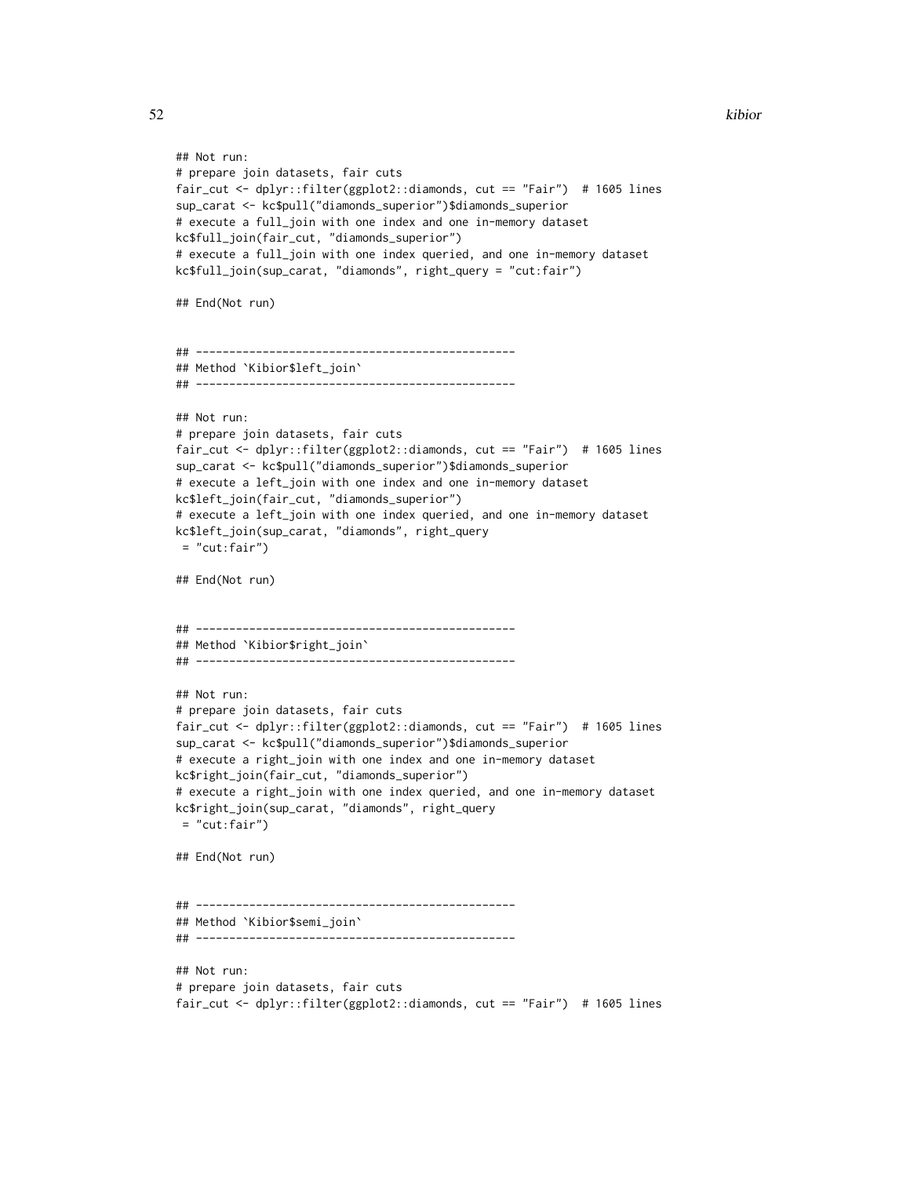```
## Not run:
# prepare join datasets, fair cuts
fair_cut <- dplyr::filter(ggplot2::diamonds, cut == "Fair")  # 1605 lines
sup_carat <- kc$pull("diamonds_superior")$diamonds_superior
# execute a full_join with one index and one in-memory dataset
kc$full_join(fair_cut, "diamonds_superior")
# execute a full_join with one index queried, and one in-memory dataset
kc$full_join(sup_carat, "diamonds", right_query = "cut:fair")

## End(Not run)


## ------------------------------------------------
## Method `Kibior$left_join`
## ------------------------------------------------

## Not run:
# prepare join datasets, fair cuts
fair_cut <- dplyr::filter(ggplot2::diamonds, cut == "Fair")  # 1605 lines
sup_carat <- kc$pull("diamonds_superior")$diamonds_superior
# execute a left_join with one index and one in-memory dataset
kc$left_join(fair_cut, "diamonds_superior")
# execute a left_join with one index queried, and one in-memory dataset
kc$left_join(sup_carat, "diamonds", right_query
 = "cut:fair")

## End(Not run)


## ------------------------------------------------
## Method `Kibior$right_join`
## ------------------------------------------------

## Not run:
# prepare join datasets, fair cuts
fair_cut <- dplyr::filter(ggplot2::diamonds, cut == "Fair")  # 1605 lines
sup_carat <- kc$pull("diamonds_superior")$diamonds_superior
# execute a right_join with one index and one in-memory dataset
kc$right_join(fair_cut, "diamonds_superior")
# execute a right_join with one index queried, and one in-memory dataset
kc$right_join(sup_carat, "diamonds", right_query
 = "cut:fair")

## End(Not run)


## ------------------------------------------------
## Method `Kibior$semi_join`
## ------------------------------------------------

## Not run:
# prepare join datasets, fair cuts
fair_cut <- dplyr::filter(ggplot2::diamonds, cut == "Fair")  # 1605 lines
```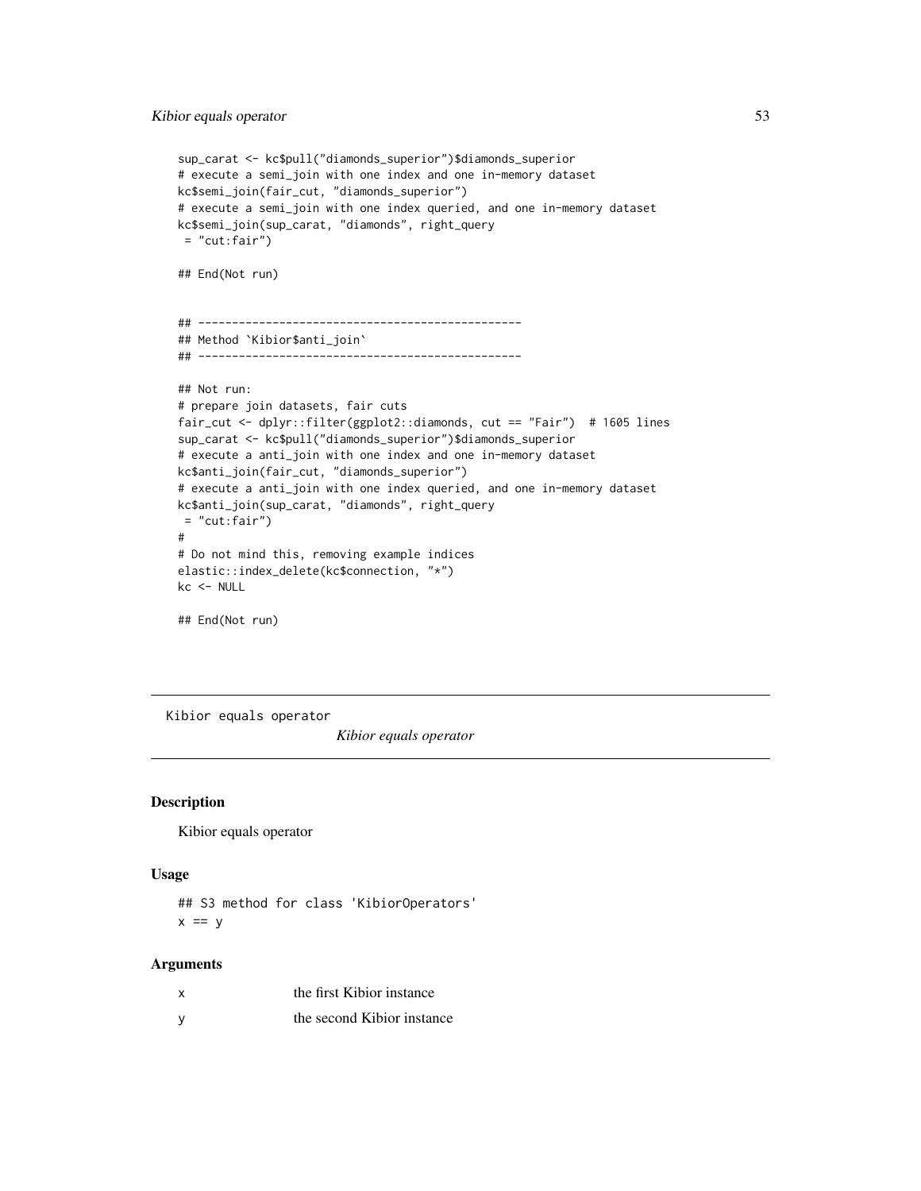```
sup_carat <- kc$pull("diamonds_superior")$diamonds_superior
# execute a semi_join with one index and one in-memory dataset
kc$semi_join(fair_cut, "diamonds_superior")
# execute a semi_join with one index queried, and one in-memory dataset
kc$semi_join(sup_carat, "diamonds", right_query
 = "cut:fair")

## End(Not run)


## ------------------------------------------------
## Method `Kibior$anti_join`
## ------------------------------------------------

## Not run:
# prepare join datasets, fair cuts
fair_cut <- dplyr::filter(ggplot2::diamonds, cut == "Fair")  # 1605 lines
sup_carat <- kc$pull("diamonds_superior")$diamonds_superior
# execute a anti_join with one index and one in-memory dataset
kc$anti_join(fair_cut, "diamonds_superior")
# execute a anti_join with one index queried, and one in-memory dataset
kc$anti_join(sup_carat, "diamonds", right_query
 = "cut:fair")
#
# Do not mind this, removing example indices
elastic::index_delete(kc$connection, "*")
kc <- NULL

## End(Not run)
```

---

`Kibior equals operator` *Kibior equals operator*

---

### Description

Kibior equals operator

### Usage

```
## S3 method for class 'KibiorOperators'
x == y
```

### Arguments

| | |
|---|---|
| x | the first Kibior instance |
| y | the second Kibior instance |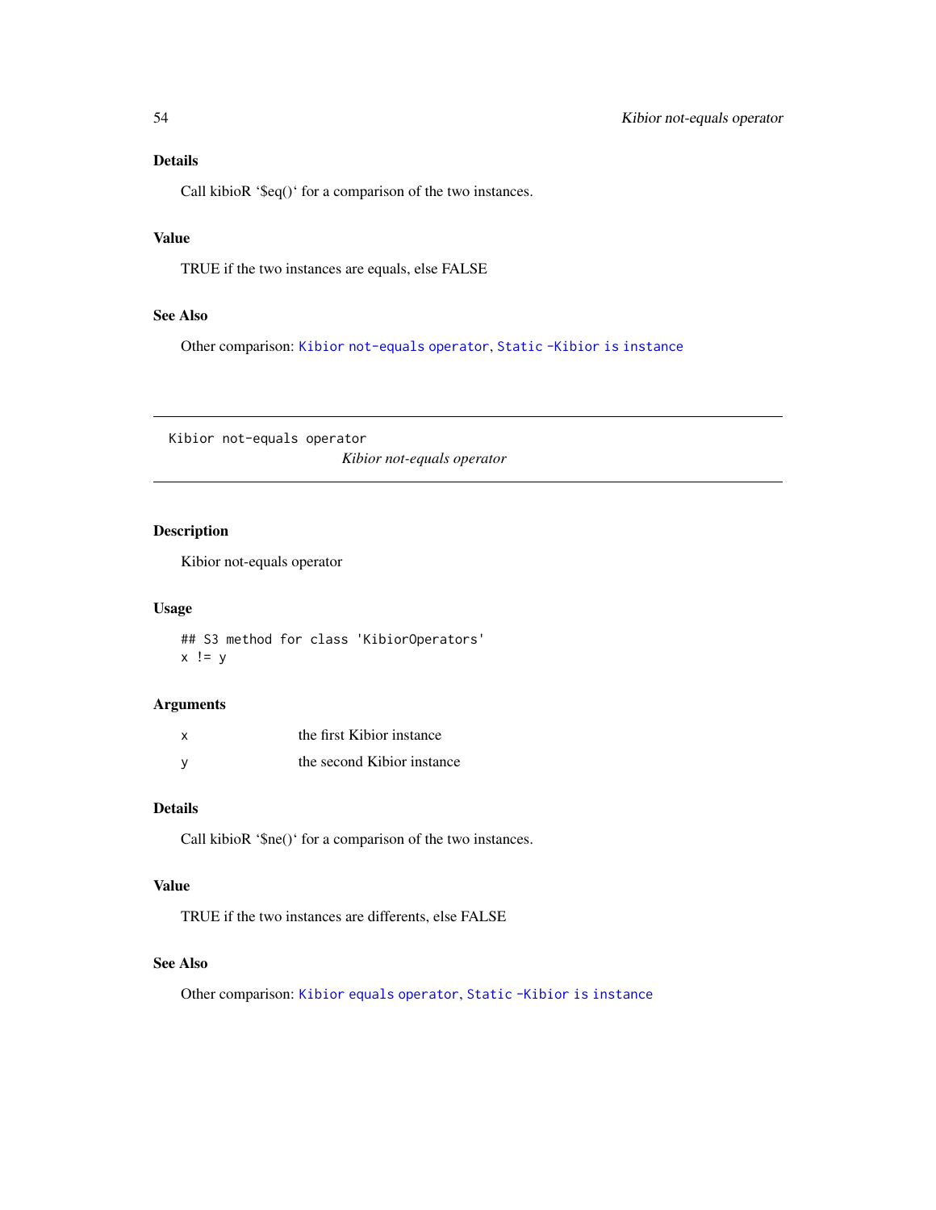### Details

Call kibioR '$eq()' for a comparison of the two instances.

### Value

TRUE if the two instances are equals, else FALSE

### See Also

Other comparison: `Kibior not-equals operator`, `Static -Kibior is instance`

---

`Kibior not-equals operator`    *Kibior not-equals operator*

---

### Description

Kibior not-equals operator

### Usage

```
## S3 method for class 'KibiorOperators'
x != y
```

### Arguments

| | |
|---|---|
| x | the first Kibior instance |
| y | the second Kibior instance |

### Details

Call kibioR '$ne()' for a comparison of the two instances.

### Value

TRUE if the two instances are differents, else FALSE

### See Also

Other comparison: `Kibior equals operator`, `Static -Kibior is instance`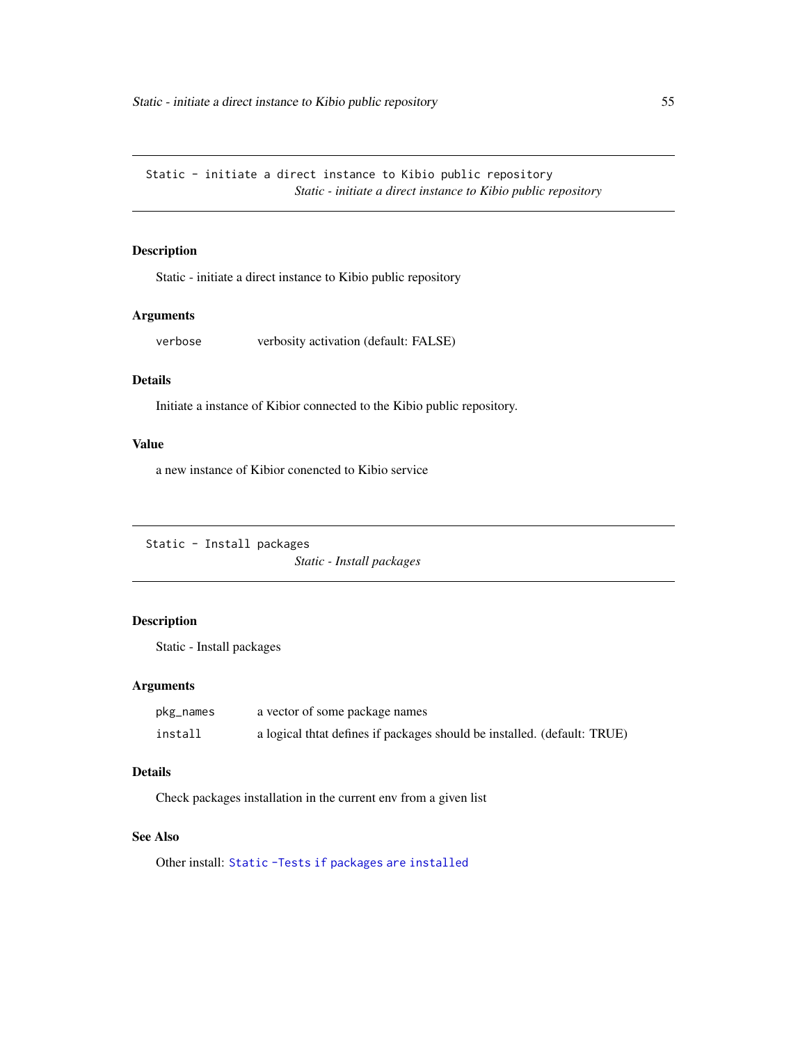## Static - initiate a direct instance to Kibio public repository

*Static - initiate a direct instance to Kibio public repository*

### Description

Static - initiate a direct instance to Kibio public repository

### Arguments

| | |
|---|---|
| `verbose` | verbosity activation (default: FALSE) |

### Details

Initiate a instance of Kibior connected to the Kibio public repository.

### Value

a new instance of Kibior conencted to Kibio service

## Static - Install packages

*Static - Install packages*

### Description

Static - Install packages

### Arguments

| | |
|---|---|
| `pkg_names` | a vector of some package names |
| `install` | a logical thtat defines if packages should be installed. (default: TRUE) |

### Details

Check packages installation in the current env from a given list

### See Also

Other install: `Static -Tests if packages are installed`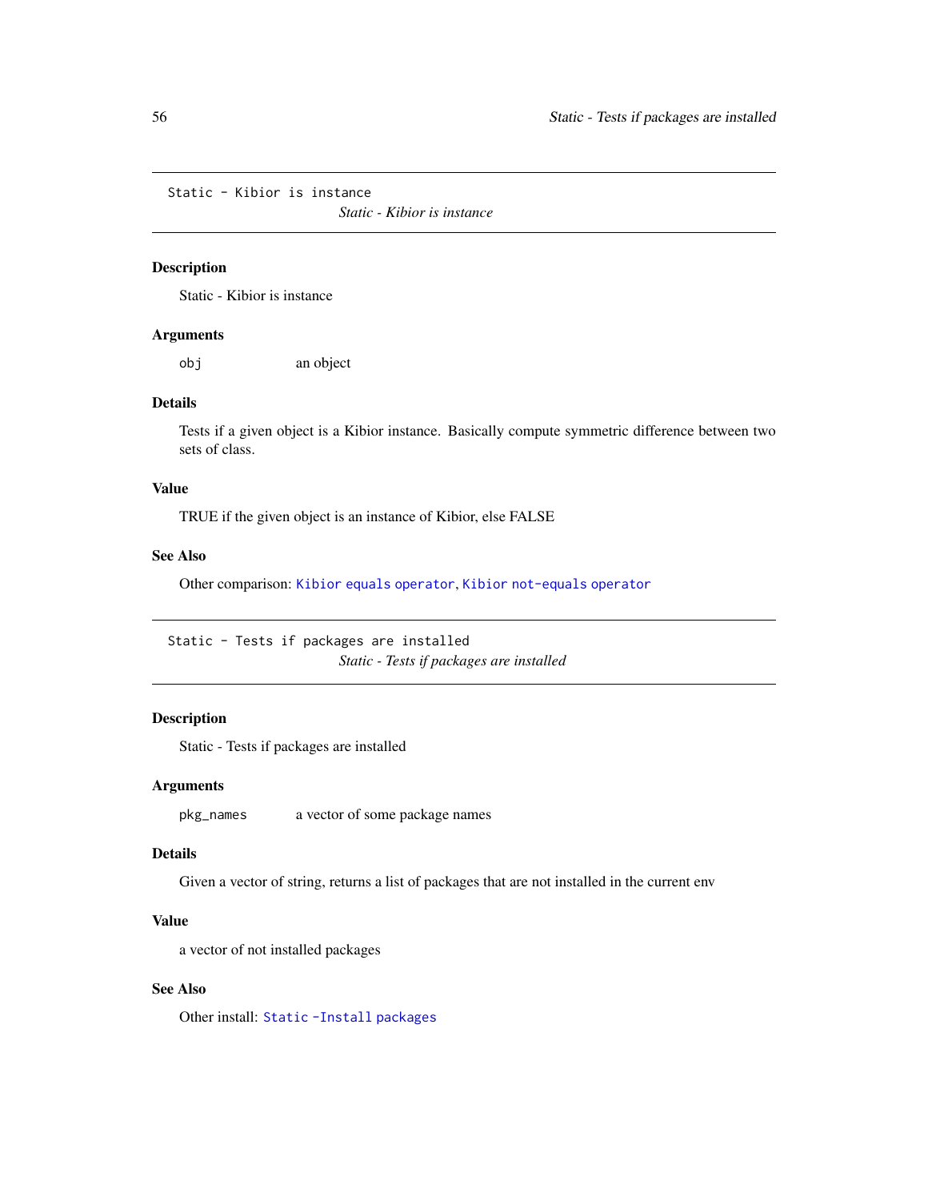## Static - Kibior is instance

*Static - Kibior is instance*

### Description

Static - Kibior is instance

### Arguments

| | |
|---|---|
| `obj` | an object |

### Details

Tests if a given object is a Kibior instance. Basically compute symmetric difference between two sets of class.

### Value

TRUE if the given object is an instance of Kibior, else FALSE

### See Also

Other comparison: `Kibior equals operator`, `Kibior not-equals operator`

## Static - Tests if packages are installed

*Static - Tests if packages are installed*

### Description

Static - Tests if packages are installed

### Arguments

| | |
|---|---|
| `pkg_names` | a vector of some package names |

### Details

Given a vector of string, returns a list of packages that are not installed in the current env

### Value

a vector of not installed packages

### See Also

Other install: `Static -Install packages`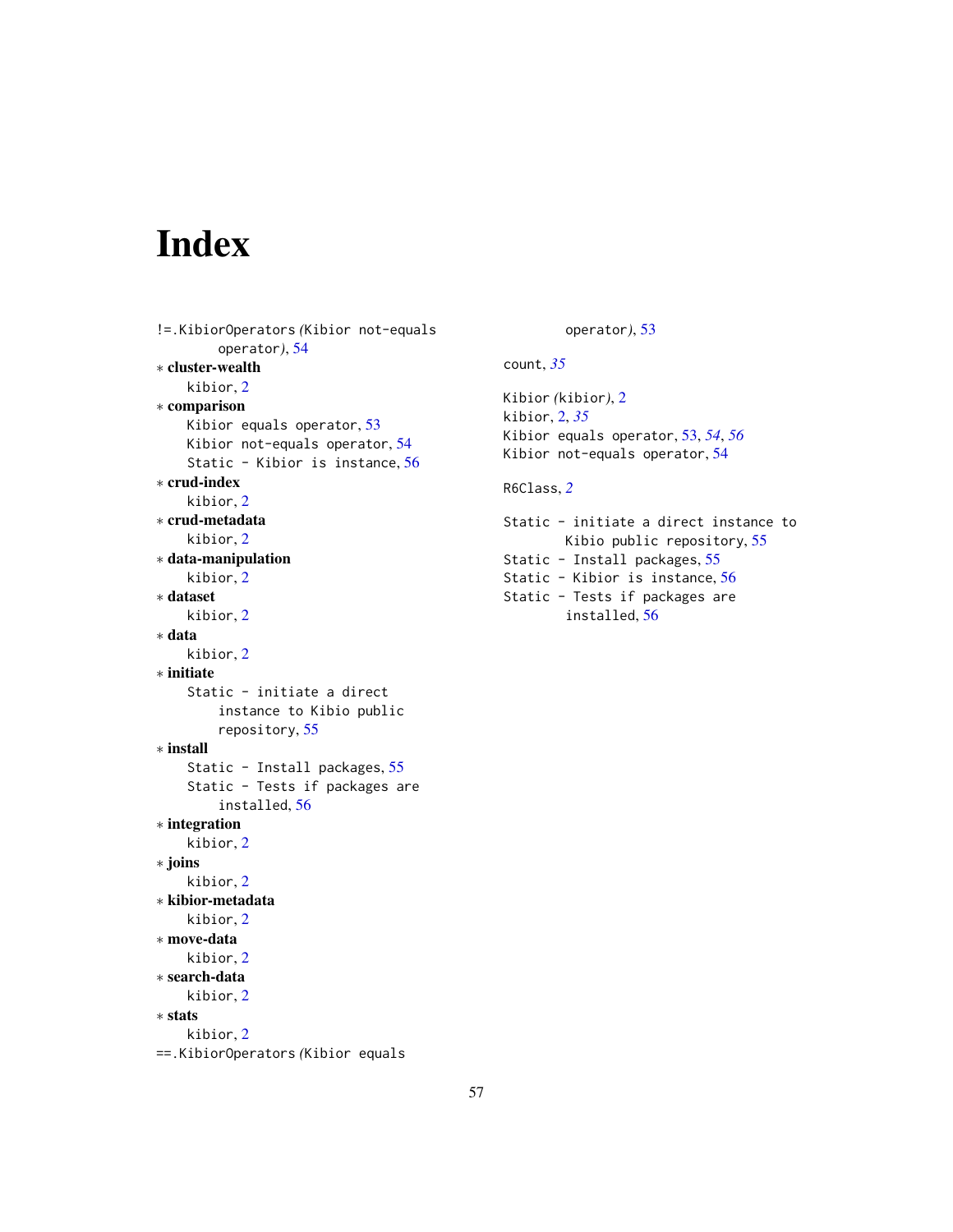# Index

!=.KibiorOperators *(*Kibior not-equals operator*)*, 54
∗ cluster-wealth
    kibior, 2
∗ comparison
    Kibior equals operator, 53
    Kibior not-equals operator, 54
    Static - Kibior is instance, 56
∗ crud-index
    kibior, 2
∗ crud-metadata
    kibior, 2
∗ data-manipulation
    kibior, 2
∗ dataset
    kibior, 2
∗ data
    kibior, 2
∗ initiate
    Static - initiate a direct instance to Kibio public repository, 55
∗ install
    Static - Install packages, 55
    Static - Tests if packages are installed, 56
∗ integration
    kibior, 2
∗ joins
    kibior, 2
∗ kibior-metadata
    kibior, 2
∗ move-data
    kibior, 2
∗ search-data
    kibior, 2
∗ stats
    kibior, 2
==.KibiorOperators *(*Kibior equals operator*)*, 53

count, *35*

Kibior *(*kibior*)*, 2
kibior, 2, *35*
Kibior equals operator, 53, *54*, *56*
Kibior not-equals operator, 54

R6Class, *2*

Static - initiate a direct instance to Kibio public repository, 55
Static - Install packages, 55
Static - Kibior is instance, 56
Static - Tests if packages are installed, 56